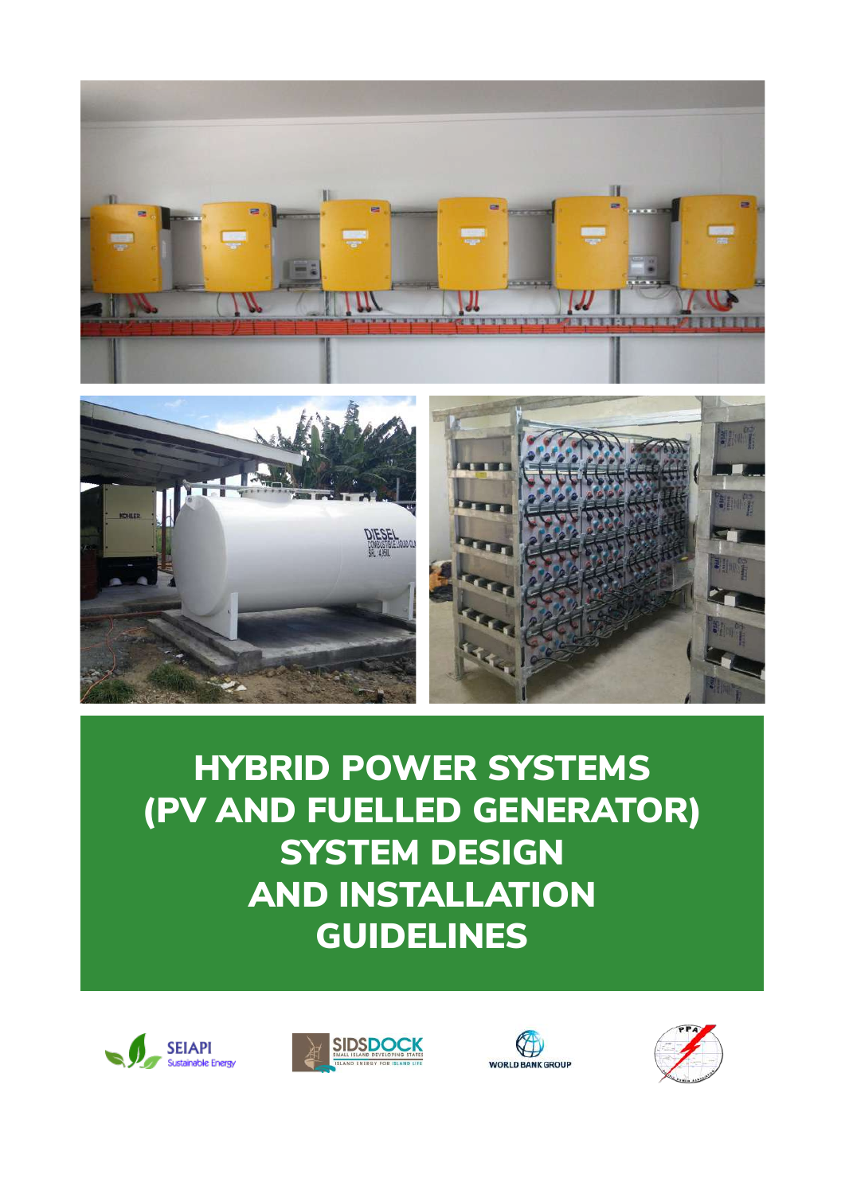# HYBRID POWER SYSTEMS (PV AND FUELLED GENERATOR) SYSTEM DESIGN AND INSTALLATION GUIDELINES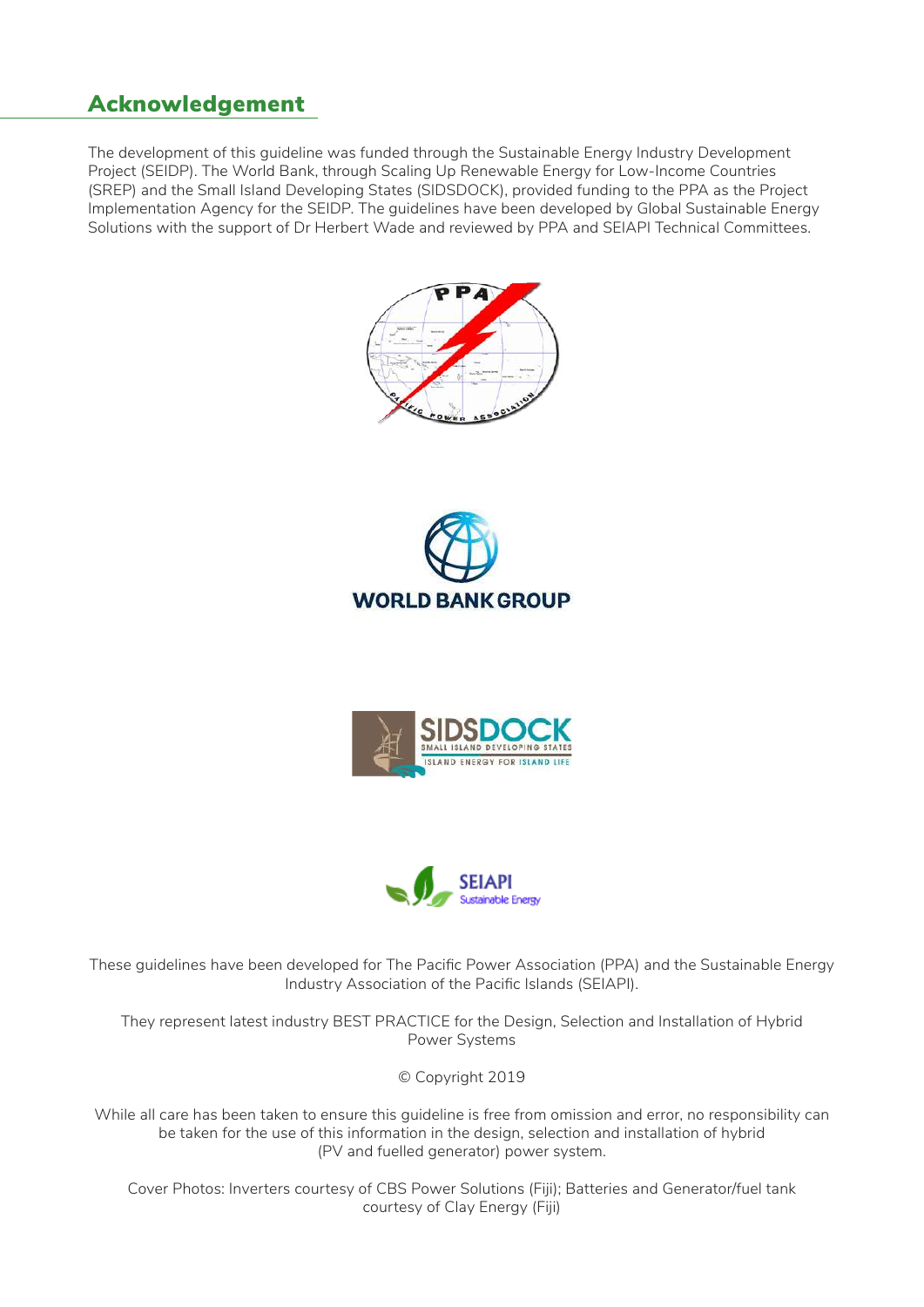## Acknowledgement

The development of this guideline was funded through the Sustainable Energy Industry Development Project (SEIDP). The World Bank, through Scaling Up Renewable Energy for Low-Income Countries (SREP) and the Small Island Developing States (SIDSDOCK), provided funding to the PPA as the Project Implementation Agency for the SEIDP. The guidelines have been developed by Global Sustainable Energy Solutions with the support of Dr Herbert Wade and reviewed by PPA and SEIAPI Technical Committees.

These guidelines have been developed for The Pacific Power Association (PPA) and the Sustainable Energy Industry Association of the Pacific Islands (SEIAPI).

They represent latest industry BEST PRACTICE for the Design, Selection and Installation of Hybrid Power Systems

© Copyright 2019

While all care has been taken to ensure this guideline is free from omission and error, no responsibility can be taken for the use of this information in the design, selection and installation of hybrid (PV and fuelled generator) power system.

Cover Photos: Inverters courtesy of CBS Power Solutions (Fiji); Batteries and Generator/fuel tank courtesy of Clay Energy (Fiji)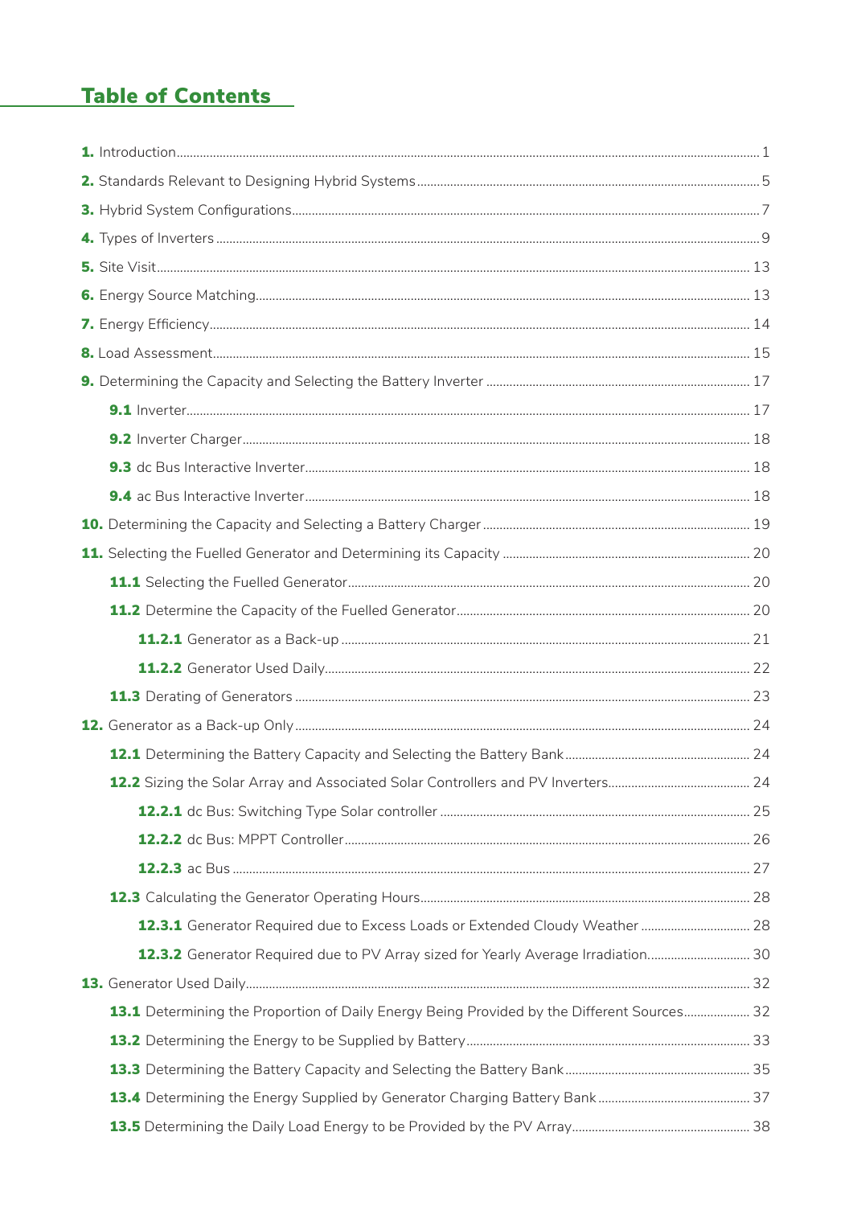# Table of Contents

**1.** Introduction ..... 1

**2.** Standards Relevant to Designing Hybrid Systems ..... 5

**3.** Hybrid System Configurations ..... 7

**4.** Types of Inverters ..... 9

**5.** Site Visit ..... 13

**6.** Energy Source Matching ..... 13

**7.** Energy Efficiency ..... 14

**8.** Load Assessment ..... 15

**9.** Determining the Capacity and Selecting the Battery Inverter ..... 17

- **9.1** Inverter ..... 17
- **9.2** Inverter Charger ..... 18
- **9.3** dc Bus Interactive Inverter ..... 18
- **9.4** ac Bus Interactive Inverter ..... 18

**10.** Determining the Capacity and Selecting a Battery Charger ..... 19

**11.** Selecting the Fuelled Generator and Determining its Capacity ..... 20

- **11.1** Selecting the Fuelled Generator ..... 20
- **11.2** Determine the Capacity of the Fuelled Generator ..... 20
  - **11.2.1** Generator as a Back-up ..... 21
  - **11.2.2** Generator Used Daily ..... 22
- **11.3** Derating of Generators ..... 23

**12.** Generator as a Back-up Only ..... 24

- **12.1** Determining the Battery Capacity and Selecting the Battery Bank ..... 24
- **12.2** Sizing the Solar Array and Associated Solar Controllers and PV Inverters ..... 24
  - **12.2.1** dc Bus: Switching Type Solar controller ..... 25
  - **12.2.2** dc Bus: MPPT Controller ..... 26
  - **12.2.3** ac Bus ..... 27
- **12.3** Calculating the Generator Operating Hours ..... 28
  - **12.3.1** Generator Required due to Excess Loads or Extended Cloudy Weather ..... 28
  - **12.3.2** Generator Required due to PV Array sized for Yearly Average Irradiation ..... 30

**13.** Generator Used Daily ..... 32

- **13.1** Determining the Proportion of Daily Energy Being Provided by the Different Sources ..... 32
- **13.2** Determining the Energy to be Supplied by Battery ..... 33
- **13.3** Determining the Battery Capacity and Selecting the Battery Bank ..... 35
- **13.4** Determining the Energy Supplied by Generator Charging Battery Bank ..... 37
- **13.5** Determining the Daily Load Energy to be Provided by the PV Array ..... 38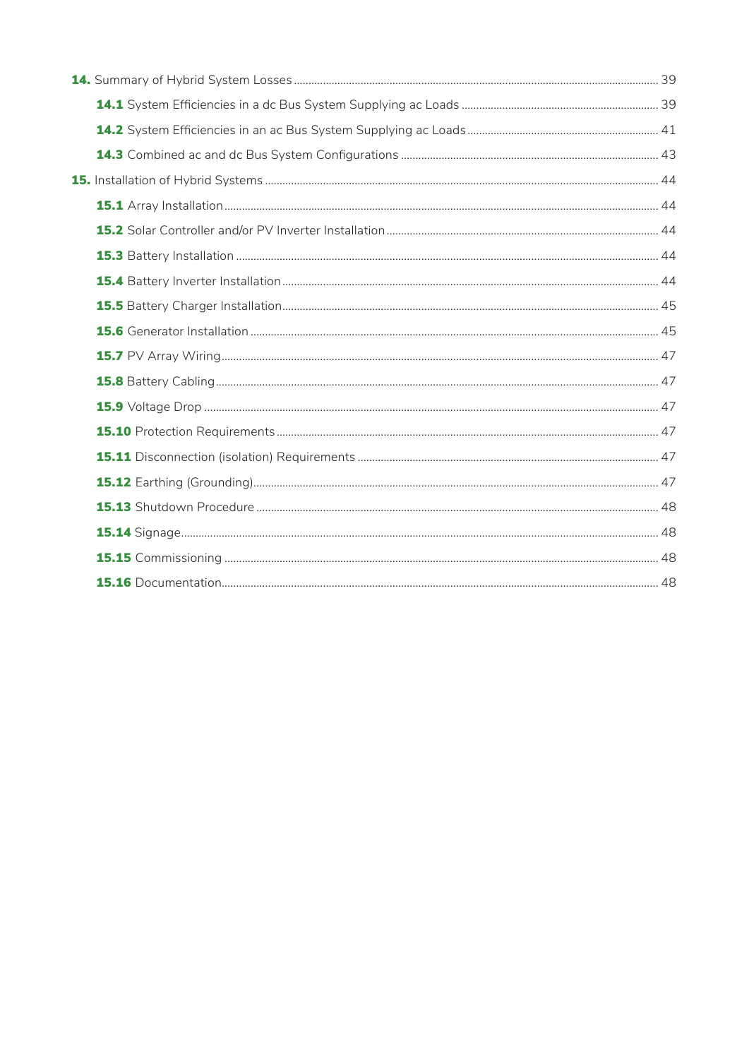**14.** Summary of Hybrid System Losses ........ 39

- **14.1** System Efficiencies in a dc Bus System Supplying ac Loads ........ 39
- **14.2** System Efficiencies in an ac Bus System Supplying ac Loads ........ 41
- **14.3** Combined ac and dc Bus System Configurations ........ 43

**15.** Installation of Hybrid Systems ........ 44

- **15.1** Array Installation ........ 44
- **15.2** Solar Controller and/or PV Inverter Installation ........ 44
- **15.3** Battery Installation ........ 44
- **15.4** Battery Inverter Installation ........ 44
- **15.5** Battery Charger Installation ........ 45
- **15.6** Generator Installation ........ 45
- **15.7** PV Array Wiring ........ 47
- **15.8** Battery Cabling ........ 47
- **15.9** Voltage Drop ........ 47
- **15.10** Protection Requirements ........ 47
- **15.11** Disconnection (isolation) Requirements ........ 47
- **15.12** Earthing (Grounding) ........ 47
- **15.13** Shutdown Procedure ........ 48
- **15.14** Signage ........ 48
- **15.15** Commissioning ........ 48
- **15.16** Documentation ........ 48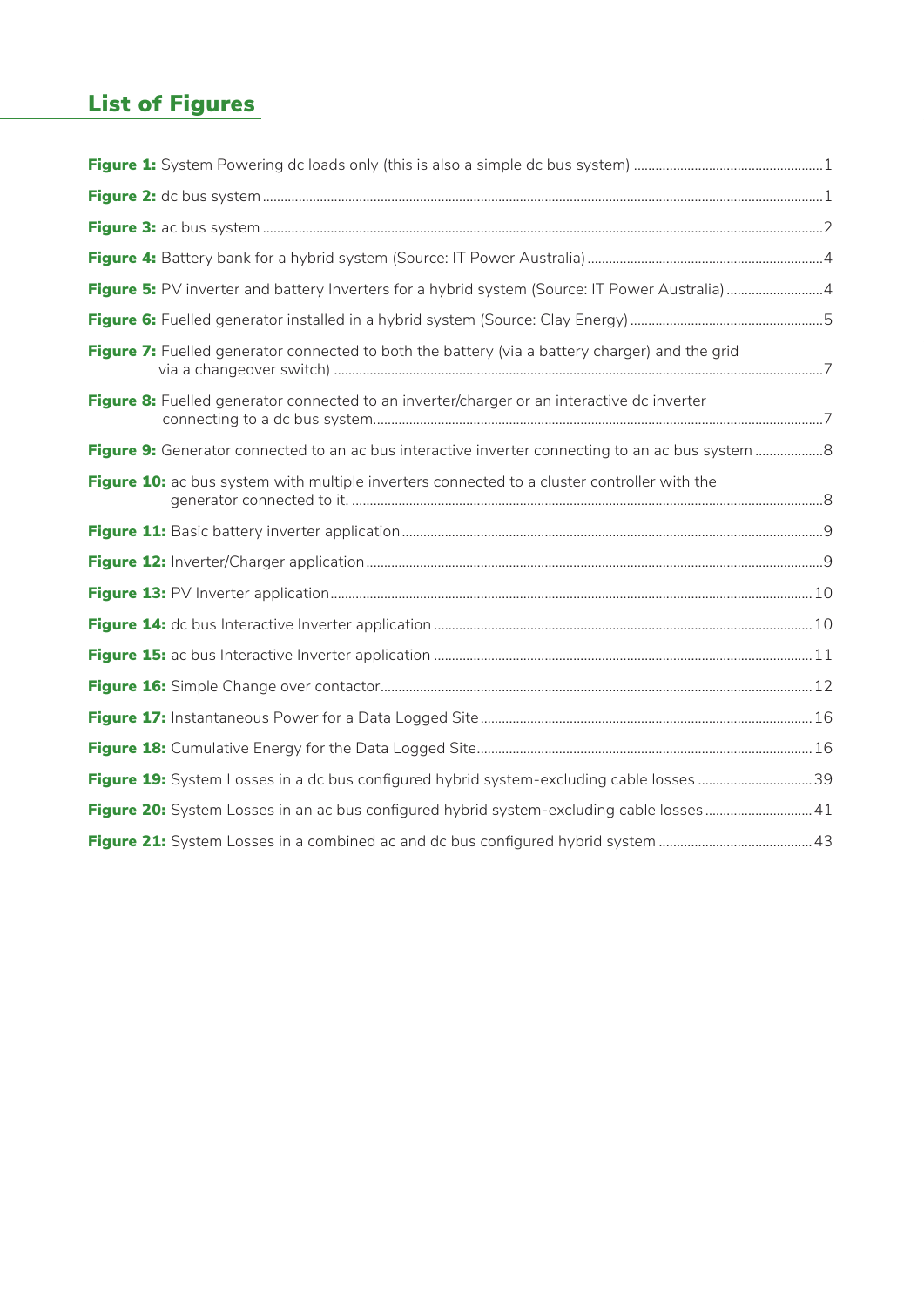## List of Figures

**Figure 1:** System Powering dc loads only (this is also a simple dc bus system) ....................................................1

**Figure 2:** dc bus system ....................................................................................................................................1

**Figure 3:** ac bus system .....................................................................................................................................2

**Figure 4:** Battery bank for a hybrid system (Source: IT Power Australia) ..................................................................4

**Figure 5:** PV inverter and battery Inverters for a hybrid system (Source: IT Power Australia) ...........................4

**Figure 6:** Fuelled generator installed in a hybrid system (Source: Clay Energy) ......................................................5

**Figure 7:** Fuelled generator connected to both the battery (via a battery charger) and the grid via a changeover switch) .........................................................................................................................................7

**Figure 8:** Fuelled generator connected to an inverter/charger or an interactive dc inverter connecting to a dc bus system.............................................................................................................................7

**Figure 9:** Generator connected to an ac bus interactive inverter connecting to an ac bus system ...................8

**Figure 10:** ac bus system with multiple inverters connected to a cluster controller with the generator connected to it. ...................................................................................................................................8

**Figure 11:** Basic battery inverter application .....................................................................................................9

**Figure 12:** Inverter/Charger application ...............................................................................................................9

**Figure 13:** PV Inverter application......................................................................................................................10

**Figure 14:** dc bus Interactive Inverter application .........................................................................................10

**Figure 15:** ac bus Interactive Inverter application .........................................................................................11

**Figure 16:** Simple Change over contactor.......................................................................................................12

**Figure 17:** Instantaneous Power for a Data Logged Site.............................................................................16

**Figure 18:** Cumulative Energy for the Data Logged Site.............................................................................16

**Figure 19:** System Losses in a dc bus configured hybrid system-excluding cable losses ................................39

**Figure 20:** System Losses in an ac bus configured hybrid system-excluding cable losses ..............................41

**Figure 21:** System Losses in a combined ac and dc bus configured hybrid system ...........................................43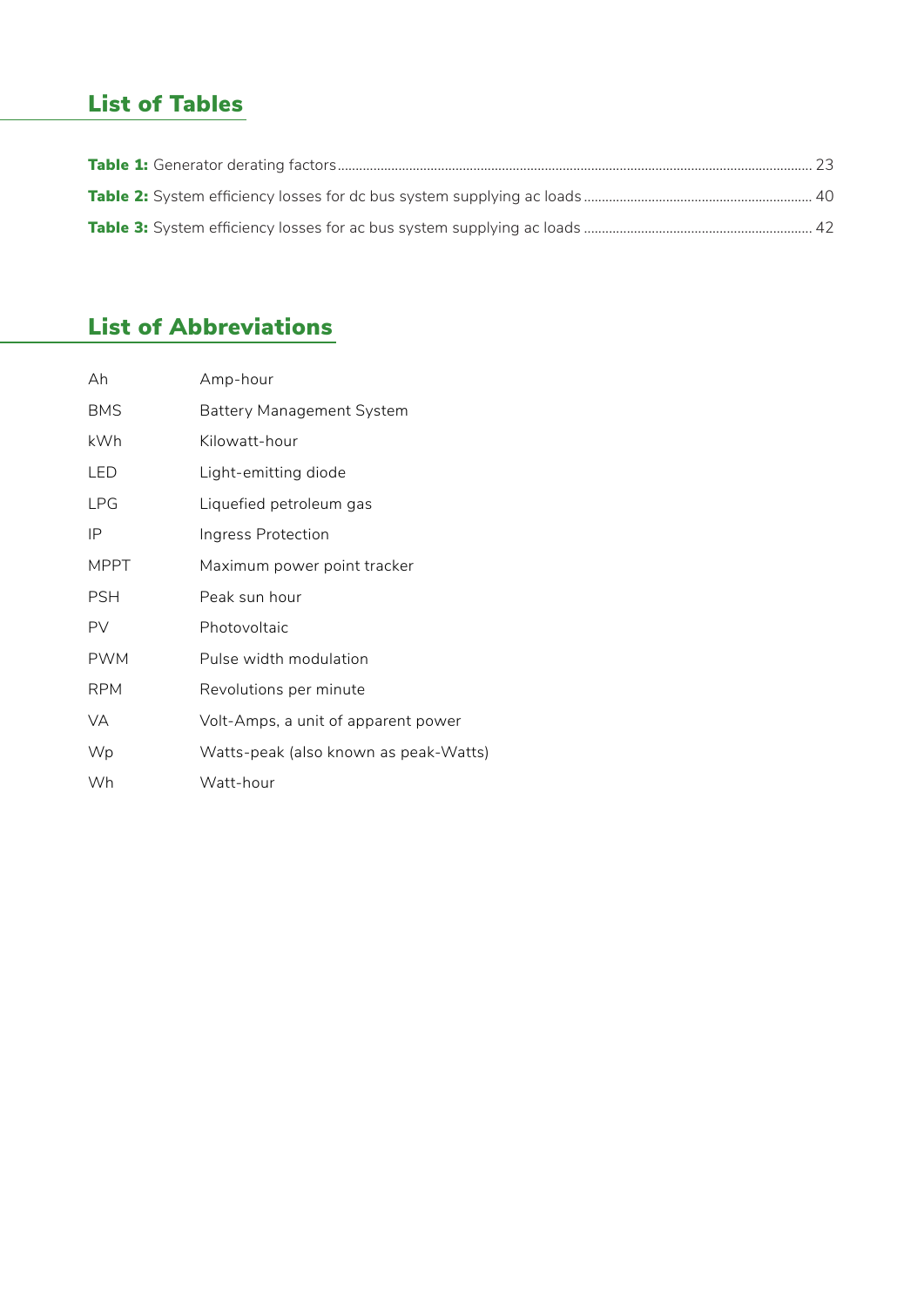## List of Tables

**Table 1:** Generator derating factors ........ 23

**Table 2:** System efficiency losses for dc bus system supplying ac loads ........ 40

**Table 3:** System efficiency losses for ac bus system supplying ac loads ........ 42

## List of Abbreviations

| | |
|---|---|
| Ah | Amp-hour |
| BMS | Battery Management System |
| kWh | Kilowatt-hour |
| LED | Light-emitting diode |
| LPG | Liquefied petroleum gas |
| IP | Ingress Protection |
| MPPT | Maximum power point tracker |
| PSH | Peak sun hour |
| PV | Photovoltaic |
| PWM | Pulse width modulation |
| RPM | Revolutions per minute |
| VA | Volt-Amps, a unit of apparent power |
| Wp | Watts-peak (also known as peak-Watts) |
| Wh | Watt-hour |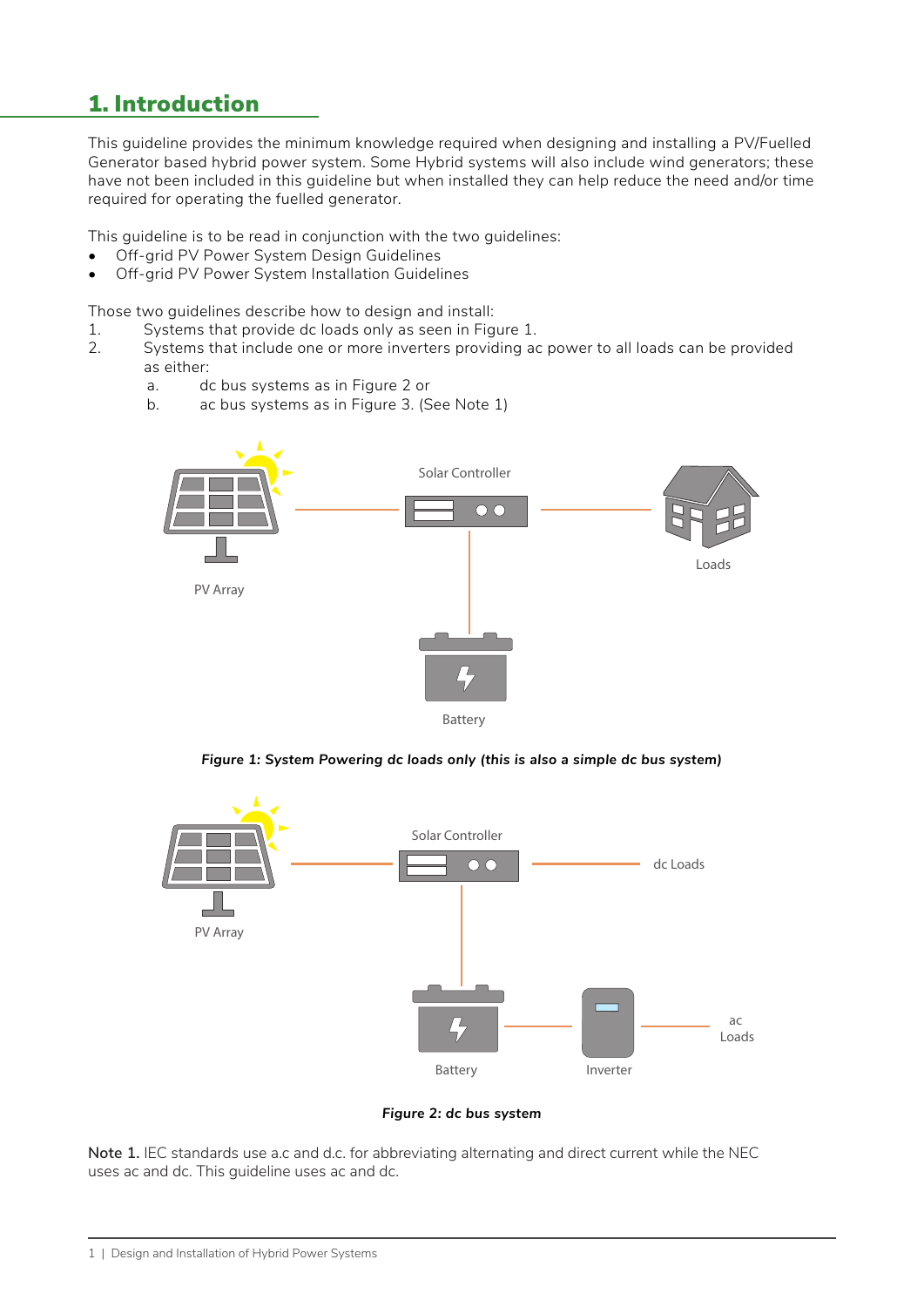# 1. Introduction

This guideline provides the minimum knowledge required when designing and installing a PV/Fuelled Generator based hybrid power system. Some Hybrid systems will also include wind generators; these have not been included in this guideline but when installed they can help reduce the need and/or time required for operating the fuelled generator.

This guideline is to be read in conjunction with the two guidelines:

- Off-grid PV Power System Design Guidelines
- Off-grid PV Power System Installation Guidelines

Those two guidelines describe how to design and install:

1. Systems that provide dc loads only as seen in Figure 1.
2. Systems that include one or more inverters providing ac power to all loads can be provided as either:
   a. dc bus systems as in Figure 2 or
   b. ac bus systems as in Figure 3. (See Note 1)

*Figure 1: System Powering dc loads only (this is also a simple dc bus system)*

*Figure 2: dc bus system*

**Note 1.** IEC standards use a.c and d.c. for abbreviating alternating and direct current while the NEC uses ac and dc. This guideline uses ac and dc.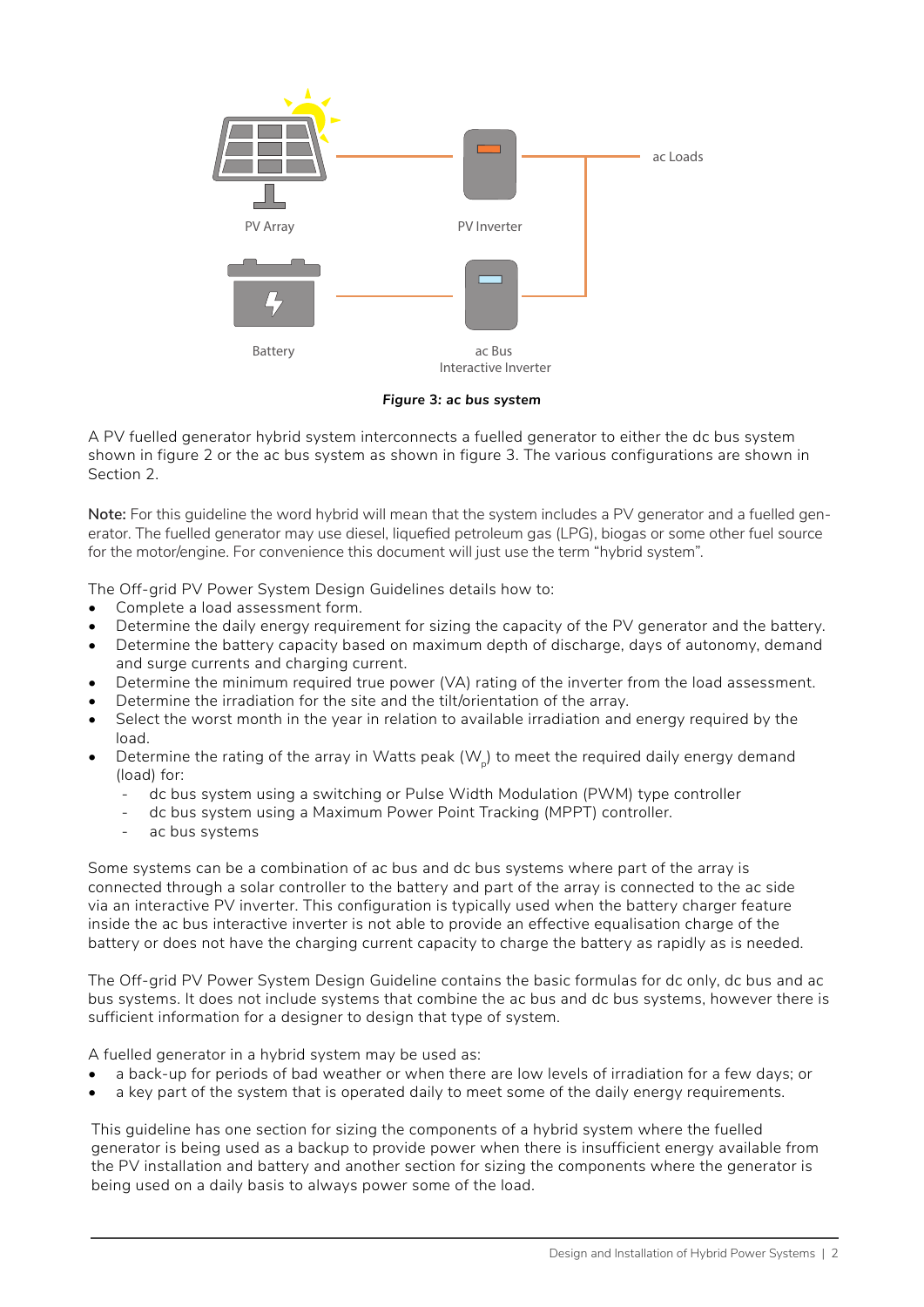*Figure 3: ac bus system*

A PV fuelled generator hybrid system interconnects a fuelled generator to either the dc bus system shown in figure 2 or the ac bus system as shown in figure 3. The various configurations are shown in Section 2.

**Note:** For this guideline the word hybrid will mean that the system includes a PV generator and a fuelled generator. The fuelled generator may use diesel, liquefied petroleum gas (LPG), biogas or some other fuel source for the motor/engine. For convenience this document will just use the term "hybrid system".

The Off-grid PV Power System Design Guidelines details how to:

- Complete a load assessment form.
- Determine the daily energy requirement for sizing the capacity of the PV generator and the battery.
- Determine the battery capacity based on maximum depth of discharge, days of autonomy, demand and surge currents and charging current.
- Determine the minimum required true power (VA) rating of the inverter from the load assessment.
- Determine the irradiation for the site and the tilt/orientation of the array.
- Select the worst month in the year in relation to available irradiation and energy required by the load.
- Determine the rating of the array in Watts peak ($W_p$) to meet the required daily energy demand (load) for:
  - dc bus system using a switching or Pulse Width Modulation (PWM) type controller
  - dc bus system using a Maximum Power Point Tracking (MPPT) controller.
  - ac bus systems

Some systems can be a combination of ac bus and dc bus systems where part of the array is connected through a solar controller to the battery and part of the array is connected to the ac side via an interactive PV inverter. This configuration is typically used when the battery charger feature inside the ac bus interactive inverter is not able to provide an effective equalisation charge of the battery or does not have the charging current capacity to charge the battery as rapidly as is needed.

The Off-grid PV Power System Design Guideline contains the basic formulas for dc only, dc bus and ac bus systems. It does not include systems that combine the ac bus and dc bus systems, however there is sufficient information for a designer to design that type of system.

A fuelled generator in a hybrid system may be used as:

- a back-up for periods of bad weather or when there are low levels of irradiation for a few days; or
- a key part of the system that is operated daily to meet some of the daily energy requirements.

This guideline has one section for sizing the components of a hybrid system where the fuelled generator is being used as a backup to provide power when there is insufficient energy available from the PV installation and battery and another section for sizing the components where the generator is being used on a daily basis to always power some of the load.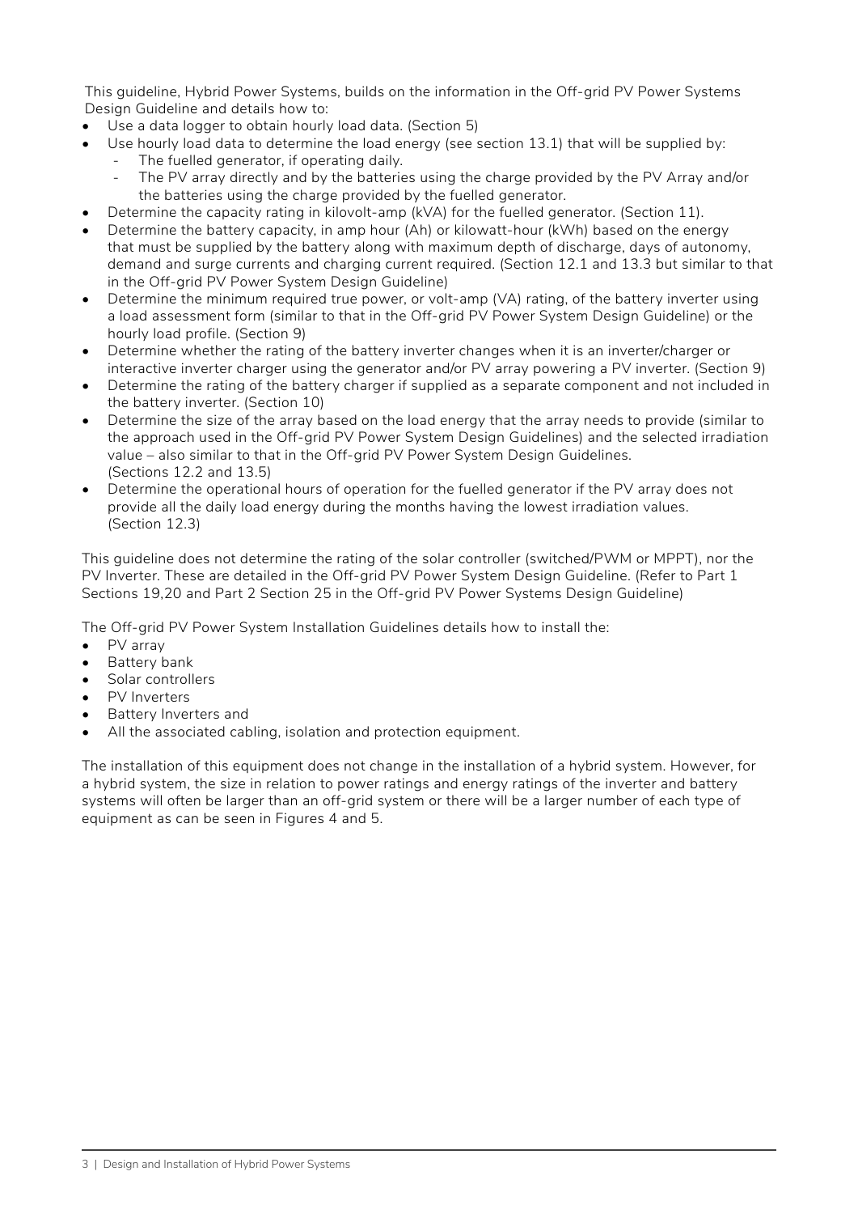This guideline, Hybrid Power Systems, builds on the information in the Off-grid PV Power Systems Design Guideline and details how to:

- Use a data logger to obtain hourly load data. (Section 5)
- Use hourly load data to determine the load energy (see section 13.1) that will be supplied by:
  - The fuelled generator, if operating daily.
  - The PV array directly and by the batteries using the charge provided by the PV Array and/or the batteries using the charge provided by the fuelled generator.
- Determine the capacity rating in kilovolt-amp (kVA) for the fuelled generator. (Section 11).
- Determine the battery capacity, in amp hour (Ah) or kilowatt-hour (kWh) based on the energy that must be supplied by the battery along with maximum depth of discharge, days of autonomy, demand and surge currents and charging current required. (Section 12.1 and 13.3 but similar to that in the Off-grid PV Power System Design Guideline)
- Determine the minimum required true power, or volt-amp (VA) rating, of the battery inverter using a load assessment form (similar to that in the Off-grid PV Power System Design Guideline) or the hourly load profile. (Section 9)
- Determine whether the rating of the battery inverter changes when it is an inverter/charger or interactive inverter charger using the generator and/or PV array powering a PV inverter. (Section 9)
- Determine the rating of the battery charger if supplied as a separate component and not included in the battery inverter. (Section 10)
- Determine the size of the array based on the load energy that the array needs to provide (similar to the approach used in the Off-grid PV Power System Design Guidelines) and the selected irradiation value – also similar to that in the Off-grid PV Power System Design Guidelines. (Sections 12.2 and 13.5)
- Determine the operational hours of operation for the fuelled generator if the PV array does not provide all the daily load energy during the months having the lowest irradiation values. (Section 12.3)

This guideline does not determine the rating of the solar controller (switched/PWM or MPPT), nor the PV Inverter. These are detailed in the Off-grid PV Power System Design Guideline. (Refer to Part 1 Sections 19,20 and Part 2 Section 25 in the Off-grid PV Power Systems Design Guideline)

The Off-grid PV Power System Installation Guidelines details how to install the:

- PV array
- Battery bank
- Solar controllers
- PV Inverters
- Battery Inverters and
- All the associated cabling, isolation and protection equipment.

The installation of this equipment does not change in the installation of a hybrid system. However, for a hybrid system, the size in relation to power ratings and energy ratings of the inverter and battery systems will often be larger than an off-grid system or there will be a larger number of each type of equipment as can be seen in Figures 4 and 5.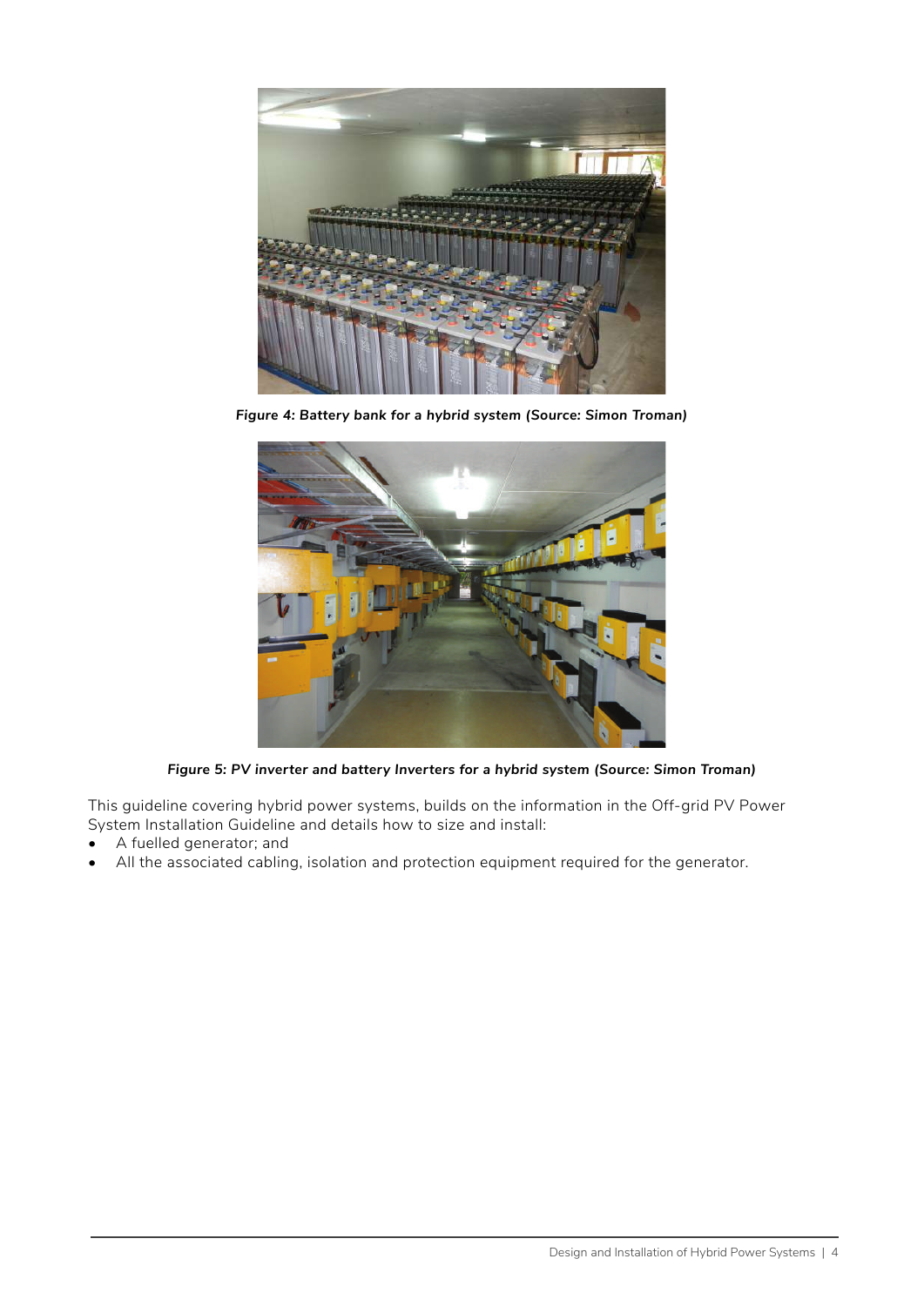*Figure 4: Battery bank for a hybrid system (Source: Simon Troman)*

*Figure 5: PV inverter and battery Inverters for a hybrid system (Source: Simon Troman)*

This guideline covering hybrid power systems, builds on the information in the Off-grid PV Power System Installation Guideline and details how to size and install:

- A fuelled generator; and
- All the associated cabling, isolation and protection equipment required for the generator.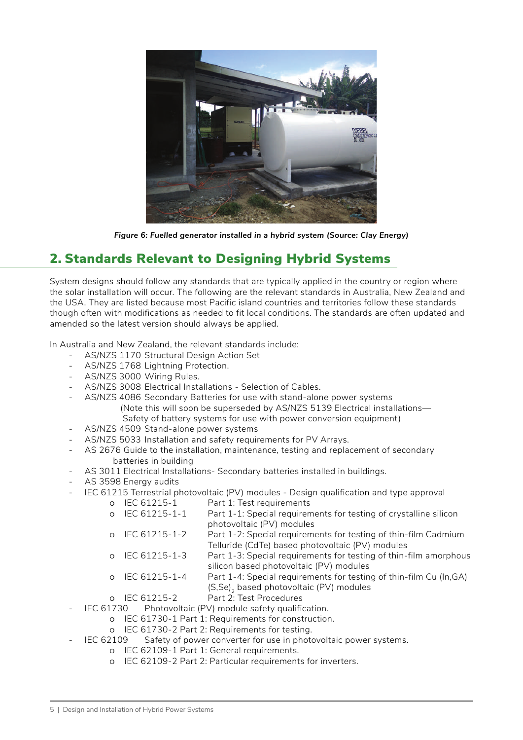*Figure 6: Fuelled generator installed in a hybrid system (Source: Clay Energy)*

## 2. Standards Relevant to Designing Hybrid Systems

System designs should follow any standards that are typically applied in the country or region where the solar installation will occur. The following are the relevant standards in Australia, New Zealand and the USA. They are listed because most Pacific island countries and territories follow these standards though often with modifications as needed to fit local conditions. The standards are often updated and amended so the latest version should always be applied.

In Australia and New Zealand, the relevant standards include:

- AS/NZS 1170 Structural Design Action Set
- AS/NZS 1768 Lightning Protection.
- AS/NZS 3000 Wiring Rules.
- AS/NZS 3008 Electrical Installations - Selection of Cables.
- AS/NZS 4086 Secondary Batteries for use with stand-alone power systems
  (Note this will soon be superseded by AS/NZS 5139 Electrical installations— Safety of battery systems for use with power conversion equipment)
- AS/NZS 4509 Stand-alone power systems
- AS/NZS 5033 Installation and safety requirements for PV Arrays.
- AS 2676 Guide to the installation, maintenance, testing and replacement of secondary batteries in building
- AS 3011 Electrical Installations- Secondary batteries installed in buildings.
- AS 3598 Energy audits
- IEC 61215 Terrestrial photovoltaic (PV) modules - Design qualification and type approval
  - IEC 61215-1 Part 1: Test requirements
  - IEC 61215-1-1 Part 1-1: Special requirements for testing of crystalline silicon photovoltaic (PV) modules
  - IEC 61215-1-2 Part 1-2: Special requirements for testing of thin-film Cadmium Telluride (CdTe) based photovoltaic (PV) modules
  - IEC 61215-1-3 Part 1-3: Special requirements for testing of thin-film amorphous silicon based photovoltaic (PV) modules
  - IEC 61215-1-4 Part 1-4: Special requirements for testing of thin-film Cu (In,GA) $(S,Se)_2$ based photovoltaic (PV) modules
  - IEC 61215-2 Part 2: Test Procedures
- IEC 61730 Photovoltaic (PV) module safety qualification.
  - IEC 61730-1 Part 1: Requirements for construction.
  - IEC 61730-2 Part 2: Requirements for testing.
- IEC 62109 Safety of power converter for use in photovoltaic power systems.
  - IEC 62109-1 Part 1: General requirements.
  - IEC 62109-2 Part 2: Particular requirements for inverters.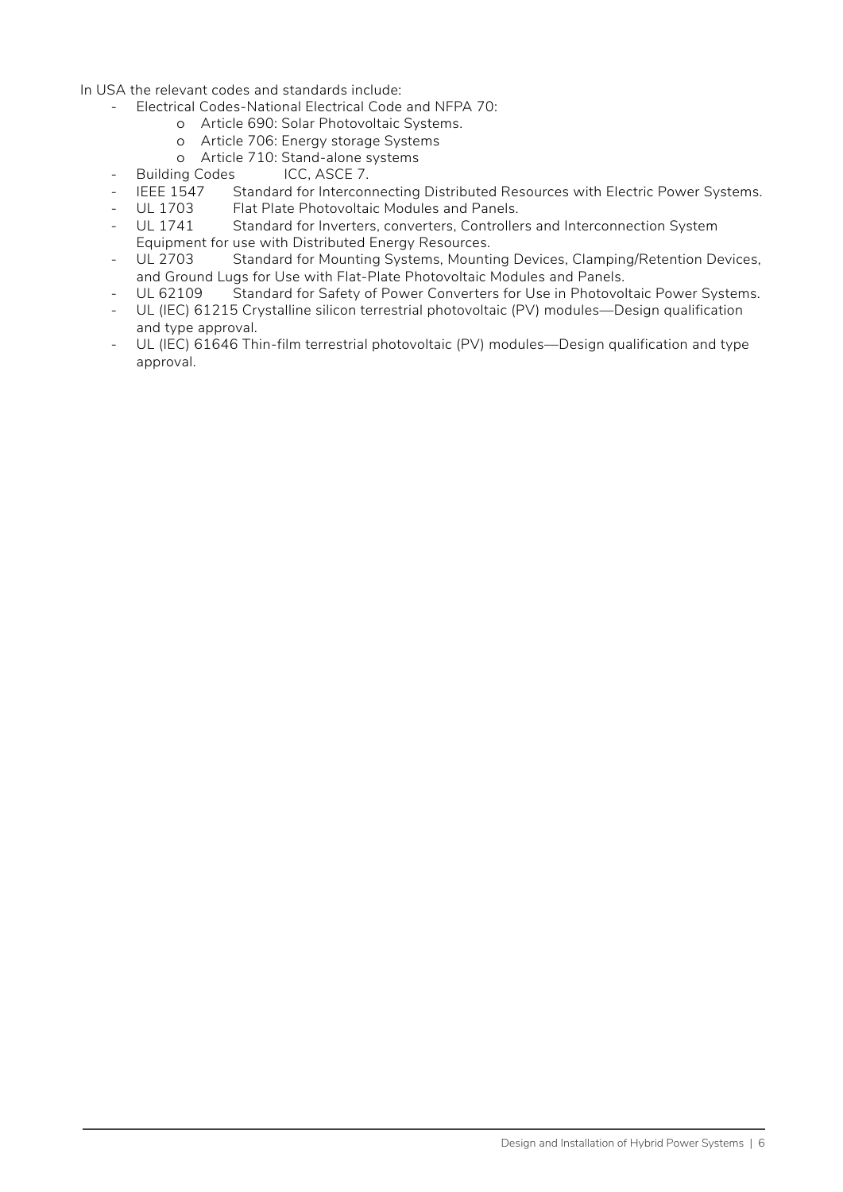In USA the relevant codes and standards include:

- Electrical Codes-National Electrical Code and NFPA 70:
  - Article 690: Solar Photovoltaic Systems.
  - Article 706: Energy storage Systems
  - Article 710: Stand-alone systems
- Building Codes ICC, ASCE 7.
- IEEE 1547 Standard for Interconnecting Distributed Resources with Electric Power Systems.
- UL 1703 Flat Plate Photovoltaic Modules and Panels.
- UL 1741 Standard for Inverters, converters, Controllers and Interconnection System Equipment for use with Distributed Energy Resources.
- UL 2703 Standard for Mounting Systems, Mounting Devices, Clamping/Retention Devices, and Ground Lugs for Use with Flat-Plate Photovoltaic Modules and Panels.
- UL 62109 Standard for Safety of Power Converters for Use in Photovoltaic Power Systems.
- UL (IEC) 61215 Crystalline silicon terrestrial photovoltaic (PV) modules—Design qualification and type approval.
- UL (IEC) 61646 Thin-film terrestrial photovoltaic (PV) modules—Design qualification and type approval.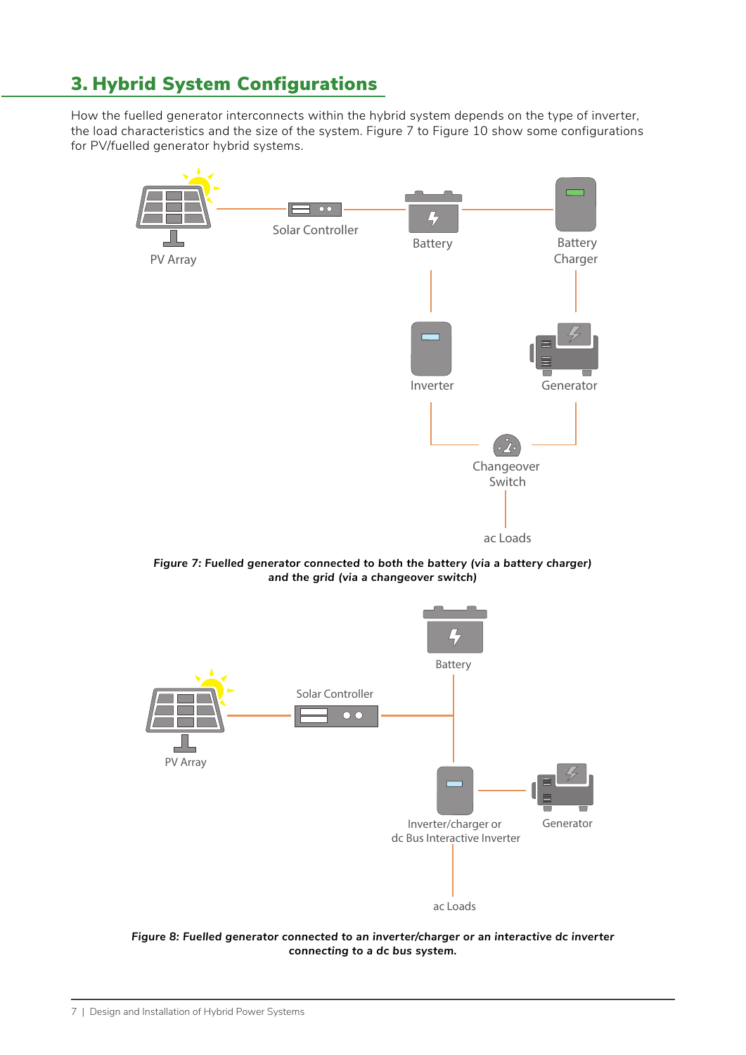# 3. Hybrid System Configurations

How the fuelled generator interconnects within the hybrid system depends on the type of inverter, the load characteristics and the size of the system. Figure 7 to Figure 10 show some configurations for PV/fuelled generator hybrid systems.

PV Array

Solar Controller

Battery

Battery Charger

Inverter

Generator

Changeover Switch

ac Loads

***Figure 7: Fuelled generator connected to both the battery (via a battery charger) and the grid (via a changeover switch)***

Battery

PV Array

Solar Controller

Inverter/charger or dc Bus Interactive Inverter

Generator

ac Loads

***Figure 8: Fuelled generator connected to an inverter/charger or an interactive dc inverter connecting to a dc bus system.***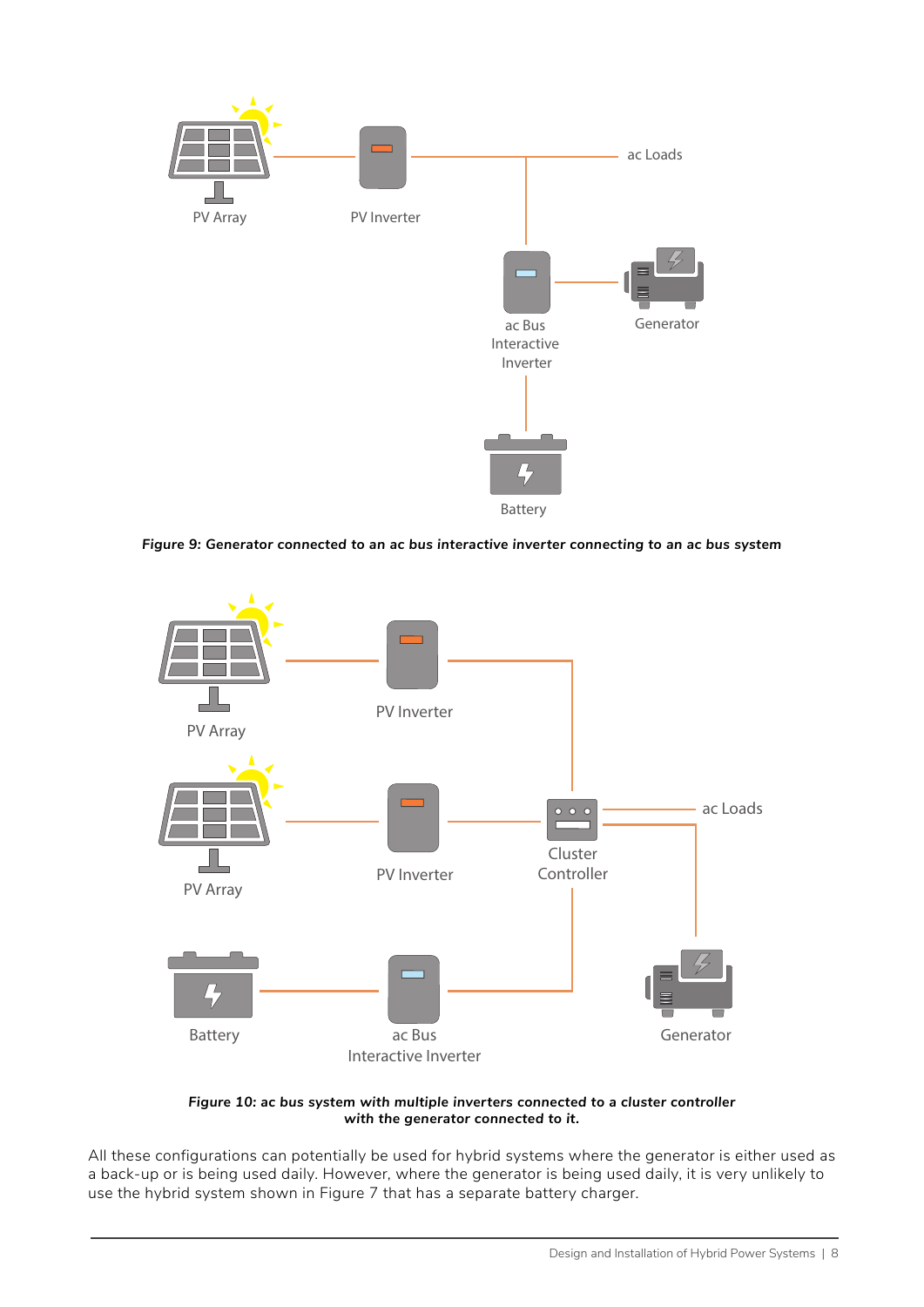***Figure 9: Generator connected to an ac bus interactive inverter connecting to an ac bus system***

***Figure 10: ac bus system with multiple inverters connected to a cluster controller with the generator connected to it.***

All these configurations can potentially be used for hybrid systems where the generator is either used as a back-up or is being used daily. However, where the generator is being used daily, it is very unlikely to use the hybrid system shown in Figure 7 that has a separate battery charger.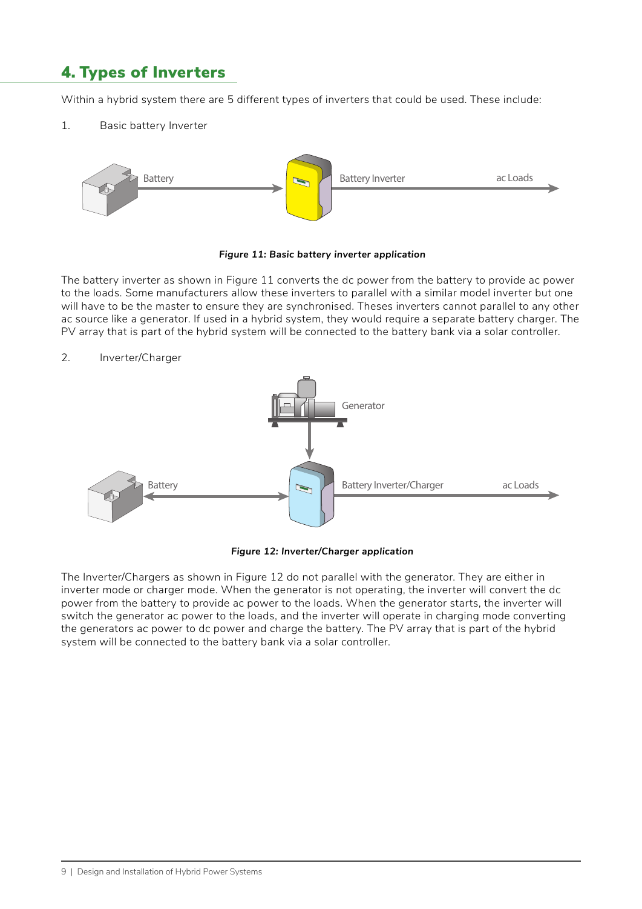## 4. Types of Inverters

Within a hybrid system there are 5 different types of inverters that could be used. These include:

1. Basic battery Inverter

*Figure 11: Basic battery inverter application*

The battery inverter as shown in Figure 11 converts the dc power from the battery to provide ac power to the loads. Some manufacturers allow these inverters to parallel with a similar model inverter but one will have to be the master to ensure they are synchronised. Theses inverters cannot parallel to any other ac source like a generator. If used in a hybrid system, they would require a separate battery charger. The PV array that is part of the hybrid system will be connected to the battery bank via a solar controller.

2. Inverter/Charger

*Figure 12: Inverter/Charger application*

The Inverter/Chargers as shown in Figure 12 do not parallel with the generator. They are either in inverter mode or charger mode. When the generator is not operating, the inverter will convert the dc power from the battery to provide ac power to the loads. When the generator starts, the inverter will switch the generator ac power to the loads, and the inverter will operate in charging mode converting the generators ac power to dc power and charge the battery. The PV array that is part of the hybrid system will be connected to the battery bank via a solar controller.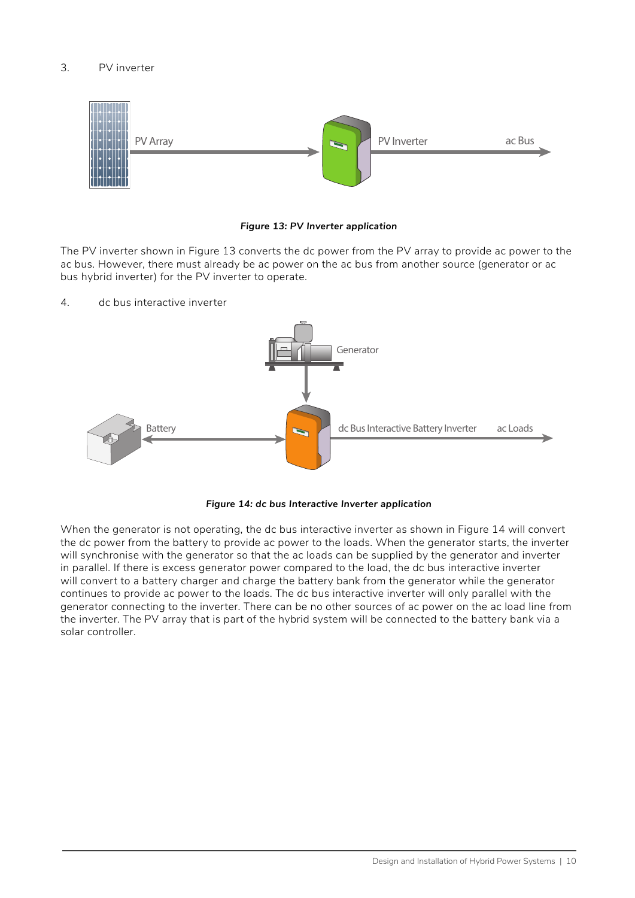3. PV inverter

*Figure 13: PV Inverter application*

The PV inverter shown in Figure 13 converts the dc power from the PV array to provide ac power to the ac bus. However, there must already be ac power on the ac bus from another source (generator or ac bus hybrid inverter) for the PV inverter to operate.

4. dc bus interactive inverter

*Figure 14: dc bus Interactive Inverter application*

When the generator is not operating, the dc bus interactive inverter as shown in Figure 14 will convert the dc power from the battery to provide ac power to the loads. When the generator starts, the inverter will synchronise with the generator so that the ac loads can be supplied by the generator and inverter in parallel. If there is excess generator power compared to the load, the dc bus interactive inverter will convert to a battery charger and charge the battery bank from the generator while the generator continues to provide ac power to the loads. The dc bus interactive inverter will only parallel with the generator connecting to the inverter. There can be no other sources of ac power on the ac load line from the inverter. The PV array that is part of the hybrid system will be connected to the battery bank via a solar controller.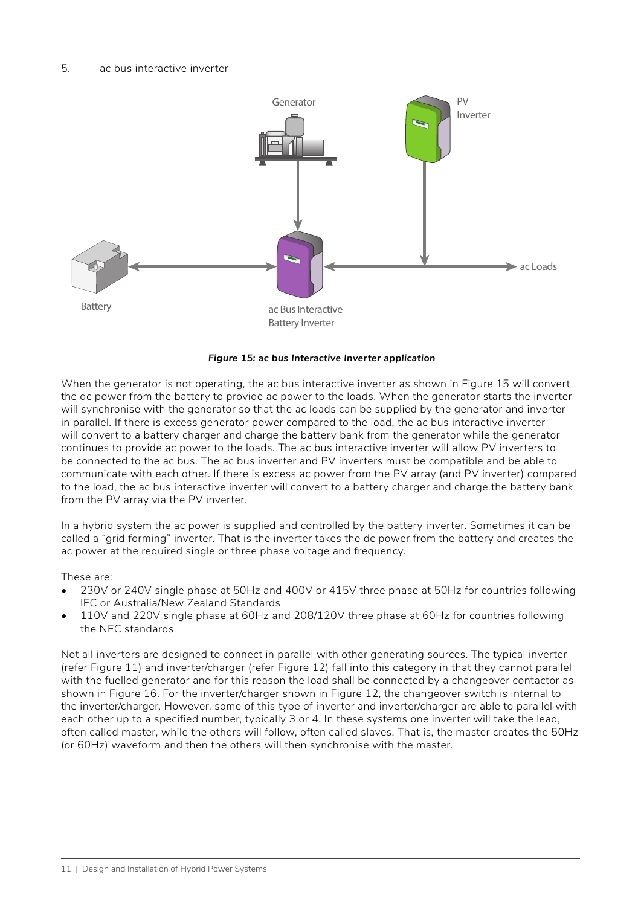5. ac bus interactive inverter

*Figure 15: ac bus Interactive Inverter application*

When the generator is not operating, the ac bus interactive inverter as shown in Figure 15 will convert the dc power from the battery to provide ac power to the loads. When the generator starts the inverter will synchronise with the generator so that the ac loads can be supplied by the generator and inverter in parallel. If there is excess generator power compared to the load, the ac bus interactive inverter will convert to a battery charger and charge the battery bank from the generator while the generator continues to provide ac power to the loads. The ac bus interactive inverter will allow PV inverters to be connected to the ac bus. The ac bus inverter and PV inverters must be compatible and be able to communicate with each other. If there is excess ac power from the PV array (and PV inverter) compared to the load, the ac bus interactive inverter will convert to a battery charger and charge the battery bank from the PV array via the PV inverter.

In a hybrid system the ac power is supplied and controlled by the battery inverter. Sometimes it can be called a "grid forming" inverter. That is the inverter takes the dc power from the battery and creates the ac power at the required single or three phase voltage and frequency.

These are:

- 230V or 240V single phase at 50Hz and 400V or 415V three phase at 50Hz for countries following IEC or Australia/New Zealand Standards
- 110V and 220V single phase at 60Hz and 208/120V three phase at 60Hz for countries following the NEC standards

Not all inverters are designed to connect in parallel with other generating sources. The typical inverter (refer Figure 11) and inverter/charger (refer Figure 12) fall into this category in that they cannot parallel with the fuelled generator and for this reason the load shall be connected by a changeover contactor as shown in Figure 16. For the inverter/charger shown in Figure 12, the changeover switch is internal to the inverter/charger. However, some of this type of inverter and inverter/charger are able to parallel with each other up to a specified number, typically 3 or 4. In these systems one inverter will take the lead, often called master, while the others will follow, often called slaves. That is, the master creates the 50Hz (or 60Hz) waveform and then the others will then synchronise with the master.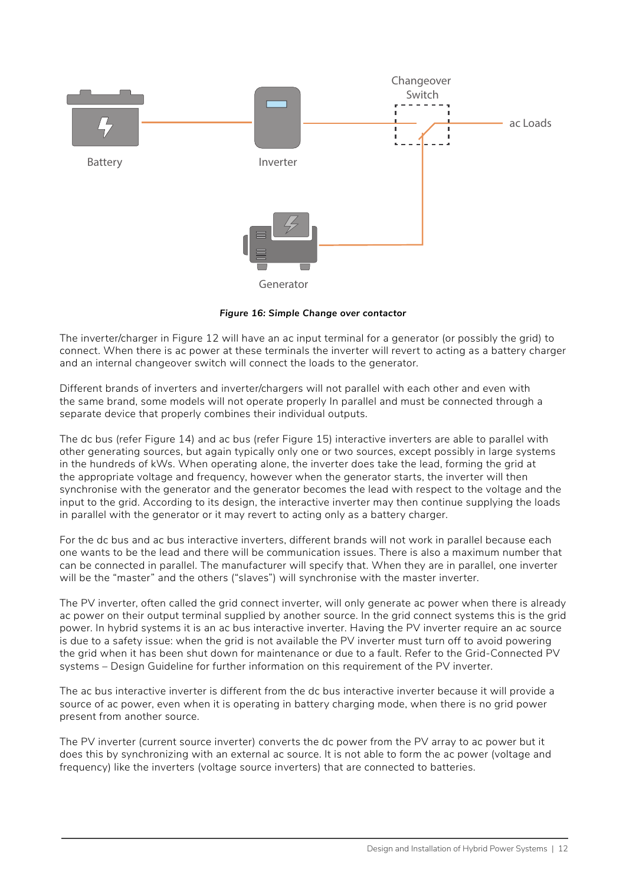*Figure 16: Simple Change over contactor*

The inverter/charger in Figure 12 will have an ac input terminal for a generator (or possibly the grid) to connect. When there is ac power at these terminals the inverter will revert to acting as a battery charger and an internal changeover switch will connect the loads to the generator.

Different brands of inverters and inverter/chargers will not parallel with each other and even with the same brand, some models will not operate properly In parallel and must be connected through a separate device that properly combines their individual outputs.

The dc bus (refer Figure 14) and ac bus (refer Figure 15) interactive inverters are able to parallel with other generating sources, but again typically only one or two sources, except possibly in large systems in the hundreds of kWs. When operating alone, the inverter does take the lead, forming the grid at the appropriate voltage and frequency, however when the generator starts, the inverter will then synchronise with the generator and the generator becomes the lead with respect to the voltage and the input to the grid. According to its design, the interactive inverter may then continue supplying the loads in parallel with the generator or it may revert to acting only as a battery charger.

For the dc bus and ac bus interactive inverters, different brands will not work in parallel because each one wants to be the lead and there will be communication issues. There is also a maximum number that can be connected in parallel. The manufacturer will specify that. When they are in parallel, one inverter will be the "master" and the others ("slaves") will synchronise with the master inverter.

The PV inverter, often called the grid connect inverter, will only generate ac power when there is already ac power on their output terminal supplied by another source. In the grid connect systems this is the grid power. In hybrid systems it is an ac bus interactive inverter. Having the PV inverter require an ac source is due to a safety issue: when the grid is not available the PV inverter must turn off to avoid powering the grid when it has been shut down for maintenance or due to a fault. Refer to the Grid-Connected PV systems – Design Guideline for further information on this requirement of the PV inverter.

The ac bus interactive inverter is different from the dc bus interactive inverter because it will provide a source of ac power, even when it is operating in battery charging mode, when there is no grid power present from another source.

The PV inverter (current source inverter) converts the dc power from the PV array to ac power but it does this by synchronizing with an external ac source. It is not able to form the ac power (voltage and frequency) like the inverters (voltage source inverters) that are connected to batteries.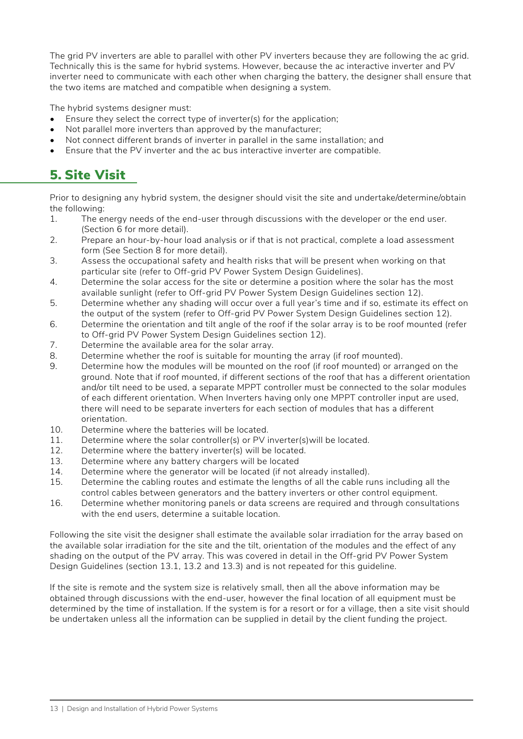The grid PV inverters are able to parallel with other PV inverters because they are following the ac grid. Technically this is the same for hybrid systems. However, because the ac interactive inverter and PV inverter need to communicate with each other when charging the battery, the designer shall ensure that the two items are matched and compatible when designing a system.

The hybrid systems designer must:

- Ensure they select the correct type of inverter(s) for the application;
- Not parallel more inverters than approved by the manufacturer;
- Not connect different brands of inverter in parallel in the same installation; and
- Ensure that the PV inverter and the ac bus interactive inverter are compatible.

# 5. Site Visit

Prior to designing any hybrid system, the designer should visit the site and undertake/determine/obtain the following:

1. The energy needs of the end-user through discussions with the developer or the end user. (Section 6 for more detail).
2. Prepare an hour-by-hour load analysis or if that is not practical, complete a load assessment form (See Section 8 for more detail).
3. Assess the occupational safety and health risks that will be present when working on that particular site (refer to Off-grid PV Power System Design Guidelines).
4. Determine the solar access for the site or determine a position where the solar has the most available sunlight (refer to Off-grid PV Power System Design Guidelines section 12).
5. Determine whether any shading will occur over a full year's time and if so, estimate its effect on the output of the system (refer to Off-grid PV Power System Design Guidelines section 12).
6. Determine the orientation and tilt angle of the roof if the solar array is to be roof mounted (refer to Off-grid PV Power System Design Guidelines section 12).
7. Determine the available area for the solar array.
8. Determine whether the roof is suitable for mounting the array (if roof mounted).
9. Determine how the modules will be mounted on the roof (if roof mounted) or arranged on the ground. Note that if roof mounted, if different sections of the roof that has a different orientation and/or tilt need to be used, a separate MPPT controller must be connected to the solar modules of each different orientation. When Inverters having only one MPPT controller input are used, there will need to be separate inverters for each section of modules that has a different orientation.
10. Determine where the batteries will be located.
11. Determine where the solar controller(s) or PV inverter(s)will be located.
12. Determine where the battery inverter(s) will be located.
13. Determine where any battery chargers will be located
14. Determine where the generator will be located (if not already installed).
15. Determine the cabling routes and estimate the lengths of all the cable runs including all the control cables between generators and the battery inverters or other control equipment.
16. Determine whether monitoring panels or data screens are required and through consultations with the end users, determine a suitable location.

Following the site visit the designer shall estimate the available solar irradiation for the array based on the available solar irradiation for the site and the tilt, orientation of the modules and the effect of any shading on the output of the PV array. This was covered in detail in the Off-grid PV Power System Design Guidelines (section 13.1, 13.2 and 13.3) and is not repeated for this guideline.

If the site is remote and the system size is relatively small, then all the above information may be obtained through discussions with the end-user, however the final location of all equipment must be determined by the time of installation. If the system is for a resort or for a village, then a site visit should be undertaken unless all the information can be supplied in detail by the client funding the project.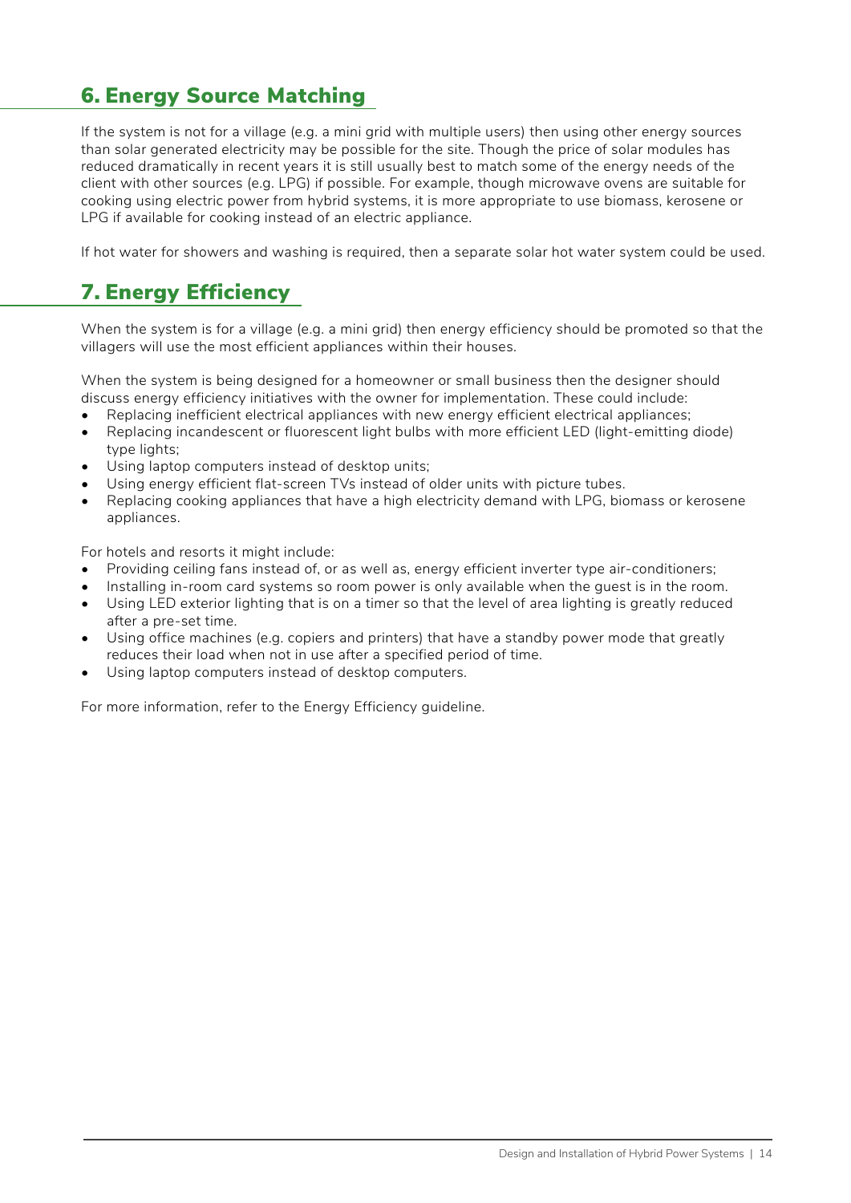## 6. Energy Source Matching

If the system is not for a village (e.g. a mini grid with multiple users) then using other energy sources than solar generated electricity may be possible for the site. Though the price of solar modules has reduced dramatically in recent years it is still usually best to match some of the energy needs of the client with other sources (e.g. LPG) if possible. For example, though microwave ovens are suitable for cooking using electric power from hybrid systems, it is more appropriate to use biomass, kerosene or LPG if available for cooking instead of an electric appliance.

If hot water for showers and washing is required, then a separate solar hot water system could be used.

## 7. Energy Efficiency

When the system is for a village (e.g. a mini grid) then energy efficiency should be promoted so that the villagers will use the most efficient appliances within their houses.

When the system is being designed for a homeowner or small business then the designer should discuss energy efficiency initiatives with the owner for implementation. These could include:

- Replacing inefficient electrical appliances with new energy efficient electrical appliances;
- Replacing incandescent or fluorescent light bulbs with more efficient LED (light-emitting diode) type lights;
- Using laptop computers instead of desktop units;
- Using energy efficient flat-screen TVs instead of older units with picture tubes.
- Replacing cooking appliances that have a high electricity demand with LPG, biomass or kerosene appliances.

For hotels and resorts it might include:

- Providing ceiling fans instead of, or as well as, energy efficient inverter type air-conditioners;
- Installing in-room card systems so room power is only available when the guest is in the room.
- Using LED exterior lighting that is on a timer so that the level of area lighting is greatly reduced after a pre-set time.
- Using office machines (e.g. copiers and printers) that have a standby power mode that greatly reduces their load when not in use after a specified period of time.
- Using laptop computers instead of desktop computers.

For more information, refer to the Energy Efficiency guideline.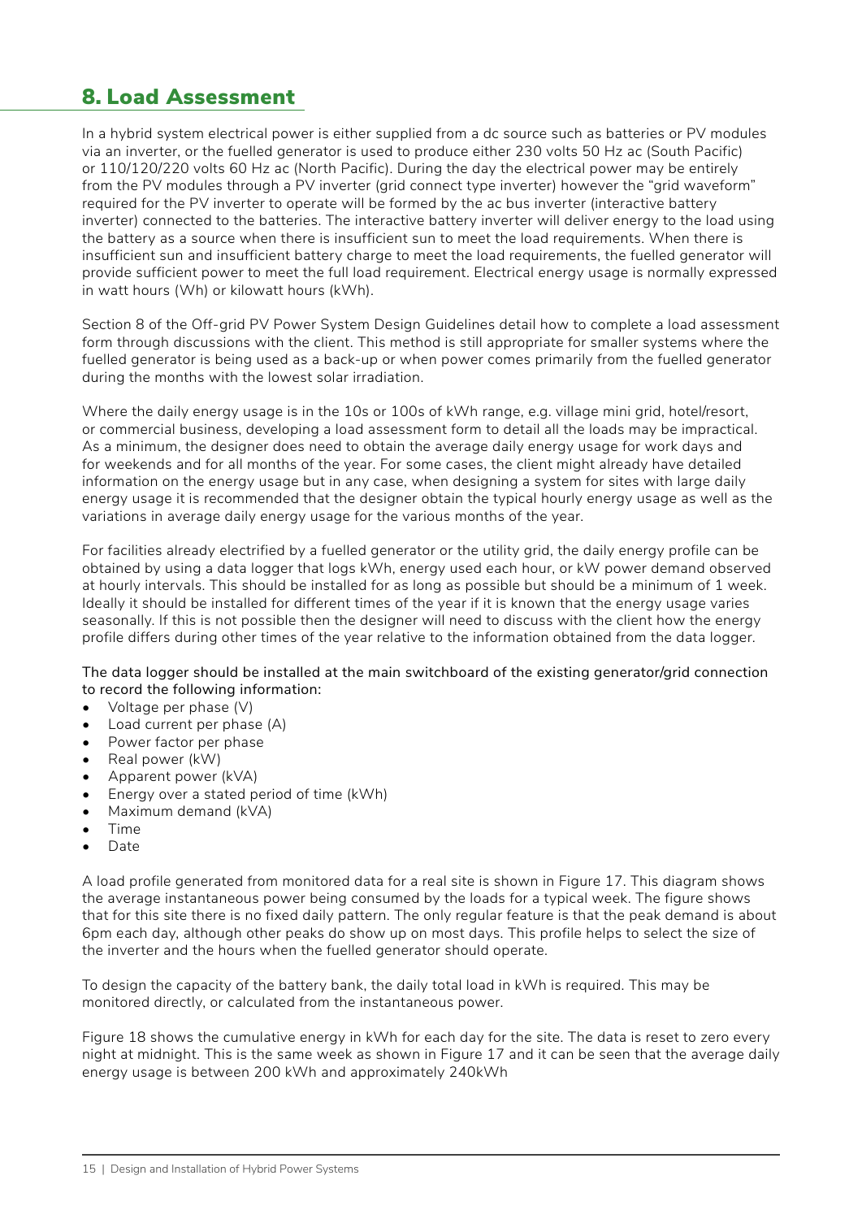# 8. Load Assessment

In a hybrid system electrical power is either supplied from a dc source such as batteries or PV modules via an inverter, or the fuelled generator is used to produce either 230 volts 50 Hz ac (South Pacific) or 110/120/220 volts 60 Hz ac (North Pacific). During the day the electrical power may be entirely from the PV modules through a PV inverter (grid connect type inverter) however the "grid waveform" required for the PV inverter to operate will be formed by the ac bus inverter (interactive battery inverter) connected to the batteries. The interactive battery inverter will deliver energy to the load using the battery as a source when there is insufficient sun to meet the load requirements. When there is insufficient sun and insufficient battery charge to meet the load requirements, the fuelled generator will provide sufficient power to meet the full load requirement. Electrical energy usage is normally expressed in watt hours (Wh) or kilowatt hours (kWh).

Section 8 of the Off-grid PV Power System Design Guidelines detail how to complete a load assessment form through discussions with the client. This method is still appropriate for smaller systems where the fuelled generator is being used as a back-up or when power comes primarily from the fuelled generator during the months with the lowest solar irradiation.

Where the daily energy usage is in the 10s or 100s of kWh range, e.g. village mini grid, hotel/resort, or commercial business, developing a load assessment form to detail all the loads may be impractical. As a minimum, the designer does need to obtain the average daily energy usage for work days and for weekends and for all months of the year. For some cases, the client might already have detailed information on the energy usage but in any case, when designing a system for sites with large daily energy usage it is recommended that the designer obtain the typical hourly energy usage as well as the variations in average daily energy usage for the various months of the year.

For facilities already electrified by a fuelled generator or the utility grid, the daily energy profile can be obtained by using a data logger that logs kWh, energy used each hour, or kW power demand observed at hourly intervals. This should be installed for as long as possible but should be a minimum of 1 week. Ideally it should be installed for different times of the year if it is known that the energy usage varies seasonally. If this is not possible then the designer will need to discuss with the client how the energy profile differs during other times of the year relative to the information obtained from the data logger.

The data logger should be installed at the main switchboard of the existing generator/grid connection to record the following information:

- Voltage per phase (V)
- Load current per phase (A)
- Power factor per phase
- Real power (kW)
- Apparent power (kVA)
- Energy over a stated period of time (kWh)
- Maximum demand (kVA)
- Time
- Date

A load profile generated from monitored data for a real site is shown in Figure 17. This diagram shows the average instantaneous power being consumed by the loads for a typical week. The figure shows that for this site there is no fixed daily pattern. The only regular feature is that the peak demand is about 6pm each day, although other peaks do show up on most days. This profile helps to select the size of the inverter and the hours when the fuelled generator should operate.

To design the capacity of the battery bank, the daily total load in kWh is required. This may be monitored directly, or calculated from the instantaneous power.

Figure 18 shows the cumulative energy in kWh for each day for the site. The data is reset to zero every night at midnight. This is the same week as shown in Figure 17 and it can be seen that the average daily energy usage is between 200 kWh and approximately 240kWh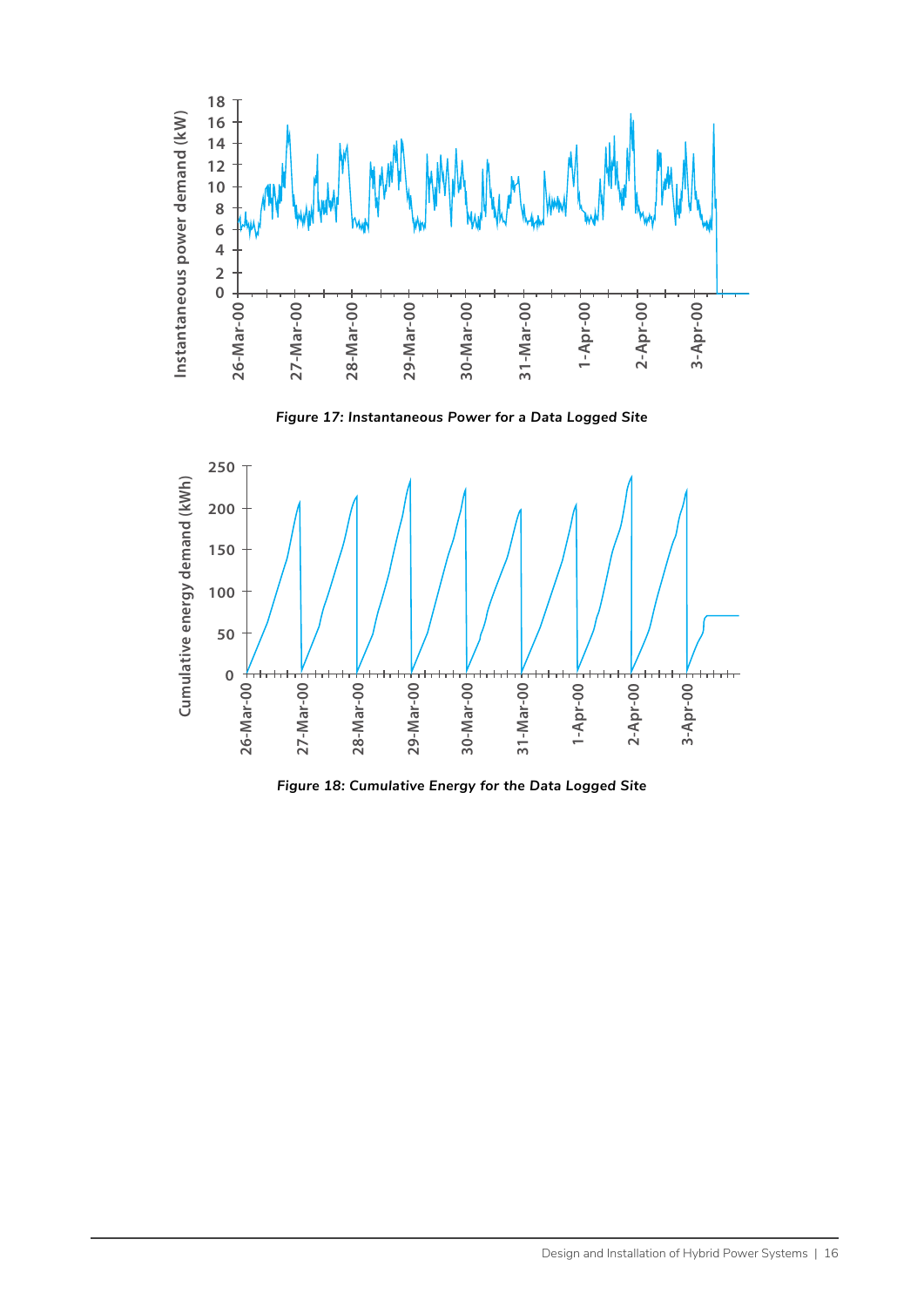*Figure 17: Instantaneous Power for a Data Logged Site*

*Figure 18: Cumulative Energy for the Data Logged Site*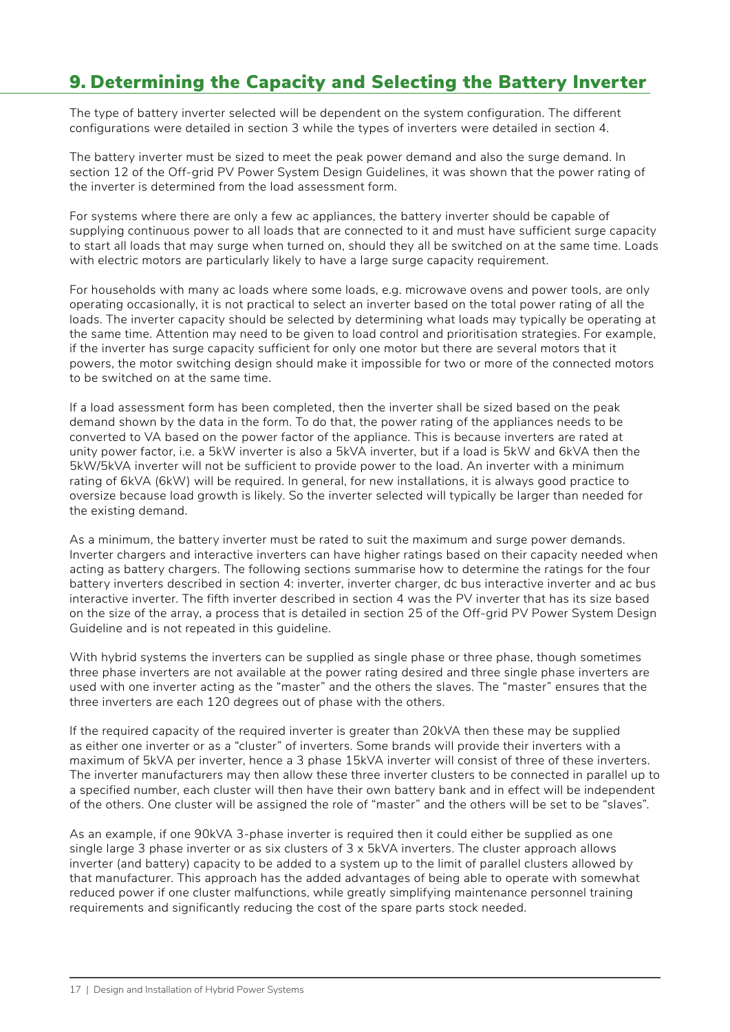## 9. Determining the Capacity and Selecting the Battery Inverter

The type of battery inverter selected will be dependent on the system configuration. The different configurations were detailed in section 3 while the types of inverters were detailed in section 4.

The battery inverter must be sized to meet the peak power demand and also the surge demand. In section 12 of the Off-grid PV Power System Design Guidelines, it was shown that the power rating of the inverter is determined from the load assessment form.

For systems where there are only a few ac appliances, the battery inverter should be capable of supplying continuous power to all loads that are connected to it and must have sufficient surge capacity to start all loads that may surge when turned on, should they all be switched on at the same time. Loads with electric motors are particularly likely to have a large surge capacity requirement.

For households with many ac loads where some loads, e.g. microwave ovens and power tools, are only operating occasionally, it is not practical to select an inverter based on the total power rating of all the loads. The inverter capacity should be selected by determining what loads may typically be operating at the same time. Attention may need to be given to load control and prioritisation strategies. For example, if the inverter has surge capacity sufficient for only one motor but there are several motors that it powers, the motor switching design should make it impossible for two or more of the connected motors to be switched on at the same time.

If a load assessment form has been completed, then the inverter shall be sized based on the peak demand shown by the data in the form. To do that, the power rating of the appliances needs to be converted to VA based on the power factor of the appliance. This is because inverters are rated at unity power factor, i.e. a 5kW inverter is also a 5kVA inverter, but if a load is 5kW and 6kVA then the 5kW/5kVA inverter will not be sufficient to provide power to the load. An inverter with a minimum rating of 6kVA (6kW) will be required. In general, for new installations, it is always good practice to oversize because load growth is likely. So the inverter selected will typically be larger than needed for the existing demand.

As a minimum, the battery inverter must be rated to suit the maximum and surge power demands. Inverter chargers and interactive inverters can have higher ratings based on their capacity needed when acting as battery chargers. The following sections summarise how to determine the ratings for the four battery inverters described in section 4: inverter, inverter charger, dc bus interactive inverter and ac bus interactive inverter. The fifth inverter described in section 4 was the PV inverter that has its size based on the size of the array, a process that is detailed in section 25 of the Off-grid PV Power System Design Guideline and is not repeated in this guideline.

With hybrid systems the inverters can be supplied as single phase or three phase, though sometimes three phase inverters are not available at the power rating desired and three single phase inverters are used with one inverter acting as the "master" and the others the slaves. The "master" ensures that the three inverters are each 120 degrees out of phase with the others.

If the required capacity of the required inverter is greater than 20kVA then these may be supplied as either one inverter or as a "cluster" of inverters. Some brands will provide their inverters with a maximum of 5kVA per inverter, hence a 3 phase 15kVA inverter will consist of three of these inverters. The inverter manufacturers may then allow these three inverter clusters to be connected in parallel up to a specified number, each cluster will then have their own battery bank and in effect will be independent of the others. One cluster will be assigned the role of "master" and the others will be set to be "slaves".

As an example, if one 90kVA 3-phase inverter is required then it could either be supplied as one single large 3 phase inverter or as six clusters of 3 x 5kVA inverters. The cluster approach allows inverter (and battery) capacity to be added to a system up to the limit of parallel clusters allowed by that manufacturer. This approach has the added advantages of being able to operate with somewhat reduced power if one cluster malfunctions, while greatly simplifying maintenance personnel training requirements and significantly reducing the cost of the spare parts stock needed.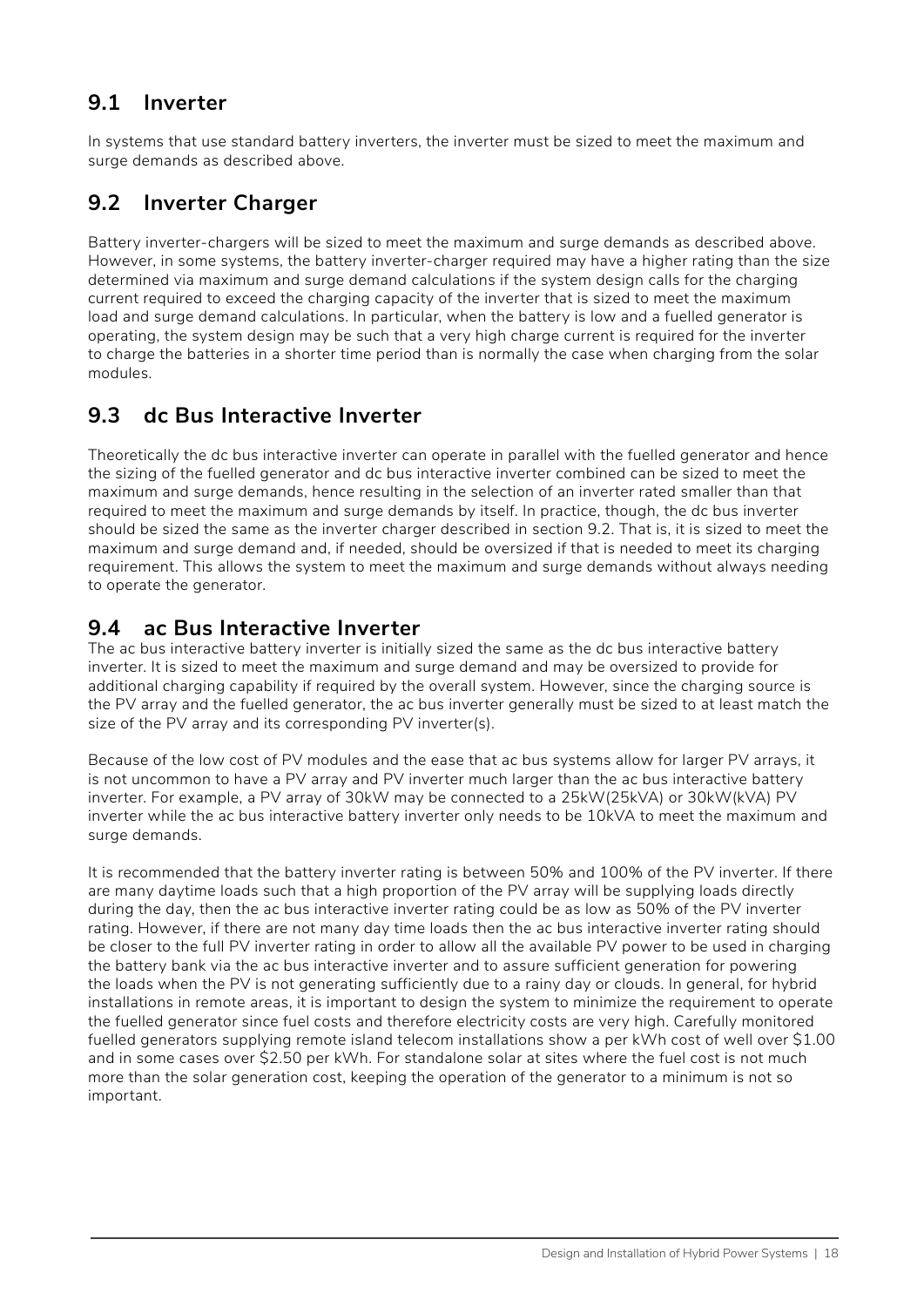## 9.1 Inverter

In systems that use standard battery inverters, the inverter must be sized to meet the maximum and surge demands as described above.

## 9.2 Inverter Charger

Battery inverter-chargers will be sized to meet the maximum and surge demands as described above. However, in some systems, the battery inverter-charger required may have a higher rating than the size determined via maximum and surge demand calculations if the system design calls for the charging current required to exceed the charging capacity of the inverter that is sized to meet the maximum load and surge demand calculations. In particular, when the battery is low and a fuelled generator is operating, the system design may be such that a very high charge current is required for the inverter to charge the batteries in a shorter time period than is normally the case when charging from the solar modules.

## 9.3 dc Bus Interactive Inverter

Theoretically the dc bus interactive inverter can operate in parallel with the fuelled generator and hence the sizing of the fuelled generator and dc bus interactive inverter combined can be sized to meet the maximum and surge demands, hence resulting in the selection of an inverter rated smaller than that required to meet the maximum and surge demands by itself. In practice, though, the dc bus inverter should be sized the same as the inverter charger described in section 9.2. That is, it is sized to meet the maximum and surge demand and, if needed, should be oversized if that is needed to meet its charging requirement. This allows the system to meet the maximum and surge demands without always needing to operate the generator.

## 9.4 ac Bus Interactive Inverter

The ac bus interactive battery inverter is initially sized the same as the dc bus interactive battery inverter. It is sized to meet the maximum and surge demand and may be oversized to provide for additional charging capability if required by the overall system. However, since the charging source is the PV array and the fuelled generator, the ac bus inverter generally must be sized to at least match the size of the PV array and its corresponding PV inverter(s).

Because of the low cost of PV modules and the ease that ac bus systems allow for larger PV arrays, it is not uncommon to have a PV array and PV inverter much larger than the ac bus interactive battery inverter. For example, a PV array of 30kW may be connected to a 25kW(25kVA) or 30kW(kVA) PV inverter while the ac bus interactive battery inverter only needs to be 10kVA to meet the maximum and surge demands.

It is recommended that the battery inverter rating is between 50% and 100% of the PV inverter. If there are many daytime loads such that a high proportion of the PV array will be supplying loads directly during the day, then the ac bus interactive inverter rating could be as low as 50% of the PV inverter rating. However, if there are not many day time loads then the ac bus interactive inverter rating should be closer to the full PV inverter rating in order to allow all the available PV power to be used in charging the battery bank via the ac bus interactive inverter and to assure sufficient generation for powering the loads when the PV is not generating sufficiently due to a rainy day or clouds. In general, for hybrid installations in remote areas, it is important to design the system to minimize the requirement to operate the fuelled generator since fuel costs and therefore electricity costs are very high. Carefully monitored fuelled generators supplying remote island telecom installations show a per kWh cost of well over $1.00 and in some cases over $2.50 per kWh. For standalone solar at sites where the fuel cost is not much more than the solar generation cost, keeping the operation of the generator to a minimum is not so important.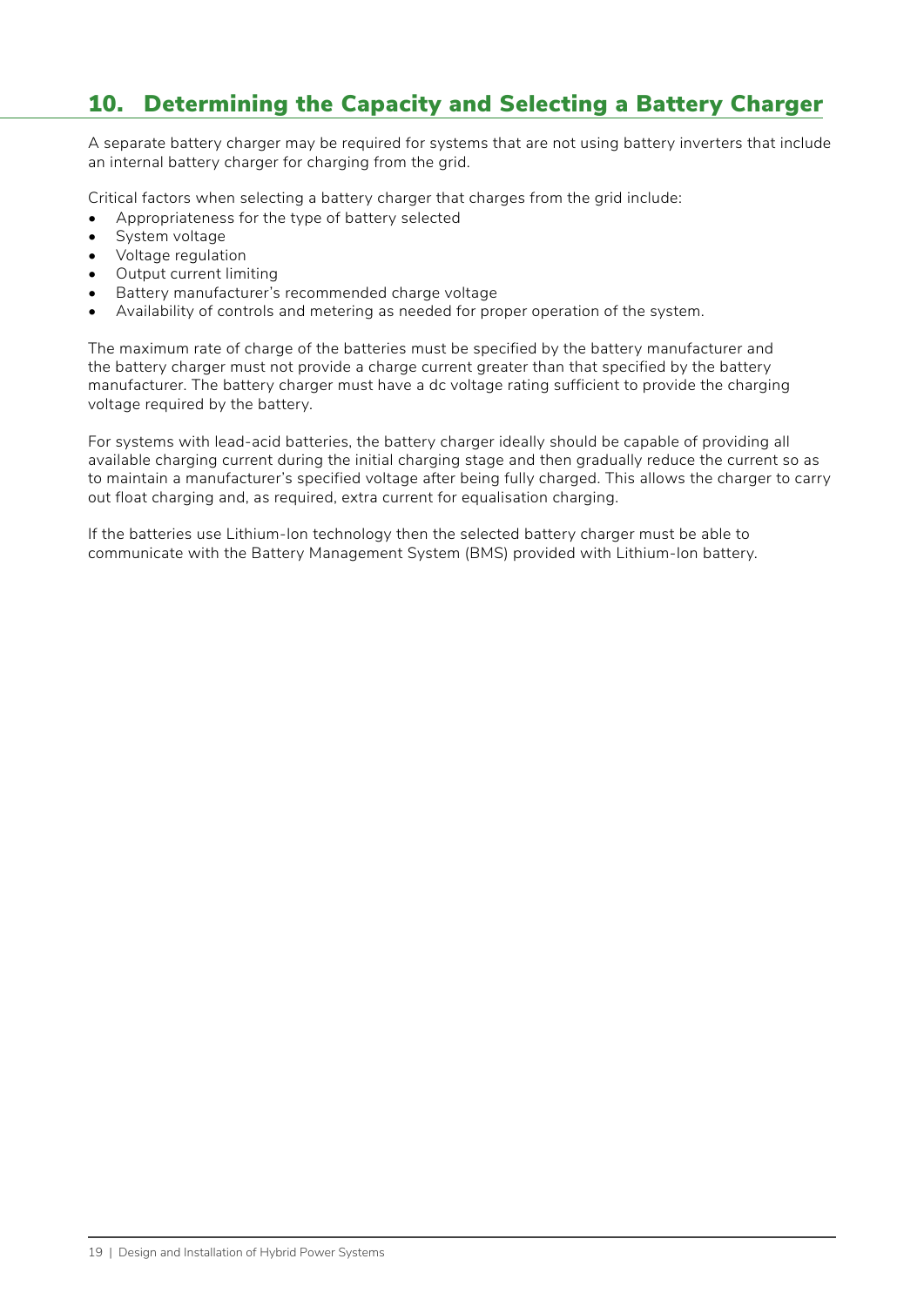# 10. Determining the Capacity and Selecting a Battery Charger

A separate battery charger may be required for systems that are not using battery inverters that include an internal battery charger for charging from the grid.

Critical factors when selecting a battery charger that charges from the grid include:

- Appropriateness for the type of battery selected
- System voltage
- Voltage regulation
- Output current limiting
- Battery manufacturer's recommended charge voltage
- Availability of controls and metering as needed for proper operation of the system.

The maximum rate of charge of the batteries must be specified by the battery manufacturer and the battery charger must not provide a charge current greater than that specified by the battery manufacturer. The battery charger must have a dc voltage rating sufficient to provide the charging voltage required by the battery.

For systems with lead-acid batteries, the battery charger ideally should be capable of providing all available charging current during the initial charging stage and then gradually reduce the current so as to maintain a manufacturer's specified voltage after being fully charged. This allows the charger to carry out float charging and, as required, extra current for equalisation charging.

If the batteries use Lithium-Ion technology then the selected battery charger must be able to communicate with the Battery Management System (BMS) provided with Lithium-Ion battery.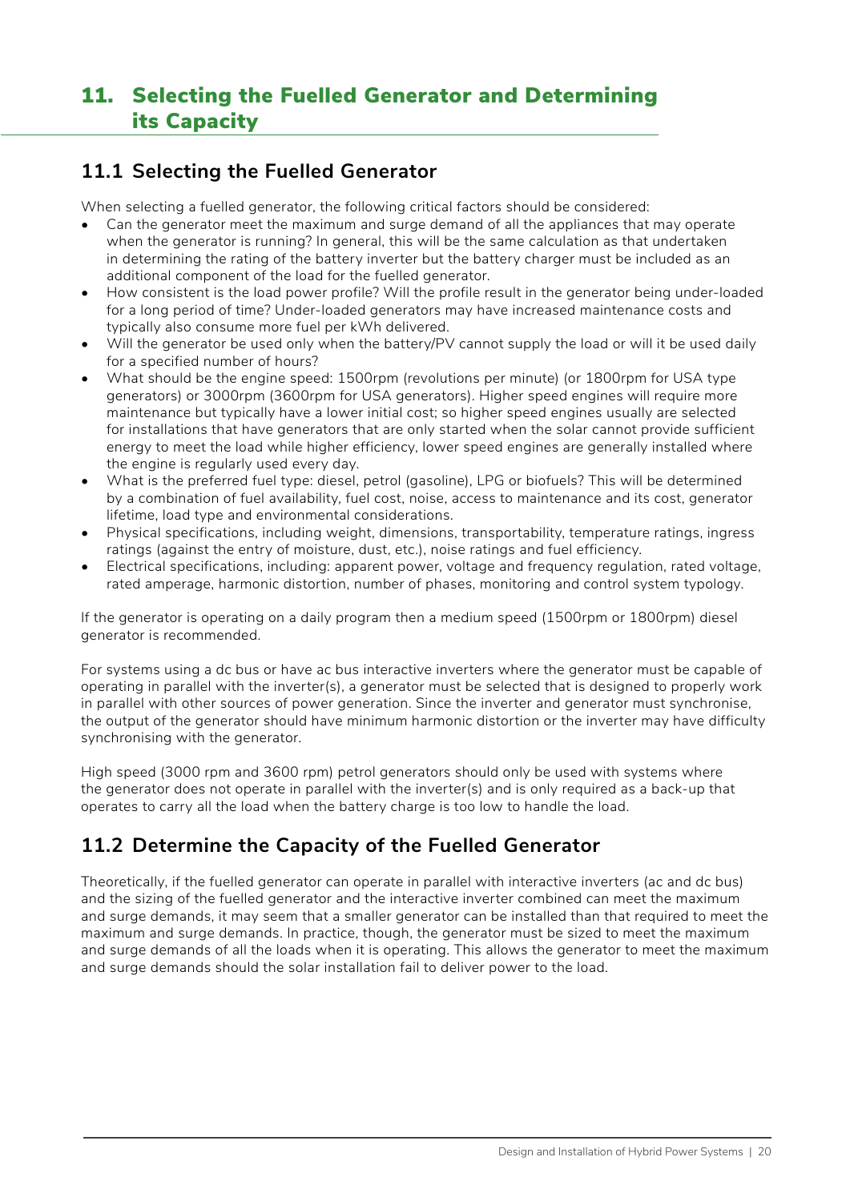# 11. Selecting the Fuelled Generator and Determining its Capacity

## 11.1 Selecting the Fuelled Generator

When selecting a fuelled generator, the following critical factors should be considered:

- Can the generator meet the maximum and surge demand of all the appliances that may operate when the generator is running? In general, this will be the same calculation as that undertaken in determining the rating of the battery inverter but the battery charger must be included as an additional component of the load for the fuelled generator.
- How consistent is the load power profile? Will the profile result in the generator being under-loaded for a long period of time? Under-loaded generators may have increased maintenance costs and typically also consume more fuel per kWh delivered.
- Will the generator be used only when the battery/PV cannot supply the load or will it be used daily for a specified number of hours?
- What should be the engine speed: 1500rpm (revolutions per minute) (or 1800rpm for USA type generators) or 3000rpm (3600rpm for USA generators). Higher speed engines will require more maintenance but typically have a lower initial cost; so higher speed engines usually are selected for installations that have generators that are only started when the solar cannot provide sufficient energy to meet the load while higher efficiency, lower speed engines are generally installed where the engine is regularly used every day.
- What is the preferred fuel type: diesel, petrol (gasoline), LPG or biofuels? This will be determined by a combination of fuel availability, fuel cost, noise, access to maintenance and its cost, generator lifetime, load type and environmental considerations.
- Physical specifications, including weight, dimensions, transportability, temperature ratings, ingress ratings (against the entry of moisture, dust, etc.), noise ratings and fuel efficiency.
- Electrical specifications, including: apparent power, voltage and frequency regulation, rated voltage, rated amperage, harmonic distortion, number of phases, monitoring and control system typology.

If the generator is operating on a daily program then a medium speed (1500rpm or 1800rpm) diesel generator is recommended.

For systems using a dc bus or have ac bus interactive inverters where the generator must be capable of operating in parallel with the inverter(s), a generator must be selected that is designed to properly work in parallel with other sources of power generation. Since the inverter and generator must synchronise, the output of the generator should have minimum harmonic distortion or the inverter may have difficulty synchronising with the generator.

High speed (3000 rpm and 3600 rpm) petrol generators should only be used with systems where the generator does not operate in parallel with the inverter(s) and is only required as a back-up that operates to carry all the load when the battery charge is too low to handle the load.

## 11.2 Determine the Capacity of the Fuelled Generator

Theoretically, if the fuelled generator can operate in parallel with interactive inverters (ac and dc bus) and the sizing of the fuelled generator and the interactive inverter combined can meet the maximum and surge demands, it may seem that a smaller generator can be installed than that required to meet the maximum and surge demands. In practice, though, the generator must be sized to meet the maximum and surge demands of all the loads when it is operating. This allows the generator to meet the maximum and surge demands should the solar installation fail to deliver power to the load.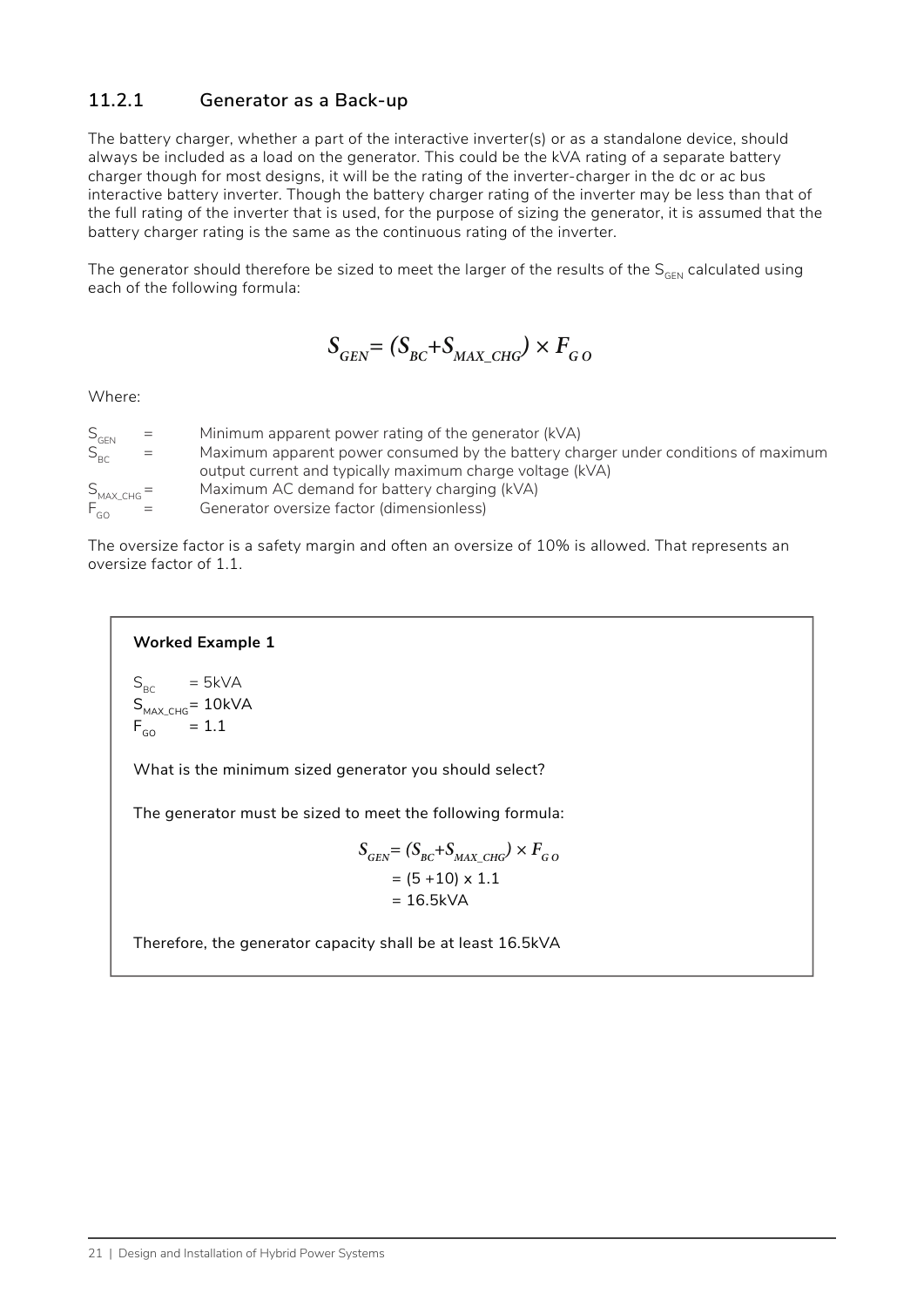### 11.2.1 Generator as a Back-up

The battery charger, whether a part of the interactive inverter(s) or as a standalone device, should always be included as a load on the generator. This could be the kVA rating of a separate battery charger though for most designs, it will be the rating of the inverter-charger in the dc or ac bus interactive battery inverter. Though the battery charger rating of the inverter may be less than that of the full rating of the inverter that is used, for the purpose of sizing the generator, it is assumed that the battery charger rating is the same as the continuous rating of the inverter.

The generator should therefore be sized to meet the larger of the results of the $S_{GEN}$ calculated using each of the following formula:

$$S_{GEN} = (S_{BC} + S_{MAX\_CHG}) \times F_{GO}$$

Where:

- $S_{GEN}$ = Minimum apparent power rating of the generator (kVA)
- $S_{BC}$ = Maximum apparent power consumed by the battery charger under conditions of maximum output current and typically maximum charge voltage (kVA)
- $S_{MAX\_CHG}$ = Maximum AC demand for battery charging (kVA)
- $F_{GO}$ = Generator oversize factor (dimensionless)

The oversize factor is a safety margin and often an oversize of 10% is allowed. That represents an oversize factor of 1.1.

---

**Worked Example 1**

$S_{BC}$ = 5kVA
$S_{MAX\_CHG}$ = 10kVA
$F_{GO}$ = 1.1

What is the minimum sized generator you should select?

The generator must be sized to meet the following formula:

$$S_{GEN} = (S_{BC} + S_{MAX\_CHG}) \times F_{GO}$$
$$= (5 + 10) \times 1.1$$
$$= 16.5\text{kVA}$$

Therefore, the generator capacity shall be at least 16.5kVA

---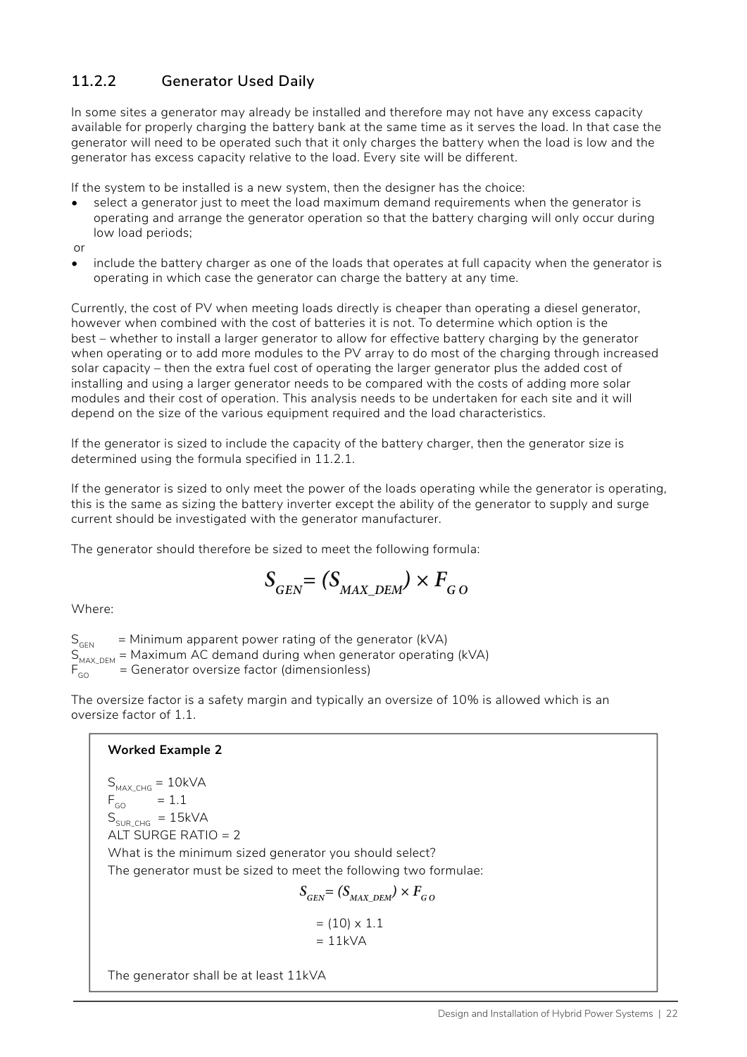### 11.2.2 Generator Used Daily

In some sites a generator may already be installed and therefore may not have any excess capacity available for properly charging the battery bank at the same time as it serves the load. In that case the generator will need to be operated such that it only charges the battery when the load is low and the generator has excess capacity relative to the load. Every site will be different.

If the system to be installed is a new system, then the designer has the choice:

- select a generator just to meet the load maximum demand requirements when the generator is operating and arrange the generator operation so that the battery charging will only occur during low load periods;

or

- include the battery charger as one of the loads that operates at full capacity when the generator is operating in which case the generator can charge the battery at any time.

Currently, the cost of PV when meeting loads directly is cheaper than operating a diesel generator, however when combined with the cost of batteries it is not. To determine which option is the best – whether to install a larger generator to allow for effective battery charging by the generator when operating or to add more modules to the PV array to do most of the charging through increased solar capacity – then the extra fuel cost of operating the larger generator plus the added cost of installing and using a larger generator needs to be compared with the costs of adding more solar modules and their cost of operation. This analysis needs to be undertaken for each site and it will depend on the size of the various equipment required and the load characteristics.

If the generator is sized to include the capacity of the battery charger, then the generator size is determined using the formula specified in 11.2.1.

If the generator is sized to only meet the power of the loads operating while the generator is operating, this is the same as sizing the battery inverter except the ability of the generator to supply and surge current should be investigated with the generator manufacturer.

The generator should therefore be sized to meet the following formula:

$$S_{GEN} = (S_{MAX\_DEM}) \times F_{GO}$$

Where:

$S_{GEN}$ = Minimum apparent power rating of the generator (kVA)
$S_{MAX\_DEM}$ = Maximum AC demand during when generator operating (kVA)
$F_{GO}$ = Generator oversize factor (dimensionless)

The oversize factor is a safety margin and typically an oversize of 10% is allowed which is an oversize factor of 1.1.

**Worked Example 2**

$S_{MAX\_CHG}$ = 10kVA
$F_{GO}$ = 1.1
$S_{SUR\_CHG}$ = 15kVA
ALT SURGE RATIO = 2

What is the minimum sized generator you should select?

The generator must be sized to meet the following two formulae:

$$S_{GEN} = (S_{MAX\_DEM}) \times F_{GO}$$

$$= (10) \times 1.1$$

$$= 11\text{kVA}$$

The generator shall be at least 11kVA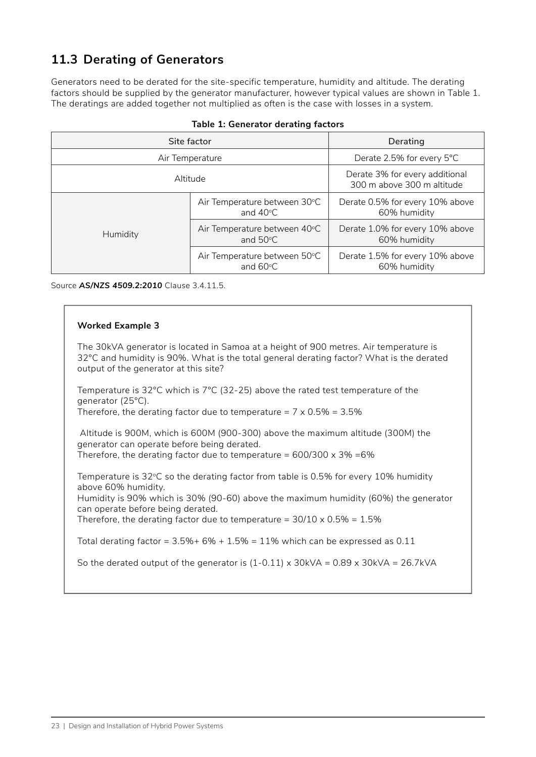## 11.3 Derating of Generators

Generators need to be derated for the site-specific temperature, humidity and altitude. The derating factors should be supplied by the generator manufacturer, however typical values are shown in Table 1. The deratings are added together not multiplied as often is the case with losses in a system.

**Table 1: Generator derating factors**

| Site factor | | Derating |
|---|---|---|
| Air Temperature | | Derate 2.5% for every 5°C |
| Altitude | | Derate 3% for every additional 300 m above 300 m altitude |
| Humidity | Air Temperature between 30°C and 40°C | Derate 0.5% for every 10% above 60% humidity |
| | Air Temperature between 40°C and 50°C | Derate 1.0% for every 10% above 60% humidity |
| | Air Temperature between 50°C and 60°C | Derate 1.5% for every 10% above 60% humidity |

Source ***AS/NZS 4509.2:2010*** Clause 3.4.11.5.

**Worked Example 3**

The 30kVA generator is located in Samoa at a height of 900 metres. Air temperature is 32°C and humidity is 90%. What is the total general derating factor? What is the derated output of the generator at this site?

Temperature is 32°C which is 7°C (32-25) above the rated test temperature of the generator (25°C).
Therefore, the derating factor due to temperature = 7 x 0.5% = 3.5%

Altitude is 900M, which is 600M (900-300) above the maximum altitude (300M) the generator can operate before being derated.
Therefore, the derating factor due to temperature = 600/300 x 3% =6%

Temperature is 32°C so the derating factor from table is 0.5% for every 10% humidity above 60% humidity.
Humidity is 90% which is 30% (90-60) above the maximum humidity (60%) the generator can operate before being derated.
Therefore, the derating factor due to temperature = 30/10 x 0.5% = 1.5%

Total derating factor = 3.5%+ 6% + 1.5% = 11% which can be expressed as 0.11

So the derated output of the generator is (1-0.11) x 30kVA = 0.89 x 30kVA = 26.7kVA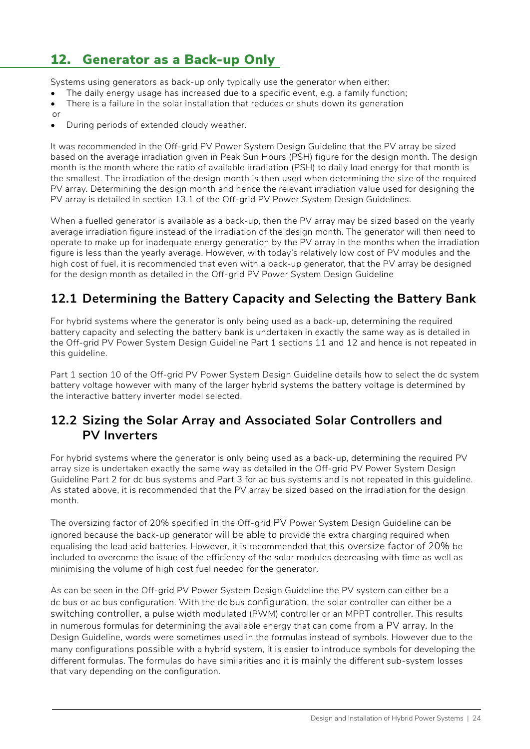# 12. Generator as a Back-up Only

Systems using generators as back-up only typically use the generator when either:

- The daily energy usage has increased due to a specific event, e.g. a family function;
- There is a failure in the solar installation that reduces or shuts down its generation

or

- During periods of extended cloudy weather.

It was recommended in the Off-grid PV Power System Design Guideline that the PV array be sized based on the average irradiation given in Peak Sun Hours (PSH) figure for the design month. The design month is the month where the ratio of available irradiation (PSH) to daily load energy for that month is the smallest. The irradiation of the design month is then used when determining the size of the required PV array. Determining the design month and hence the relevant irradiation value used for designing the PV array is detailed in section 13.1 of the Off-grid PV Power System Design Guidelines.

When a fuelled generator is available as a back-up, then the PV array may be sized based on the yearly average irradiation figure instead of the irradiation of the design month. The generator will then need to operate to make up for inadequate energy generation by the PV array in the months when the irradiation figure is less than the yearly average. However, with today's relatively low cost of PV modules and the high cost of fuel, it is recommended that even with a back-up generator, that the PV array be designed for the design month as detailed in the Off-grid PV Power System Design Guideline

## 12.1 Determining the Battery Capacity and Selecting the Battery Bank

For hybrid systems where the generator is only being used as a back-up, determining the required battery capacity and selecting the battery bank is undertaken in exactly the same way as is detailed in the Off-grid PV Power System Design Guideline Part 1 sections 11 and 12 and hence is not repeated in this guideline.

Part 1 section 10 of the Off-grid PV Power System Design Guideline details how to select the dc system battery voltage however with many of the larger hybrid systems the battery voltage is determined by the interactive battery inverter model selected.

## 12.2 Sizing the Solar Array and Associated Solar Controllers and PV Inverters

For hybrid systems where the generator is only being used as a back-up, determining the required PV array size is undertaken exactly the same way as detailed in the Off-grid PV Power System Design Guideline Part 2 for dc bus systems and Part 3 for ac bus systems and is not repeated in this guideline. As stated above, it is recommended that the PV array be sized based on the irradiation for the design month.

The oversizing factor of 20% specified in the Off-grid PV Power System Design Guideline can be ignored because the back-up generator will be able to provide the extra charging required when equalising the lead acid batteries. However, it is recommended that this oversize factor of 20% be included to overcome the issue of the efficiency of the solar modules decreasing with time as well as minimising the volume of high cost fuel needed for the generator.

As can be seen in the Off-grid PV Power System Design Guideline the PV system can either be a dc bus or ac bus configuration. With the dc bus configuration, the solar controller can either be a switching controller, a pulse width modulated (PWM) controller or an MPPT controller. This results in numerous formulas for determining the available energy that can come from a PV array. In the Design Guideline, words were sometimes used in the formulas instead of symbols. However due to the many configurations possible with a hybrid system, it is easier to introduce symbols for developing the different formulas. The formulas do have similarities and it is mainly the different sub-system losses that vary depending on the configuration.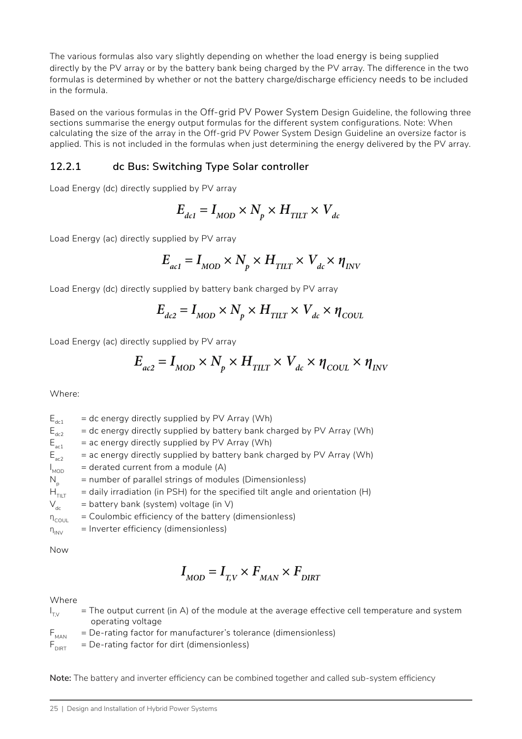The various formulas also vary slightly depending on whether the load energy is being supplied directly by the PV array or by the battery bank being charged by the PV array. The difference in the two formulas is determined by whether or not the battery charge/discharge efficiency needs to be included in the formula.

Based on the various formulas in the Off-grid PV Power System Design Guideline, the following three sections summarise the energy output formulas for the different system configurations. Note: When calculating the size of the array in the Off-grid PV Power System Design Guideline an oversize factor is applied. This is not included in the formulas when just determining the energy delivered by the PV array.

### 12.2.1 dc Bus: Switching Type Solar controller

Load Energy (dc) directly supplied by PV array

$$E_{dc1} = I_{MOD} \times N_p \times H_{TILT} \times V_{dc}$$

Load Energy (ac) directly supplied by PV array

$$E_{ac1} = I_{MOD} \times N_p \times H_{TILT} \times V_{dc} \times \eta_{INV}$$

Load Energy (dc) directly supplied by battery bank charged by PV array

$$E_{dc2} = I_{MOD} \times N_p \times H_{TILT} \times V_{dc} \times \eta_{COUL}$$

Load Energy (ac) directly supplied by PV array

$$E_{ac2} = I_{MOD} \times N_p \times H_{TILT} \times V_{dc} \times \eta_{COUL} \times \eta_{INV}$$

Where:

$E_{dc1}$ = dc energy directly supplied by PV Array (Wh)
$E_{dc2}$ = dc energy directly supplied by battery bank charged by PV Array (Wh)
$E_{ac1}$ = ac energy directly supplied by PV Array (Wh)
$E_{ac2}$ = ac energy directly supplied by battery bank charged by PV Array (Wh)
$I_{MOD}$ = derated current from a module (A)
$N_p$ = number of parallel strings of modules (Dimensionless)
$H_{TILT}$ = daily irradiation (in PSH) for the specified tilt angle and orientation (H)
$V_{dc}$ = battery bank (system) voltage (in V)
$\eta_{COUL}$ = Coulombic efficiency of the battery (dimensionless)
$\eta_{INV}$ = Inverter efficiency (dimensionless)

Now

$$I_{MOD} = I_{T,V} \times F_{MAN} \times F_{DIRT}$$

Where
$I_{T,V}$ = The output current (in A) of the module at the average effective cell temperature and system operating voltage
$F_{MAN}$ = De-rating factor for manufacturer's tolerance (dimensionless)
$F_{DIRT}$ = De-rating factor for dirt (dimensionless)

**Note:** The battery and inverter efficiency can be combined together and called sub-system efficiency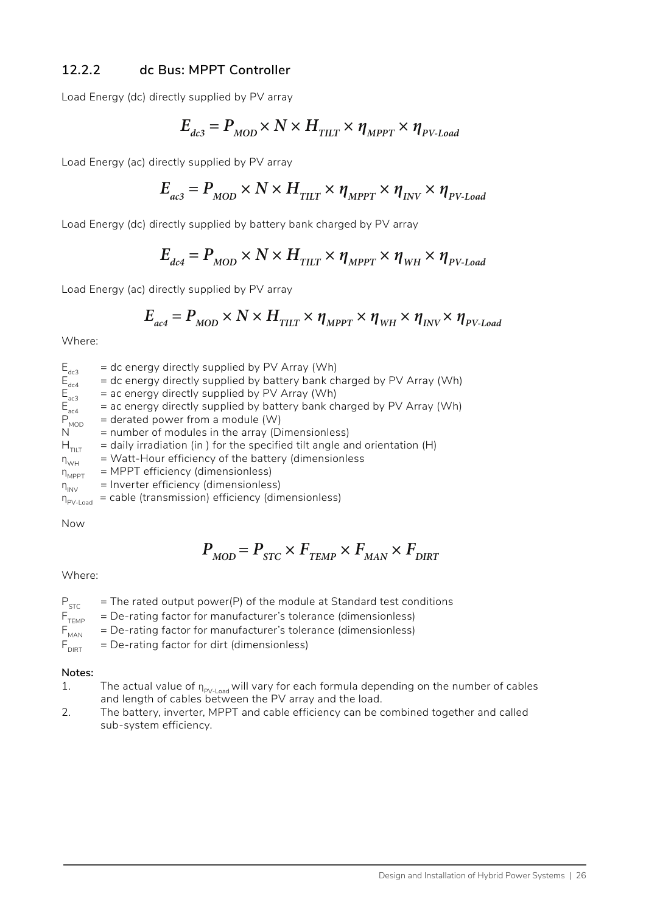### 12.2.2 dc Bus: MPPT Controller

Load Energy (dc) directly supplied by PV array

$$E_{dc3} = P_{MOD} \times N \times H_{TILT} \times \eta_{MPPT} \times \eta_{PV\text{-}Load}$$

Load Energy (ac) directly supplied by PV array

$$E_{ac3} = P_{MOD} \times N \times H_{TILT} \times \eta_{MPPT} \times \eta_{INV} \times \eta_{PV\text{-}Load}$$

Load Energy (dc) directly supplied by battery bank charged by PV array

$$E_{dc4} = P_{MOD} \times N \times H_{TILT} \times \eta_{MPPT} \times \eta_{WH} \times \eta_{PV\text{-}Load}$$

Load Energy (ac) directly supplied by PV array

$$E_{ac4} = P_{MOD} \times N \times H_{TILT} \times \eta_{MPPT} \times \eta_{WH} \times \eta_{INV} \times \eta_{PV\text{-}Load}$$

Where:

$E_{dc3}$ = dc energy directly supplied by PV Array (Wh)
$E_{dc4}$ = dc energy directly supplied by battery bank charged by PV Array (Wh)
$E_{ac3}$ = ac energy directly supplied by PV Array (Wh)
$E_{ac4}$ = ac energy directly supplied by battery bank charged by PV Array (Wh)
$P_{MOD}$ = derated power from a module (W)
$N$ = number of modules in the array (Dimensionless)
$H_{TILT}$ = daily irradiation (in ) for the specified tilt angle and orientation (H)
$\eta_{WH}$ = Watt-Hour efficiency of the battery (dimensionless
$\eta_{MPPT}$ = MPPT efficiency (dimensionless)
$\eta_{INV}$ = Inverter efficiency (dimensionless)
$\eta_{PV\text{-}Load}$ = cable (transmission) efficiency (dimensionless)

Now

$$P_{MOD} = P_{STC} \times F_{TEMP} \times F_{MAN} \times F_{DIRT}$$

Where:

$P_{STC}$ = The rated output power(P) of the module at Standard test conditions
$F_{TEMP}$ = De-rating factor for manufacturer's tolerance (dimensionless)
$F_{MAN}$ = De-rating factor for manufacturer's tolerance (dimensionless)
$F_{DIRT}$ = De-rating factor for dirt (dimensionless)

**Notes:**

1. The actual value of $\eta_{PV\text{-}Load}$ will vary for each formula depending on the number of cables and length of cables between the PV array and the load.
2. The battery, inverter, MPPT and cable efficiency can be combined together and called sub-system efficiency.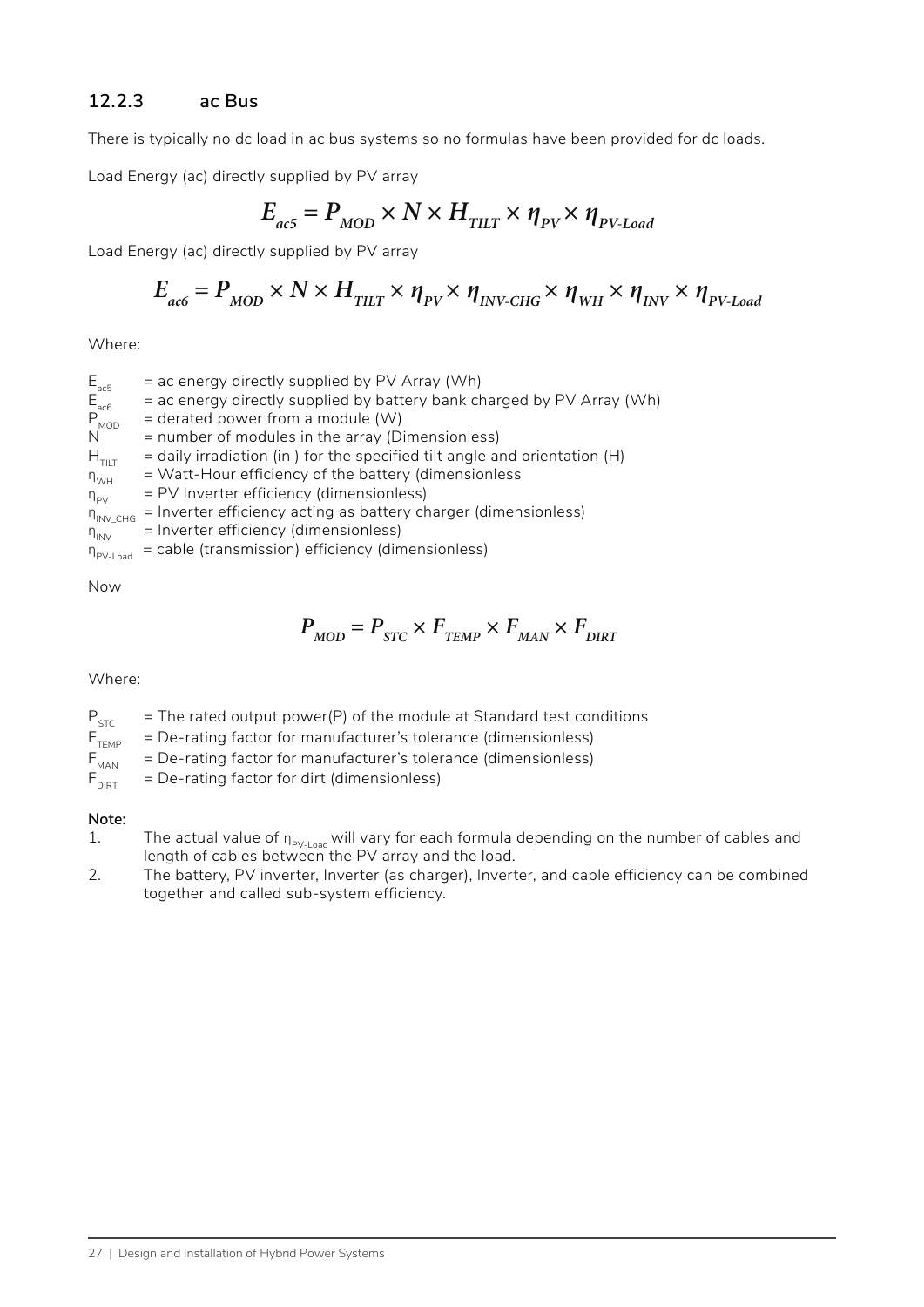### 12.2.3 ac Bus

There is typically no dc load in ac bus systems so no formulas have been provided for dc loads.

Load Energy (ac) directly supplied by PV array

$$E_{ac5} = P_{MOD} \times N \times H_{TILT} \times \eta_{PV} \times \eta_{PV\text{-}Load}$$

Load Energy (ac) directly supplied by PV array

$$E_{ac6} = P_{MOD} \times N \times H_{TILT} \times \eta_{PV} \times \eta_{INV\text{-}CHG} \times \eta_{WH} \times \eta_{INV} \times \eta_{PV\text{-}Load}$$

Where:

$E_{ac5}$ = ac energy directly supplied by PV Array (Wh)
$E_{ac6}$ = ac energy directly supplied by battery bank charged by PV Array (Wh)
$P_{MOD}$ = derated power from a module (W)
N = number of modules in the array (Dimensionless)
$H_{TILT}$ = daily irradiation (in ) for the specified tilt angle and orientation (H)
$\eta_{WH}$ = Watt-Hour efficiency of the battery (dimensionless
$\eta_{PV}$ = PV Inverter efficiency (dimensionless)
$\eta_{INV\_CHG}$ = Inverter efficiency acting as battery charger (dimensionless)
$\eta_{INV}$ = Inverter efficiency (dimensionless)
$\eta_{PV\text{-}Load}$ = cable (transmission) efficiency (dimensionless)

Now

$$P_{MOD} = P_{STC} \times F_{TEMP} \times F_{MAN} \times F_{DIRT}$$

Where:

$P_{STC}$ = The rated output power(P) of the module at Standard test conditions
$F_{TEMP}$ = De-rating factor for manufacturer's tolerance (dimensionless)
$F_{MAN}$ = De-rating factor for manufacturer's tolerance (dimensionless)
$F_{DIRT}$ = De-rating factor for dirt (dimensionless)

**Note:**

1. The actual value of $\eta_{PV\text{-}Load}$ will vary for each formula depending on the number of cables and length of cables between the PV array and the load.
2. The battery, PV inverter, Inverter (as charger), Inverter, and cable efficiency can be combined together and called sub-system efficiency.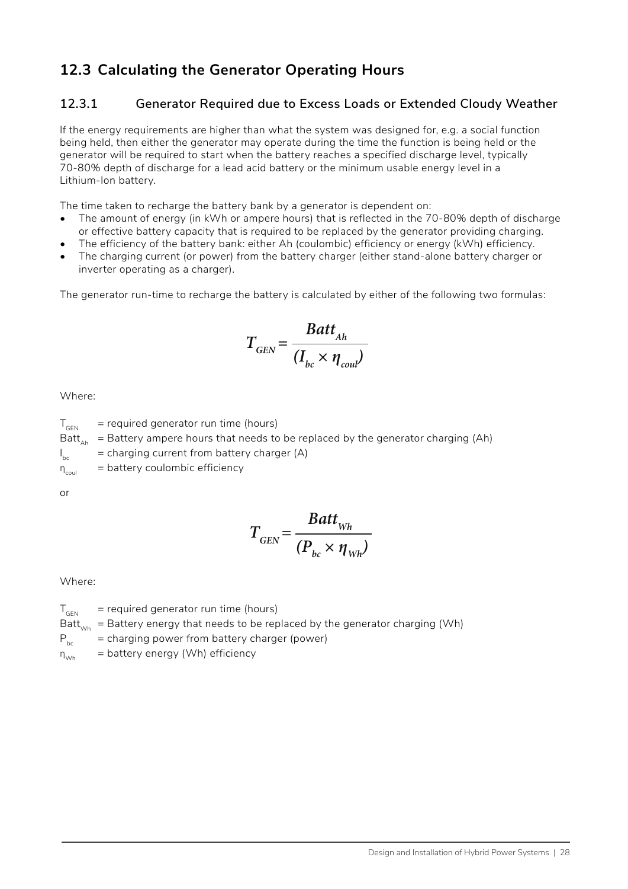## 12.3 Calculating the Generator Operating Hours

### 12.3.1 Generator Required due to Excess Loads or Extended Cloudy Weather

If the energy requirements are higher than what the system was designed for, e.g. a social function being held, then either the generator may operate during the time the function is being held or the generator will be required to start when the battery reaches a specified discharge level, typically 70-80% depth of discharge for a lead acid battery or the minimum usable energy level in a Lithium-Ion battery.

The time taken to recharge the battery bank by a generator is dependent on:

- The amount of energy (in kWh or ampere hours) that is reflected in the 70-80% depth of discharge or effective battery capacity that is required to be replaced by the generator providing charging.
- The efficiency of the battery bank: either Ah (coulombic) efficiency or energy (kWh) efficiency.
- The charging current (or power) from the battery charger (either stand-alone battery charger or inverter operating as a charger).

The generator run-time to recharge the battery is calculated by either of the following two formulas:

$$T_{GEN} = \frac{Batt_{Ah}}{(I_{bc} \times \eta_{coul})}$$

Where:

$T_{GEN}$ = required generator run time (hours)
$Batt_{Ah}$ = Battery ampere hours that needs to be replaced by the generator charging (Ah)
$I_{bc}$ = charging current from battery charger (A)
$\eta_{coul}$ = battery coulombic efficiency

or

$$T_{GEN} = \frac{Batt_{Wh}}{(P_{bc} \times \eta_{Wh})}$$

Where:

$T_{GEN}$ = required generator run time (hours)
$Batt_{Wh}$ = Battery energy that needs to be replaced by the generator charging (Wh)
$P_{bc}$ = charging power from battery charger (power)
$\eta_{Wh}$ = battery energy (Wh) efficiency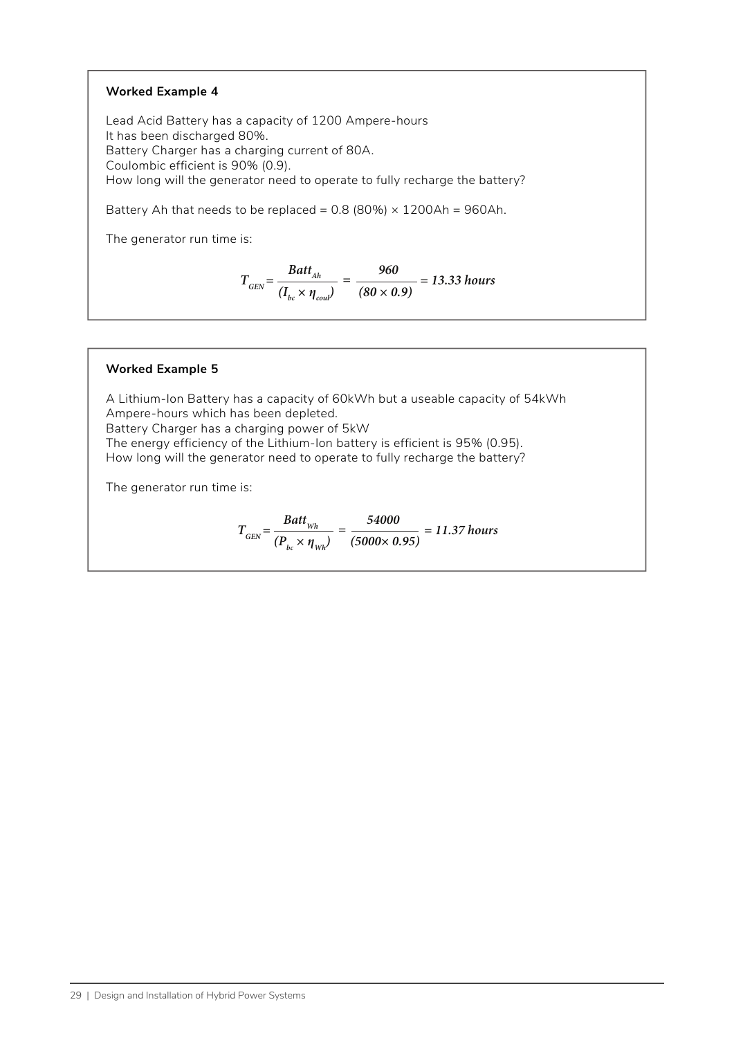**Worked Example 4**

Lead Acid Battery has a capacity of 1200 Ampere-hours
It has been discharged 80%.
Battery Charger has a charging current of 80A.
Coulombic efficient is 90% (0.9).
How long will the generator need to operate to fully recharge the battery?

Battery Ah that needs to be replaced = 0.8 (80%) × 1200Ah = 960Ah.

The generator run time is:

$$T_{GEN} = \frac{Batt_{Ah}}{(I_{bc} \times \eta_{coul})} = \frac{960}{(80 \times 0.9)} = 13.33 \text{ hours}$$

**Worked Example 5**

A Lithium-Ion Battery has a capacity of 60kWh but a useable capacity of 54kWh Ampere-hours which has been depleted.
Battery Charger has a charging power of 5kW
The energy efficiency of the Lithium-Ion battery is efficient is 95% (0.95).
How long will the generator need to operate to fully recharge the battery?

The generator run time is:

$$T_{GEN} = \frac{Batt_{Wh}}{(P_{bc} \times \eta_{Wh})} = \frac{54000}{(5000 \times 0.95)} = 11.37 \text{ hours}$$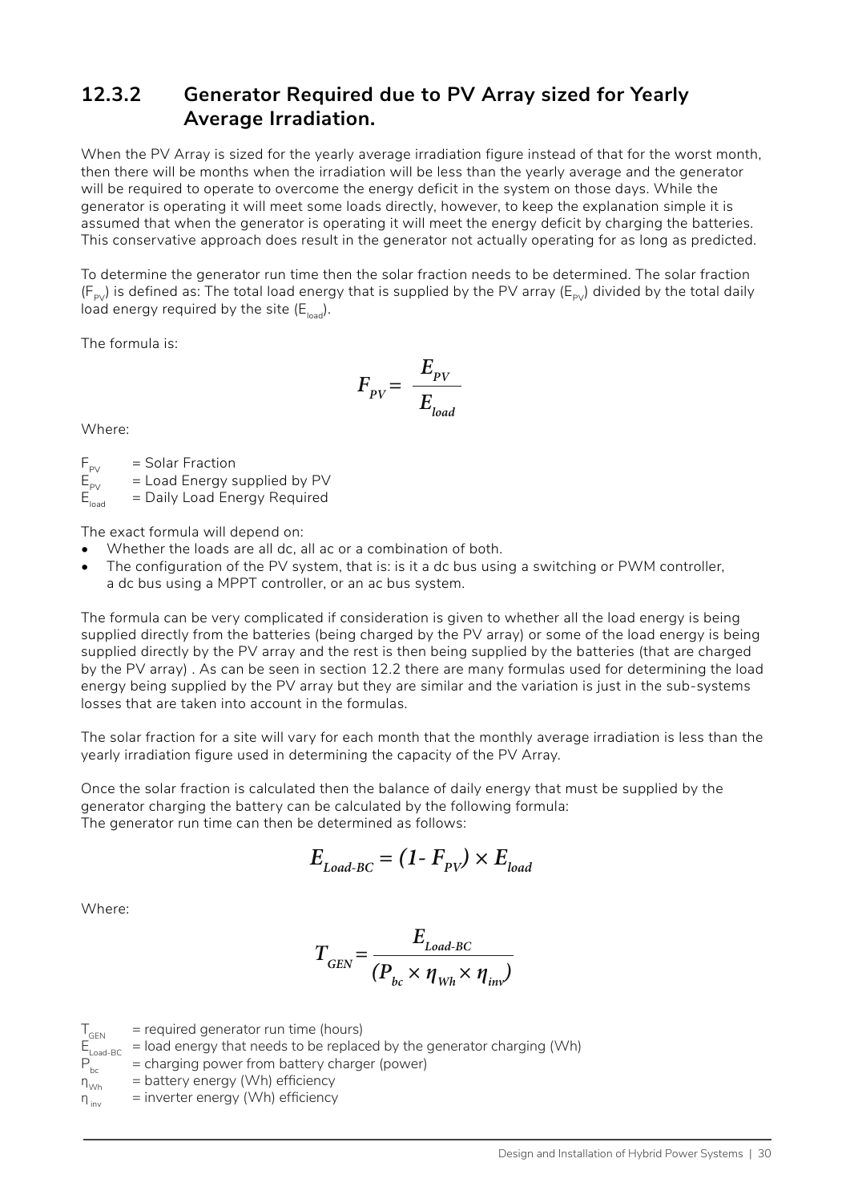### 12.3.2 Generator Required due to PV Array sized for Yearly Average Irradiation.

When the PV Array is sized for the yearly average irradiation figure instead of that for the worst month, then there will be months when the irradiation will be less than the yearly average and the generator will be required to operate to overcome the energy deficit in the system on those days. While the generator is operating it will meet some loads directly, however, to keep the explanation simple it is assumed that when the generator is operating it will meet the energy deficit by charging the batteries. This conservative approach does result in the generator not actually operating for as long as predicted.

To determine the generator run time then the solar fraction needs to be determined. The solar fraction ($F_{PV}$) is defined as: The total load energy that is supplied by the PV array ($E_{PV}$) divided by the total daily load energy required by the site ($E_{load}$).

The formula is:

$$F_{PV} = \frac{E_{PV}}{E_{load}}$$

Where:

$F_{PV}$ = Solar Fraction
$E_{PV}$ = Load Energy supplied by PV
$E_{load}$ = Daily Load Energy Required

The exact formula will depend on:

- Whether the loads are all dc, all ac or a combination of both.
- The configuration of the PV system, that is: is it a dc bus using a switching or PWM controller, a dc bus using a MPPT controller, or an ac bus system.

The formula can be very complicated if consideration is given to whether all the load energy is being supplied directly from the batteries (being charged by the PV array) or some of the load energy is being supplied directly by the PV array and the rest is then being supplied by the batteries (that are charged by the PV array) . As can be seen in section 12.2 there are many formulas used for determining the load energy being supplied by the PV array but they are similar and the variation is just in the sub-systems losses that are taken into account in the formulas.

The solar fraction for a site will vary for each month that the monthly average irradiation is less than the yearly irradiation figure used in determining the capacity of the PV Array.

Once the solar fraction is calculated then the balance of daily energy that must be supplied by the generator charging the battery can be calculated by the following formula:
The generator run time can then be determined as follows:

$$E_{Load\text{-}BC} = (1 - F_{PV}) \times E_{load}$$

Where:

$$T_{GEN} = \frac{E_{Load\text{-}BC}}{(P_{bc} \times \eta_{Wh} \times \eta_{inv})}$$

$T_{GEN}$ = required generator run time (hours)
$E_{Load\text{-}BC}$ = load energy that needs to be replaced by the generator charging (Wh)
$P_{bc}$ = charging power from battery charger (power)
$\eta_{Wh}$ = battery energy (Wh) efficiency
$\eta_{inv}$ = inverter energy (Wh) efficiency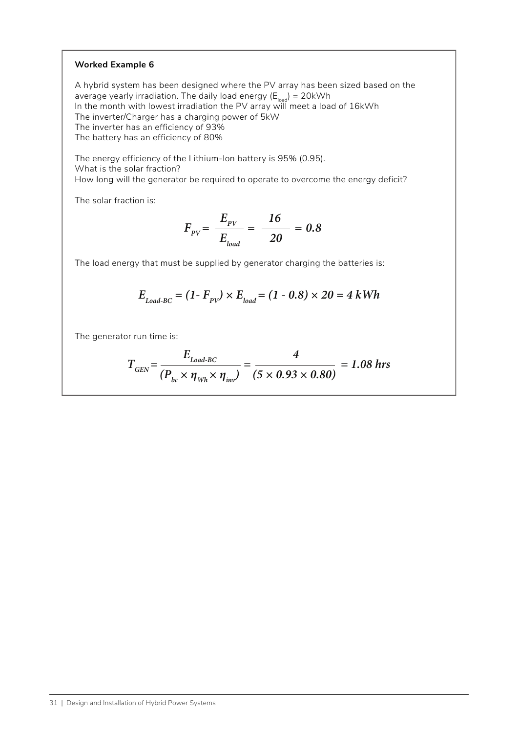**Worked Example 6**

A hybrid system has been designed where the PV array has been sized based on the average yearly irradiation. The daily load energy ($E_{load}$) = 20kWh
In the month with lowest irradiation the PV array will meet a load of 16kWh
The inverter/Charger has a charging power of 5kW
The inverter has an efficiency of 93%
The battery has an efficiency of 80%

The energy efficiency of the Lithium-Ion battery is 95% (0.95).
What is the solar fraction?
How long will the generator be required to operate to overcome the energy deficit?

The solar fraction is:

$$F_{PV} = \frac{E_{PV}}{E_{load}} = \frac{16}{20} = 0.8$$

The load energy that must be supplied by generator charging the batteries is:

$$E_{Load\text{-}BC} = (1 - F_{PV}) \times E_{load} = (1 - 0.8) \times 20 = 4\ kWh$$

The generator run time is:

$$T_{GEN} = \frac{E_{Load\text{-}BC}}{(P_{bc} \times \eta_{Wh} \times \eta_{inv})} = \frac{4}{(5 \times 0.93 \times 0.80)} = 1.08\ hrs$$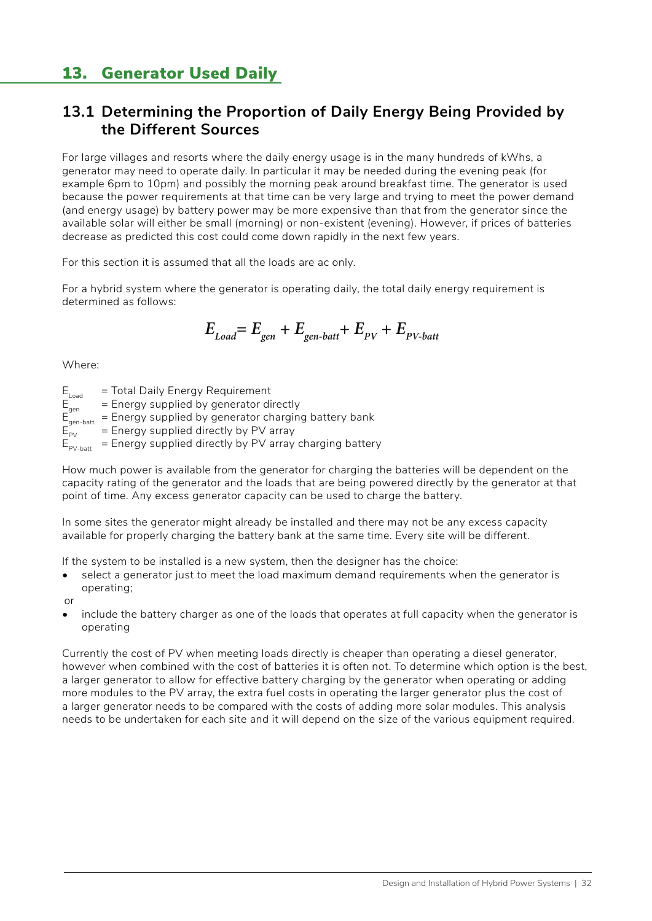# 13. Generator Used Daily

## 13.1 Determining the Proportion of Daily Energy Being Provided by the Different Sources

For large villages and resorts where the daily energy usage is in the many hundreds of kWhs, a generator may need to operate daily. In particular it may be needed during the evening peak (for example 6pm to 10pm) and possibly the morning peak around breakfast time. The generator is used because the power requirements at that time can be very large and trying to meet the power demand (and energy usage) by battery power may be more expensive than that from the generator since the available solar will either be small (morning) or non-existent (evening). However, if prices of batteries decrease as predicted this cost could come down rapidly in the next few years.

For this section it is assumed that all the loads are ac only.

For a hybrid system where the generator is operating daily, the total daily energy requirement is determined as follows:

$$E_{Load} = E_{gen} + E_{gen\text{-}batt} + E_{PV} + E_{PV\text{-}batt}$$

Where:

$E_{Load}$ = Total Daily Energy Requirement
$E_{gen}$ = Energy supplied by generator directly
$E_{gen\text{-}batt}$ = Energy supplied by generator charging battery bank
$E_{PV}$ = Energy supplied directly by PV array
$E_{PV\text{-}batt}$ = Energy supplied directly by PV array charging battery

How much power is available from the generator for charging the batteries will be dependent on the capacity rating of the generator and the loads that are being powered directly by the generator at that point of time. Any excess generator capacity can be used to charge the battery.

In some sites the generator might already be installed and there may not be any excess capacity available for properly charging the battery bank at the same time. Every site will be different.

If the system to be installed is a new system, then the designer has the choice:

- select a generator just to meet the load maximum demand requirements when the generator is operating;

or

- include the battery charger as one of the loads that operates at full capacity when the generator is operating

Currently the cost of PV when meeting loads directly is cheaper than operating a diesel generator, however when combined with the cost of batteries it is often not. To determine which option is the best, a larger generator to allow for effective battery charging by the generator when operating or adding more modules to the PV array, the extra fuel costs in operating the larger generator plus the cost of a larger generator needs to be compared with the costs of adding more solar modules. This analysis needs to be undertaken for each site and it will depend on the size of the various equipment required.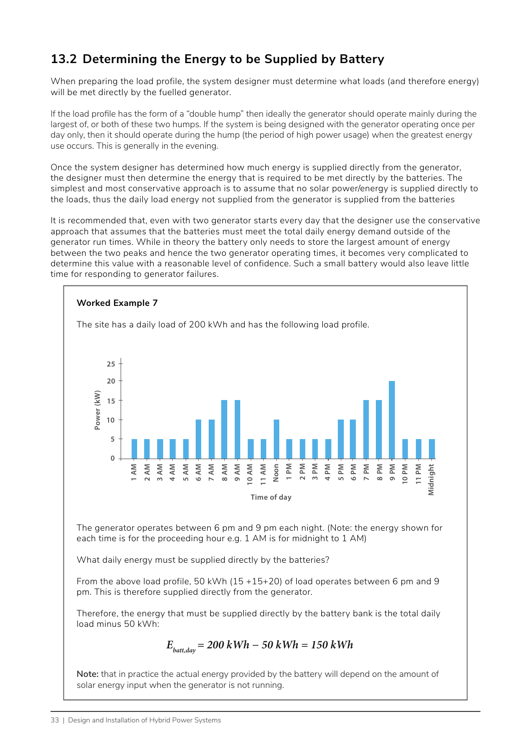## 13.2 Determining the Energy to be Supplied by Battery

When preparing the load profile, the system designer must determine what loads (and therefore energy) will be met directly by the fuelled generator.

If the load profile has the form of a "double hump" then ideally the generator should operate mainly during the largest of, or both of these two humps. If the system is being designed with the generator operating once per day only, then it should operate during the hump (the period of high power usage) when the greatest energy use occurs. This is generally in the evening.

Once the system designer has determined how much energy is supplied directly from the generator, the designer must then determine the energy that is required to be met directly by the batteries. The simplest and most conservative approach is to assume that no solar power/energy is supplied directly to the loads, thus the daily load energy not supplied from the generator is supplied from the batteries

It is recommended that, even with two generator starts every day that the designer use the conservative approach that assumes that the batteries must meet the total daily energy demand outside of the generator run times. While in theory the battery only needs to store the largest amount of energy between the two peaks and hence the two generator operating times, it becomes very complicated to determine this value with a reasonable level of confidence. Such a small battery would also leave little time for responding to generator failures.

**Worked Example 7**

The site has a daily load of 200 kWh and has the following load profile.

| Time of day | Power (kW) |
|---|---|
| 1 AM | 5 |
| 2 AM | 5 |
| 3 AM | 5 |
| 4 AM | 5 |
| 5 AM | 5 |
| 6 AM | 10 |
| 7 AM | 10 |
| 8 AM | 15 |
| 9 AM | 15 |
| 10 AM | 5 |
| 11 AM | 5 |
| Noon | 10 |
| 1 PM | 5 |
| 2 PM | 5 |
| 3 PM | 5 |
| 4 PM | 5 |
| 5 PM | 10 |
| 6 PM | 10 |
| 7 PM | 15 |
| 8 PM | 15 |
| 9 PM | 20 |
| 10 PM | 5 |
| 11 PM | 5 |
| Midnight | 5 |

The generator operates between 6 pm and 9 pm each night. (Note: the energy shown for each time is for the proceeding hour e.g. 1 AM is for midnight to 1 AM)

What daily energy must be supplied directly by the batteries?

From the above load profile, 50 kWh (15 +15+20) of load operates between 6 pm and 9 pm. This is therefore supplied directly from the generator.

Therefore, the energy that must be supplied directly by the battery bank is the total daily load minus 50 kWh:

$$E_{batt,day} = 200\ kWh - 50\ kWh = 150\ kWh$$

**Note:** that in practice the actual energy provided by the battery will depend on the amount of solar energy input when the generator is not running.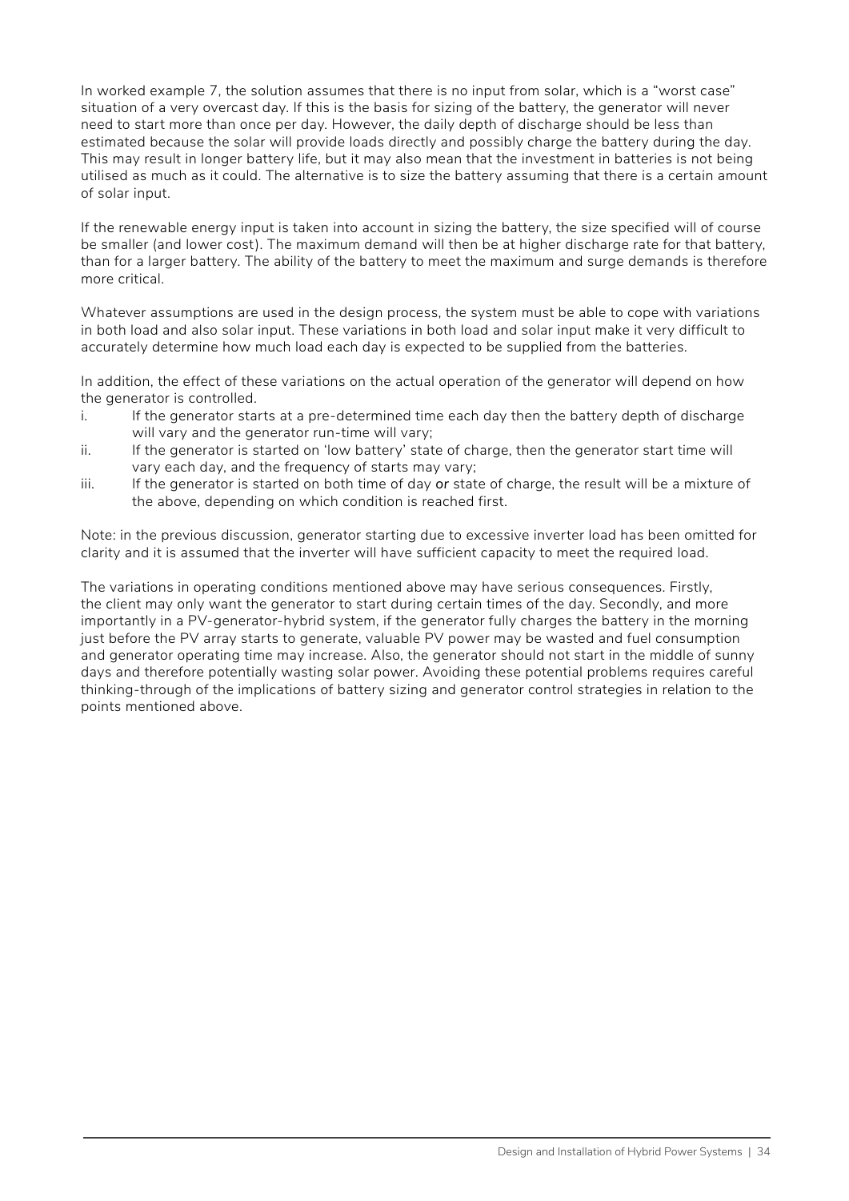In worked example 7, the solution assumes that there is no input from solar, which is a "worst case" situation of a very overcast day. If this is the basis for sizing of the battery, the generator will never need to start more than once per day. However, the daily depth of discharge should be less than estimated because the solar will provide loads directly and possibly charge the battery during the day. This may result in longer battery life, but it may also mean that the investment in batteries is not being utilised as much as it could. The alternative is to size the battery assuming that there is a certain amount of solar input.

If the renewable energy input is taken into account in sizing the battery, the size specified will of course be smaller (and lower cost). The maximum demand will then be at higher discharge rate for that battery, than for a larger battery. The ability of the battery to meet the maximum and surge demands is therefore more critical.

Whatever assumptions are used in the design process, the system must be able to cope with variations in both load and also solar input. These variations in both load and solar input make it very difficult to accurately determine how much load each day is expected to be supplied from the batteries.

In addition, the effect of these variations on the actual operation of the generator will depend on how the generator is controlled.

i. If the generator starts at a pre-determined time each day then the battery depth of discharge will vary and the generator run-time will vary;
ii. If the generator is started on 'low battery' state of charge, then the generator start time will vary each day, and the frequency of starts may vary;
iii. If the generator is started on both time of day **or** state of charge, the result will be a mixture of the above, depending on which condition is reached first.

Note: in the previous discussion, generator starting due to excessive inverter load has been omitted for clarity and it is assumed that the inverter will have sufficient capacity to meet the required load.

The variations in operating conditions mentioned above may have serious consequences. Firstly, the client may only want the generator to start during certain times of the day. Secondly, and more importantly in a PV-generator-hybrid system, if the generator fully charges the battery in the morning just before the PV array starts to generate, valuable PV power may be wasted and fuel consumption and generator operating time may increase. Also, the generator should not start in the middle of sunny days and therefore potentially wasting solar power. Avoiding these potential problems requires careful thinking-through of the implications of battery sizing and generator control strategies in relation to the points mentioned above.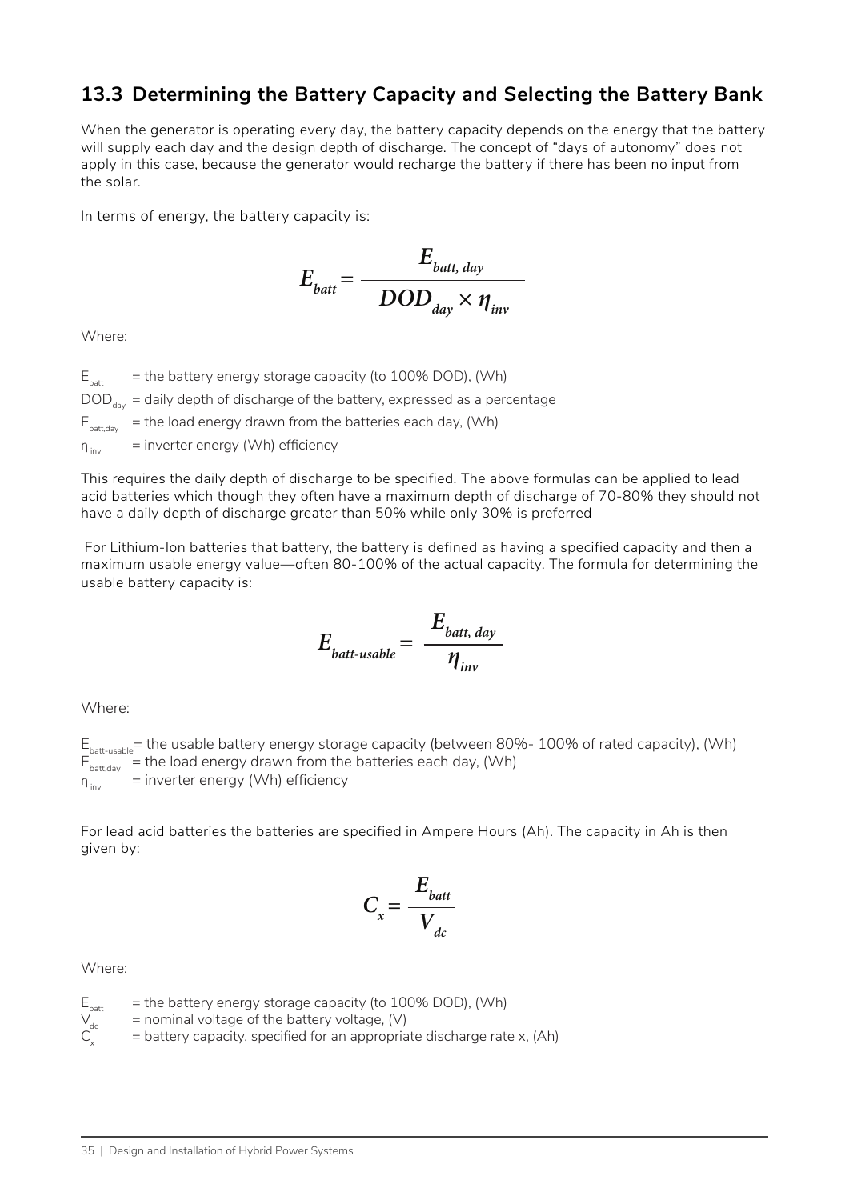## 13.3 Determining the Battery Capacity and Selecting the Battery Bank

When the generator is operating every day, the battery capacity depends on the energy that the battery will supply each day and the design depth of discharge. The concept of "days of autonomy" does not apply in this case, because the generator would recharge the battery if there has been no input from the solar.

In terms of energy, the battery capacity is:

$$E_{batt} = \frac{E_{batt,\ day}}{DOD_{day} \times \eta_{inv}}$$

Where:

$E_{batt}$ = the battery energy storage capacity (to 100% DOD), (Wh)
$DOD_{day}$ = daily depth of discharge of the battery, expressed as a percentage
$E_{batt,day}$ = the load energy drawn from the batteries each day, (Wh)
$\eta_{inv}$ = inverter energy (Wh) efficiency

This requires the daily depth of discharge to be specified. The above formulas can be applied to lead acid batteries which though they often have a maximum depth of discharge of 70-80% they should not have a daily depth of discharge greater than 50% while only 30% is preferred

For Lithium-Ion batteries that battery, the battery is defined as having a specified capacity and then a maximum usable energy value—often 80-100% of the actual capacity. The formula for determining the usable battery capacity is:

$$E_{batt\text{-}usable} = \frac{E_{batt,\ day}}{\eta_{inv}}$$

Where:

$E_{batt\text{-}usable}$ = the usable battery energy storage capacity (between 80%- 100% of rated capacity), (Wh)
$E_{batt,day}$ = the load energy drawn from the batteries each day, (Wh)
$\eta_{inv}$ = inverter energy (Wh) efficiency

For lead acid batteries the batteries are specified in Ampere Hours (Ah). The capacity in Ah is then given by:

$$C_x = \frac{E_{batt}}{V_{dc}}$$

Where:

$E_{batt}$ = the battery energy storage capacity (to 100% DOD), (Wh)
$V_{dc}$ = nominal voltage of the battery voltage, (V)
$C_x$ = battery capacity, specified for an appropriate discharge rate x, (Ah)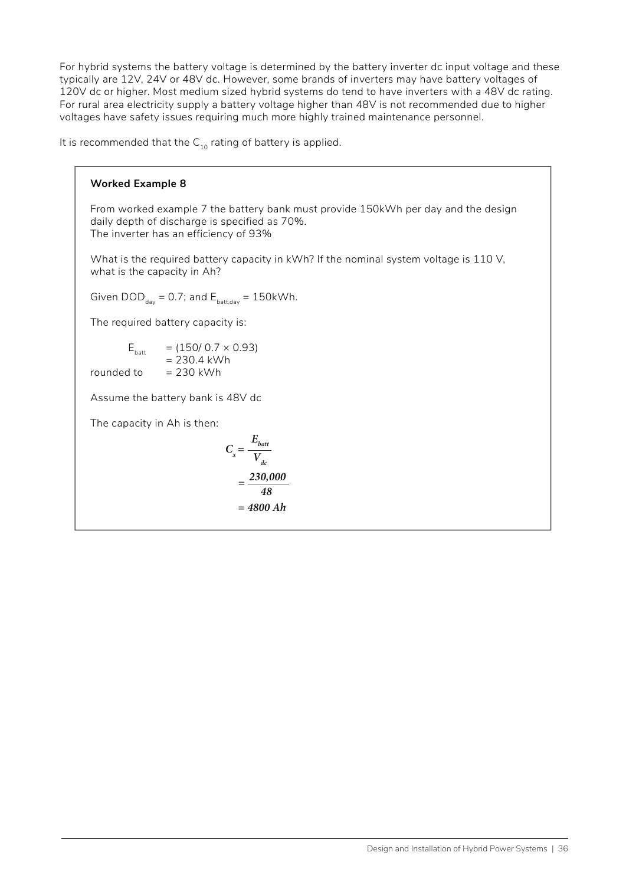For hybrid systems the battery voltage is determined by the battery inverter dc input voltage and these typically are 12V, 24V or 48V dc. However, some brands of inverters may have battery voltages of 120V dc or higher. Most medium sized hybrid systems do tend to have inverters with a 48V dc rating. For rural area electricity supply a battery voltage higher than 48V is not recommended due to higher voltages have safety issues requiring much more highly trained maintenance personnel.

It is recommended that the $C_{10}$ rating of battery is applied.

**Worked Example 8**

From worked example 7 the battery bank must provide 150kWh per day and the design daily depth of discharge is specified as 70%.
The inverter has an efficiency of 93%

What is the required battery capacity in kWh? If the nominal system voltage is 110 V, what is the capacity in Ah?

Given $DOD_{day} = 0.7$; and $E_{batt,day} = 150kWh$.

The required battery capacity is:

$$E_{batt} = (150/ 0.7 \times 0.93)$$
$$= 230.4 \text{ kWh}$$

rounded to $= 230$ kWh

Assume the battery bank is 48V dc

The capacity in Ah is then:

$$C_x = \frac{E_{batt}}{V_{dc}}$$

$$= \frac{230{,}000}{48}$$

$$= 4800 \text{ Ah}$$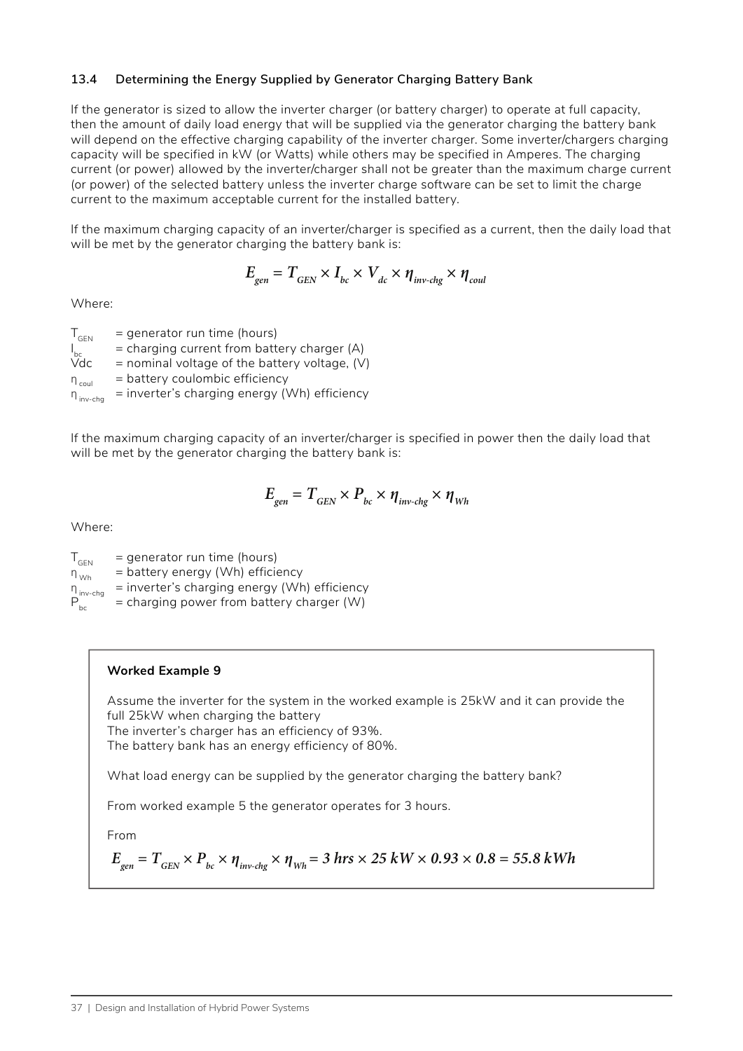### 13.4 Determining the Energy Supplied by Generator Charging Battery Bank

If the generator is sized to allow the inverter charger (or battery charger) to operate at full capacity, then the amount of daily load energy that will be supplied via the generator charging the battery bank will depend on the effective charging capability of the inverter charger. Some inverter/chargers charging capacity will be specified in kW (or Watts) while others may be specified in Amperes. The charging current (or power) allowed by the inverter/charger shall not be greater than the maximum charge current (or power) of the selected battery unless the inverter charge software can be set to limit the charge current to the maximum acceptable current for the installed battery.

If the maximum charging capacity of an inverter/charger is specified as a current, then the daily load that will be met by the generator charging the battery bank is:

$$E_{gen} = T_{GEN} \times I_{bc} \times V_{dc} \times \eta_{inv\text{-}chg} \times \eta_{coul}$$

Where:

$T_{GEN}$ = generator run time (hours)
$I_{bc}$ = charging current from battery charger (A)
Vdc = nominal voltage of the battery voltage, (V)
$\eta_{coul}$ = battery coulombic efficiency
$\eta_{inv\text{-}chg}$ = inverter's charging energy (Wh) efficiency

If the maximum charging capacity of an inverter/charger is specified in power then the daily load that will be met by the generator charging the battery bank is:

$$E_{gen} = T_{GEN} \times P_{bc} \times \eta_{inv\text{-}chg} \times \eta_{Wh}$$

Where:

$T_{GEN}$ = generator run time (hours)
$\eta_{Wh}$ = battery energy (Wh) efficiency
$\eta_{inv\text{-}chg}$ = inverter's charging energy (Wh) efficiency
$P_{bc}$ = charging power from battery charger (W)

**Worked Example 9**

Assume the inverter for the system in the worked example is 25kW and it can provide the full 25kW when charging the battery
The inverter's charger has an efficiency of 93%.
The battery bank has an energy efficiency of 80%.

What load energy can be supplied by the generator charging the battery bank?

From worked example 5 the generator operates for 3 hours.

From

$$E_{gen} = T_{GEN} \times P_{bc} \times \eta_{inv\text{-}chg} \times \eta_{Wh} = 3\ hrs \times 25\ kW \times 0.93 \times 0.8 = 55.8\ kWh$$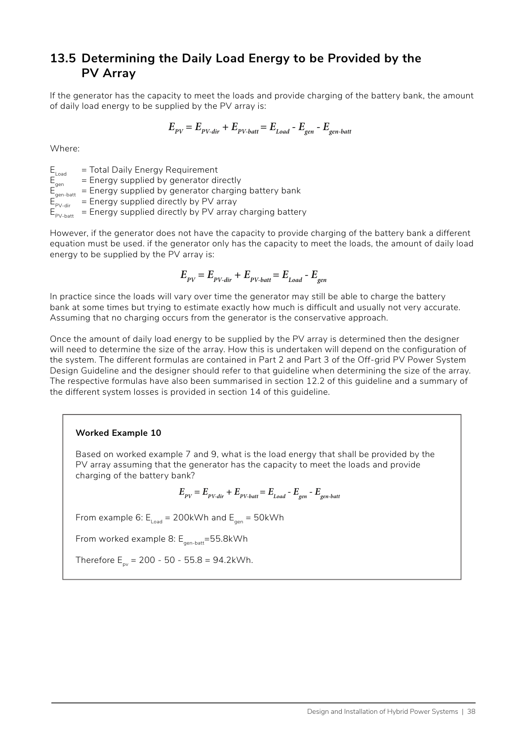## 13.5 Determining the Daily Load Energy to be Provided by the PV Array

If the generator has the capacity to meet the loads and provide charging of the battery bank, the amount of daily load energy to be supplied by the PV array is:

$$E_{PV} = E_{PV\text{-}dir} + E_{PV\text{-}batt} = E_{Load} - E_{gen} - E_{gen\text{-}batt}$$

Where:

$E_{Load}$ = Total Daily Energy Requirement
$E_{gen}$ = Energy supplied by generator directly
$E_{gen\text{-}batt}$ = Energy supplied by generator charging battery bank
$E_{PV\text{-}dir}$ = Energy supplied directly by PV array
$E_{PV\text{-}batt}$ = Energy supplied directly by PV array charging battery

However, if the generator does not have the capacity to provide charging of the battery bank a different equation must be used. if the generator only has the capacity to meet the loads, the amount of daily load energy to be supplied by the PV array is:

$$E_{PV} = E_{PV\text{-}dir} + E_{PV\text{-}batt} = E_{Load} - E_{gen}$$

In practice since the loads will vary over time the generator may still be able to charge the battery bank at some times but trying to estimate exactly how much is difficult and usually not very accurate. Assuming that no charging occurs from the generator is the conservative approach.

Once the amount of daily load energy to be supplied by the PV array is determined then the designer will need to determine the size of the array. How this is undertaken will depend on the configuration of the system. The different formulas are contained in Part 2 and Part 3 of the Off-grid PV Power System Design Guideline and the designer should refer to that guideline when determining the size of the array. The respective formulas have also been summarised in section 12.2 of this guideline and a summary of the different system losses is provided in section 14 of this guideline.

**Worked Example 10**

Based on worked example 7 and 9, what is the load energy that shall be provided by the PV array assuming that the generator has the capacity to meet the loads and provide charging of the battery bank?

$$E_{PV} = E_{PV\text{-}dir} + E_{PV\text{-}batt} = E_{Load} - E_{gen} - E_{gen\text{-}batt}$$

From example 6: $E_{Load}$ = 200kWh and $E_{gen}$ = 50kWh

From worked example 8: $E_{gen\text{-}batt}$=55.8kWh

Therefore $E_{pv}$ = 200 - 50 - 55.8 = 94.2kWh.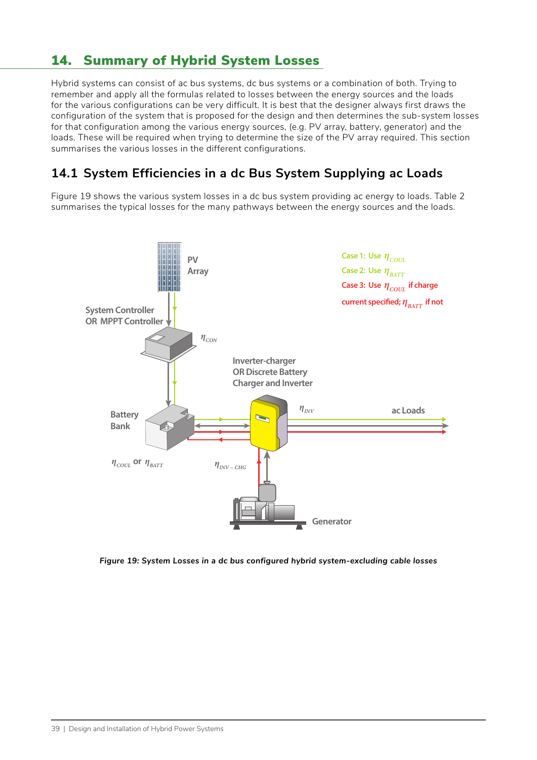# 14. Summary of Hybrid System Losses

Hybrid systems can consist of ac bus systems, dc bus systems or a combination of both. Trying to remember and apply all the formulas related to losses between the energy sources and the loads for the various configurations can be very difficult. It is best that the designer always first draws the configuration of the system that is proposed for the design and then determines the sub-system losses for that configuration among the various energy sources, (e.g. PV array, battery, generator) and the loads. These will be required when trying to determine the size of the PV array required. This section summarises the various losses in the different configurations.

## 14.1 System Efficiencies in a dc Bus System Supplying ac Loads

Figure 19 shows the various system losses in a dc bus system providing ac energy to loads. Table 2 summarises the typical losses for the many pathways between the energy sources and the loads.

PV Array

System Controller OR MPPT Controller

$\eta_{CON}$

Case 1: Use $\eta_{COUL}$

Case 2: Use $\eta_{BATT}$

Case 3: Use $\eta_{COUL}$ if charge current specified; $\eta_{BATT}$ if not

Inverter-charger OR Discrete Battery Charger and Inverter

Battery Bank

$\eta_{INV}$

ac Loads

$\eta_{COUL}$ or $\eta_{BATT}$

$\eta_{INV-CHG}$

Generator

*Figure 19: System Losses in a dc bus configured hybrid system-excluding cable losses*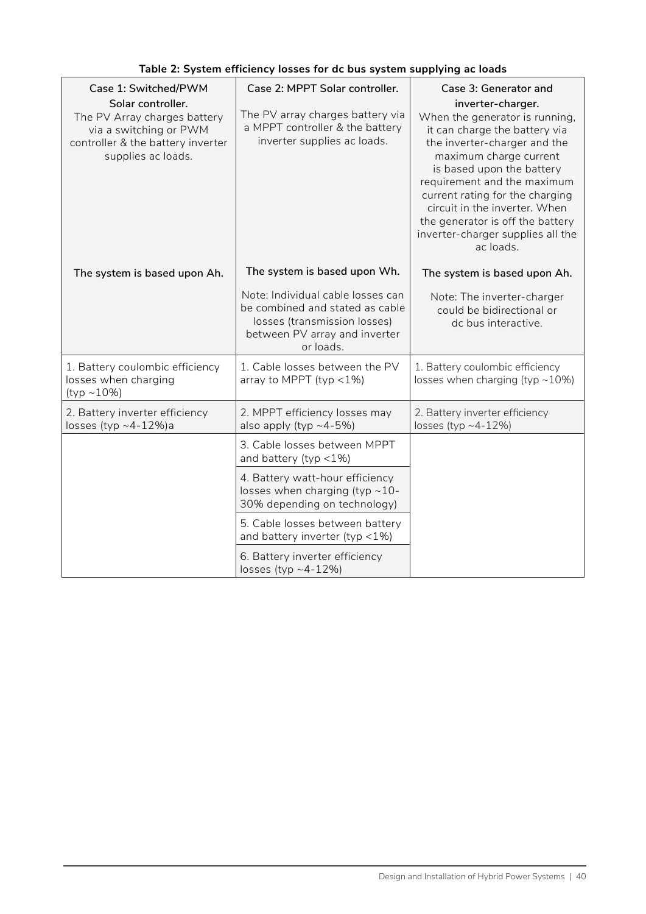**Table 2: System efficiency losses for dc bus system supplying ac loads**

| **Case 1: Switched/PWM Solar controller.** The PV Array charges battery via a switching or PWM controller & the battery inverter supplies ac loads. **The system is based upon Ah.** | **Case 2: MPPT Solar controller.** The PV array charges battery via a MPPT controller & the battery inverter supplies ac loads. **The system is based upon Wh.** Note: Individual cable losses can be combined and stated as cable losses (transmission losses) between PV array and inverter or loads. | **Case 3: Generator and inverter-charger.** When the generator is running, it can charge the battery via the inverter-charger and the maximum charge current is based upon the battery requirement and the maximum current rating for the charging circuit in the inverter. When the generator is off the battery inverter-charger supplies all the ac loads. **The system is based upon Ah.** Note: The inverter-charger could be bidirectional or dc bus interactive. |
|---|---|---|
| 1. Battery coulombic efficiency losses when charging (typ ~10%) | 1. Cable losses between the PV array to MPPT (typ <1%) | 1. Battery coulombic efficiency losses when charging (typ ~10%) |
| 2. Battery inverter efficiency losses (typ ~4-12%)a | 2. MPPT efficiency losses may also apply (typ ~4-5%) | 2. Battery inverter efficiency losses (typ ~4-12%) |
| | 3. Cable losses between MPPT and battery (typ <1%) | |
| | 4. Battery watt-hour efficiency losses when charging (typ ~10-30% depending on technology) | |
| | 5. Cable losses between battery and battery inverter (typ <1%) | |
| | 6. Battery inverter efficiency losses (typ ~4-12%) | |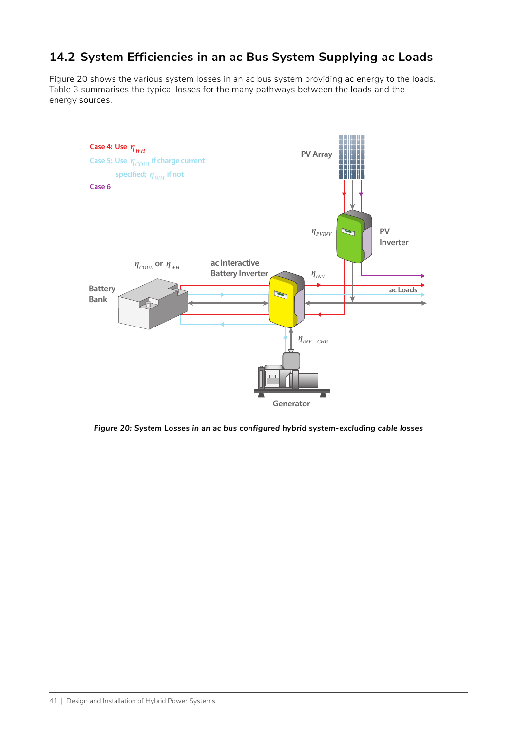## 14.2 System Efficiencies in an ac Bus System Supplying ac Loads

Figure 20 shows the various system losses in an ac bus system providing ac energy to the loads. Table 3 summarises the typical losses for the many pathways between the loads and the energy sources.

Case 4: Use $\eta_{WH}$

Case 5: Use $\eta_{COUL}$ if charge current specified; $\eta_{WH}$ if not

Case 6

PV Array

$\eta_{PVINV}$

PV Inverter

$\eta_{COUL}$ or $\eta_{WH}$

ac Interactive Battery Inverter

$\eta_{INV}$

Battery Bank

ac Loads

$\eta_{INV-CHG}$

Generator

***Figure 20: System Losses in an ac bus configured hybrid system-excluding cable losses***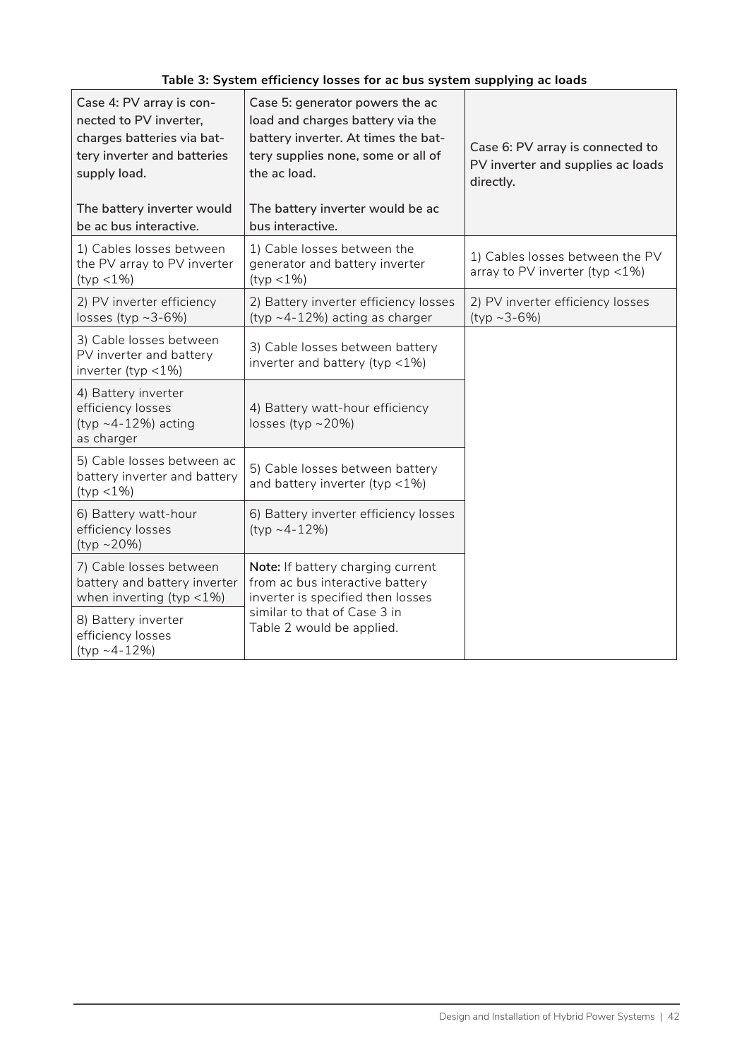**Table 3: System efficiency losses for ac bus system supplying ac loads**

| Case 4: PV array is connected to PV inverter, charges batteries via battery inverter and batteries supply load.<br><br>The battery inverter would be ac bus interactive. | Case 5: generator powers the ac load and charges battery via the battery inverter. At times the battery supplies none, some or all of the ac load.<br><br>The battery inverter would be ac bus interactive. | Case 6: PV array is connected to PV inverter and supplies ac loads directly. |
|---|---|---|
| 1) Cables losses between the PV array to PV inverter (typ <1%) | 1) Cable losses between the generator and battery inverter (typ <1%) | 1) Cables losses between the PV array to PV inverter (typ <1%) |
| 2) PV inverter efficiency losses (typ ~3-6%) | 2) Battery inverter efficiency losses (typ ~4-12%) acting as charger | 2) PV inverter efficiency losses (typ ~3-6%) |
| 3) Cable losses between PV inverter and battery inverter (typ <1%) | 3) Cable losses between battery inverter and battery (typ <1%) | |
| 4) Battery inverter efficiency losses (typ ~4-12%) acting as charger | 4) Battery watt-hour efficiency losses (typ ~20%) | |
| 5) Cable losses between ac battery inverter and battery (typ <1%) | 5) Cable losses between battery and battery inverter (typ <1%) | |
| 6) Battery watt-hour efficiency losses (typ ~20%) | 6) Battery inverter efficiency losses (typ ~4-12%) | |
| 7) Cable losses between battery and battery inverter when inverting (typ <1%) | **Note:** If battery charging current from ac bus interactive battery inverter is specified then losses similar to that of Case 3 in Table 2 would be applied. | |
| 8) Battery inverter efficiency losses (typ ~4-12%) | | |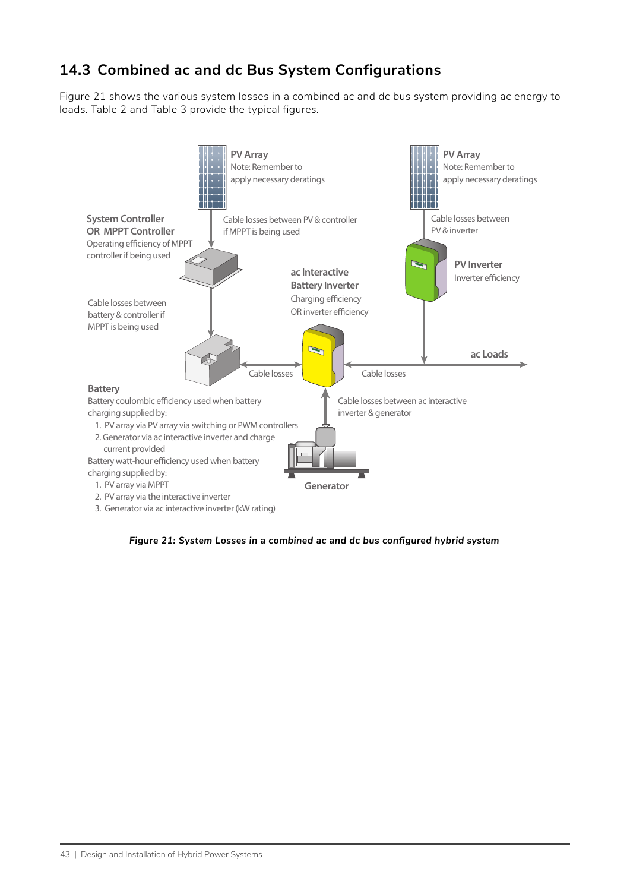## 14.3 Combined ac and dc Bus System Configurations

Figure 21 shows the various system losses in a combined ac and dc bus system providing ac energy to loads. Table 2 and Table 3 provide the typical figures.

**PV Array**
Note: Remember to apply necessary deratings

**PV Array**
Note: Remember to apply necessary deratings

**System Controller OR MPPT Controller**
Operating efficiency of MPPT controller if being used

Cable losses between PV & controller if MPPT is being used

Cable losses between PV & inverter

**PV Inverter**
Inverter efficiency

**ac Interactive Battery Inverter**
Charging efficiency OR inverter efficiency

Cable losses between battery & controller if MPPT is being used

**ac Loads**

Cable losses

Cable losses

**Battery**
Battery coulombic efficiency used when battery charging supplied by:

1. PV array via PV array via switching or PWM controllers
2. Generator via ac interactive inverter and charge current provided

Battery watt-hour efficiency used when battery charging supplied by:

1. PV array via MPPT
2. PV array via the interactive inverter
3. Generator via ac interactive inverter (kW rating)

Cable losses between ac interactive inverter & generator

**Generator**

*Figure 21: System Losses in a combined ac and dc bus configured hybrid system*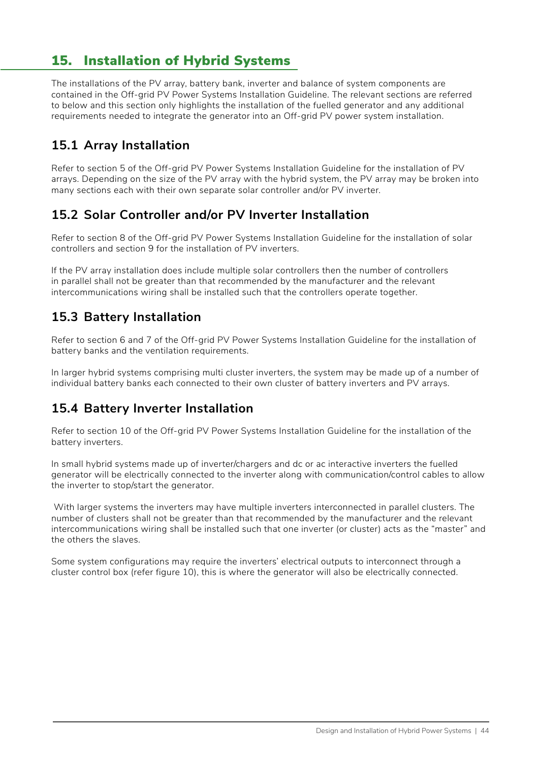# 15. Installation of Hybrid Systems

The installations of the PV array, battery bank, inverter and balance of system components are contained in the Off-grid PV Power Systems Installation Guideline. The relevant sections are referred to below and this section only highlights the installation of the fuelled generator and any additional requirements needed to integrate the generator into an Off-grid PV power system installation.

## 15.1 Array Installation

Refer to section 5 of the Off-grid PV Power Systems Installation Guideline for the installation of PV arrays. Depending on the size of the PV array with the hybrid system, the PV array may be broken into many sections each with their own separate solar controller and/or PV inverter.

## 15.2 Solar Controller and/or PV Inverter Installation

Refer to section 8 of the Off-grid PV Power Systems Installation Guideline for the installation of solar controllers and section 9 for the installation of PV inverters.

If the PV array installation does include multiple solar controllers then the number of controllers in parallel shall not be greater than that recommended by the manufacturer and the relevant intercommunications wiring shall be installed such that the controllers operate together.

## 15.3 Battery Installation

Refer to section 6 and 7 of the Off-grid PV Power Systems Installation Guideline for the installation of battery banks and the ventilation requirements.

In larger hybrid systems comprising multi cluster inverters, the system may be made up of a number of individual battery banks each connected to their own cluster of battery inverters and PV arrays.

## 15.4 Battery Inverter Installation

Refer to section 10 of the Off-grid PV Power Systems Installation Guideline for the installation of the battery inverters.

In small hybrid systems made up of inverter/chargers and dc or ac interactive inverters the fuelled generator will be electrically connected to the inverter along with communication/control cables to allow the inverter to stop/start the generator.

With larger systems the inverters may have multiple inverters interconnected in parallel clusters. The number of clusters shall not be greater than that recommended by the manufacturer and the relevant intercommunications wiring shall be installed such that one inverter (or cluster) acts as the "master" and the others the slaves.

Some system configurations may require the inverters' electrical outputs to interconnect through a cluster control box (refer figure 10), this is where the generator will also be electrically connected.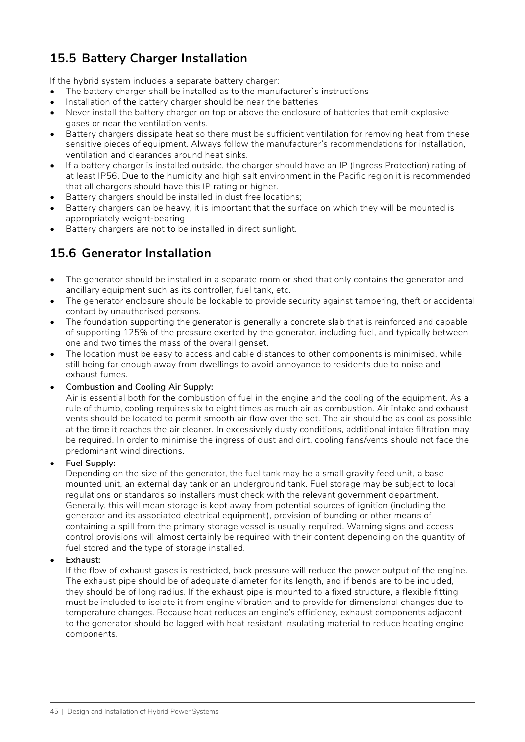## 15.5 Battery Charger Installation

If the hybrid system includes a separate battery charger:

- The battery charger shall be installed as to the manufacturer`s instructions
- Installation of the battery charger should be near the batteries
- Never install the battery charger on top or above the enclosure of batteries that emit explosive gases or near the ventilation vents.
- Battery chargers dissipate heat so there must be sufficient ventilation for removing heat from these sensitive pieces of equipment. Always follow the manufacturer's recommendations for installation, ventilation and clearances around heat sinks.
- If a battery charger is installed outside, the charger should have an IP (Ingress Protection) rating of at least IP56. Due to the humidity and high salt environment in the Pacific region it is recommended that all chargers should have this IP rating or higher.
- Battery chargers should be installed in dust free locations;
- Battery chargers can be heavy, it is important that the surface on which they will be mounted is appropriately weight-bearing
- Battery chargers are not to be installed in direct sunlight.

## 15.6 Generator Installation

- The generator should be installed in a separate room or shed that only contains the generator and ancillary equipment such as its controller, fuel tank, etc.
- The generator enclosure should be lockable to provide security against tampering, theft or accidental contact by unauthorised persons.
- The foundation supporting the generator is generally a concrete slab that is reinforced and capable of supporting 125% of the pressure exerted by the generator, including fuel, and typically between one and two times the mass of the overall genset.
- The location must be easy to access and cable distances to other components is minimised, while still being far enough away from dwellings to avoid annoyance to residents due to noise and exhaust fumes.
- **Combustion and Cooling Air Supply:**
  Air is essential both for the combustion of fuel in the engine and the cooling of the equipment. As a rule of thumb, cooling requires six to eight times as much air as combustion. Air intake and exhaust vents should be located to permit smooth air flow over the set. The air should be as cool as possible at the time it reaches the air cleaner. In excessively dusty conditions, additional intake filtration may be required. In order to minimise the ingress of dust and dirt, cooling fans/vents should not face the predominant wind directions.
- **Fuel Supply:**
  Depending on the size of the generator, the fuel tank may be a small gravity feed unit, a base mounted unit, an external day tank or an underground tank. Fuel storage may be subject to local regulations or standards so installers must check with the relevant government department. Generally, this will mean storage is kept away from potential sources of ignition (including the generator and its associated electrical equipment), provision of bunding or other means of containing a spill from the primary storage vessel is usually required. Warning signs and access control provisions will almost certainly be required with their content depending on the quantity of fuel stored and the type of storage installed.
- **Exhaust:**
  If the flow of exhaust gases is restricted, back pressure will reduce the power output of the engine. The exhaust pipe should be of adequate diameter for its length, and if bends are to be included, they should be of long radius. If the exhaust pipe is mounted to a fixed structure, a flexible fitting must be included to isolate it from engine vibration and to provide for dimensional changes due to temperature changes. Because heat reduces an engine's efficiency, exhaust components adjacent to the generator should be lagged with heat resistant insulating material to reduce heating engine components.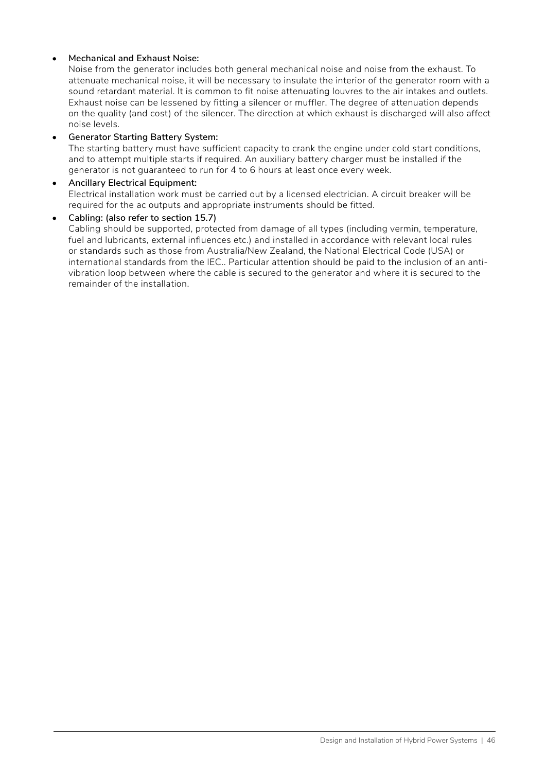- **Mechanical and Exhaust Noise:**
  Noise from the generator includes both general mechanical noise and noise from the exhaust. To attenuate mechanical noise, it will be necessary to insulate the interior of the generator room with a sound retardant material. It is common to fit noise attenuating louvres to the air intakes and outlets. Exhaust noise can be lessened by fitting a silencer or muffler. The degree of attenuation depends on the quality (and cost) of the silencer. The direction at which exhaust is discharged will also affect noise levels.
- **Generator Starting Battery System:**
  The starting battery must have sufficient capacity to crank the engine under cold start conditions, and to attempt multiple starts if required. An auxiliary battery charger must be installed if the generator is not guaranteed to run for 4 to 6 hours at least once every week.
- **Ancillary Electrical Equipment:**
  Electrical installation work must be carried out by a licensed electrician. A circuit breaker will be required for the ac outputs and appropriate instruments should be fitted.
- **Cabling: (also refer to section 15.7)**
  Cabling should be supported, protected from damage of all types (including vermin, temperature, fuel and lubricants, external influences etc.) and installed in accordance with relevant local rules or standards such as those from Australia/New Zealand, the National Electrical Code (USA) or international standards from the IEC.. Particular attention should be paid to the inclusion of an anti-vibration loop between where the cable is secured to the generator and where it is secured to the remainder of the installation.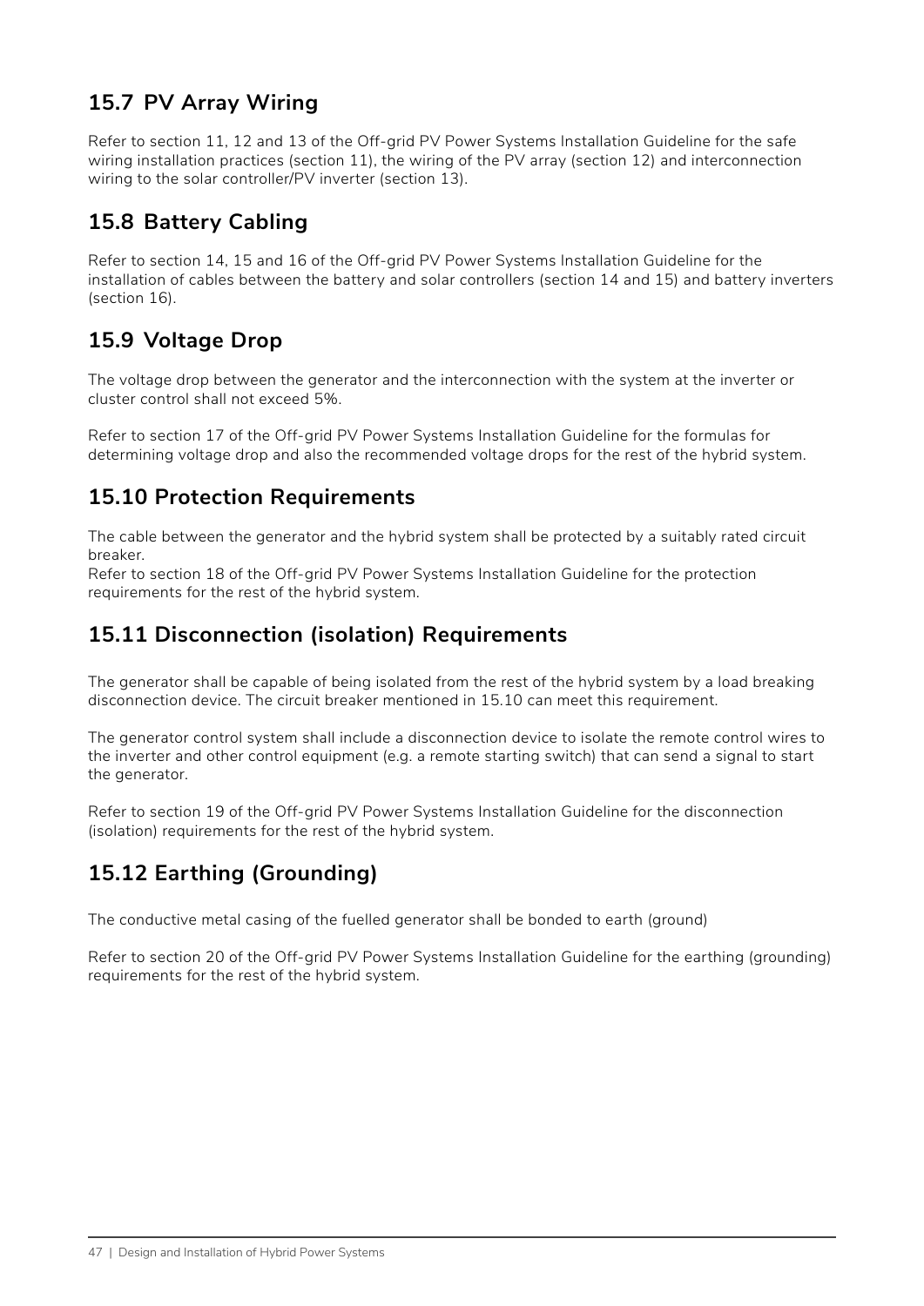## 15.7 PV Array Wiring

Refer to section 11, 12 and 13 of the Off-grid PV Power Systems Installation Guideline for the safe wiring installation practices (section 11), the wiring of the PV array (section 12) and interconnection wiring to the solar controller/PV inverter (section 13).

## 15.8 Battery Cabling

Refer to section 14, 15 and 16 of the Off-grid PV Power Systems Installation Guideline for the installation of cables between the battery and solar controllers (section 14 and 15) and battery inverters (section 16).

## 15.9 Voltage Drop

The voltage drop between the generator and the interconnection with the system at the inverter or cluster control shall not exceed 5%.

Refer to section 17 of the Off-grid PV Power Systems Installation Guideline for the formulas for determining voltage drop and also the recommended voltage drops for the rest of the hybrid system.

## 15.10 Protection Requirements

The cable between the generator and the hybrid system shall be protected by a suitably rated circuit breaker.
Refer to section 18 of the Off-grid PV Power Systems Installation Guideline for the protection requirements for the rest of the hybrid system.

## 15.11 Disconnection (isolation) Requirements

The generator shall be capable of being isolated from the rest of the hybrid system by a load breaking disconnection device. The circuit breaker mentioned in 15.10 can meet this requirement.

The generator control system shall include a disconnection device to isolate the remote control wires to the inverter and other control equipment (e.g. a remote starting switch) that can send a signal to start the generator.

Refer to section 19 of the Off-grid PV Power Systems Installation Guideline for the disconnection (isolation) requirements for the rest of the hybrid system.

## 15.12 Earthing (Grounding)

The conductive metal casing of the fuelled generator shall be bonded to earth (ground)

Refer to section 20 of the Off-grid PV Power Systems Installation Guideline for the earthing (grounding) requirements for the rest of the hybrid system.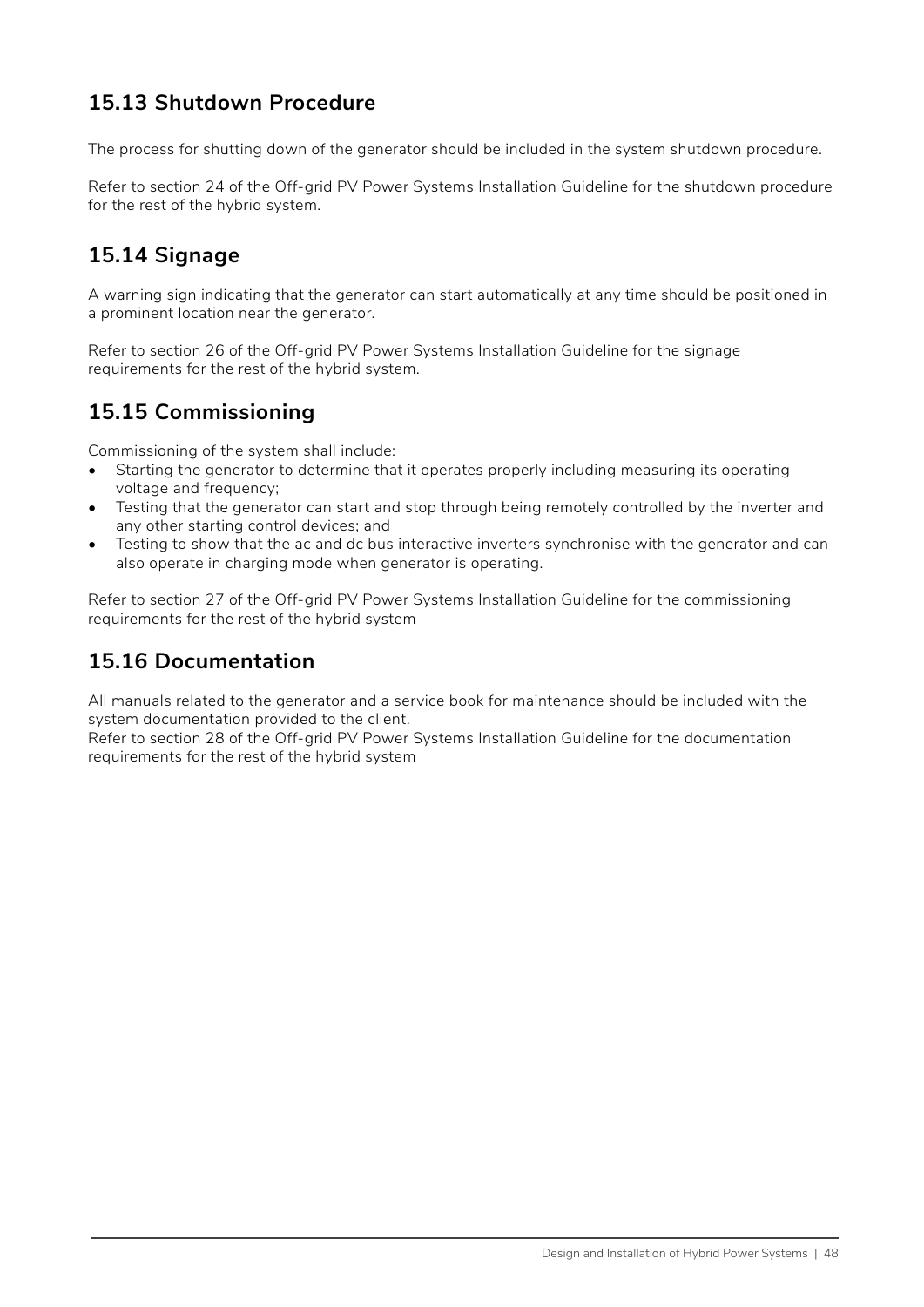## 15.13 Shutdown Procedure

The process for shutting down of the generator should be included in the system shutdown procedure.

Refer to section 24 of the Off-grid PV Power Systems Installation Guideline for the shutdown procedure for the rest of the hybrid system.

## 15.14 Signage

A warning sign indicating that the generator can start automatically at any time should be positioned in a prominent location near the generator.

Refer to section 26 of the Off-grid PV Power Systems Installation Guideline for the signage requirements for the rest of the hybrid system.

## 15.15 Commissioning

Commissioning of the system shall include:

- Starting the generator to determine that it operates properly including measuring its operating voltage and frequency;
- Testing that the generator can start and stop through being remotely controlled by the inverter and any other starting control devices; and
- Testing to show that the ac and dc bus interactive inverters synchronise with the generator and can also operate in charging mode when generator is operating.

Refer to section 27 of the Off-grid PV Power Systems Installation Guideline for the commissioning requirements for the rest of the hybrid system

## 15.16 Documentation

All manuals related to the generator and a service book for maintenance should be included with the system documentation provided to the client.
Refer to section 28 of the Off-grid PV Power Systems Installation Guideline for the documentation requirements for the rest of the hybrid system